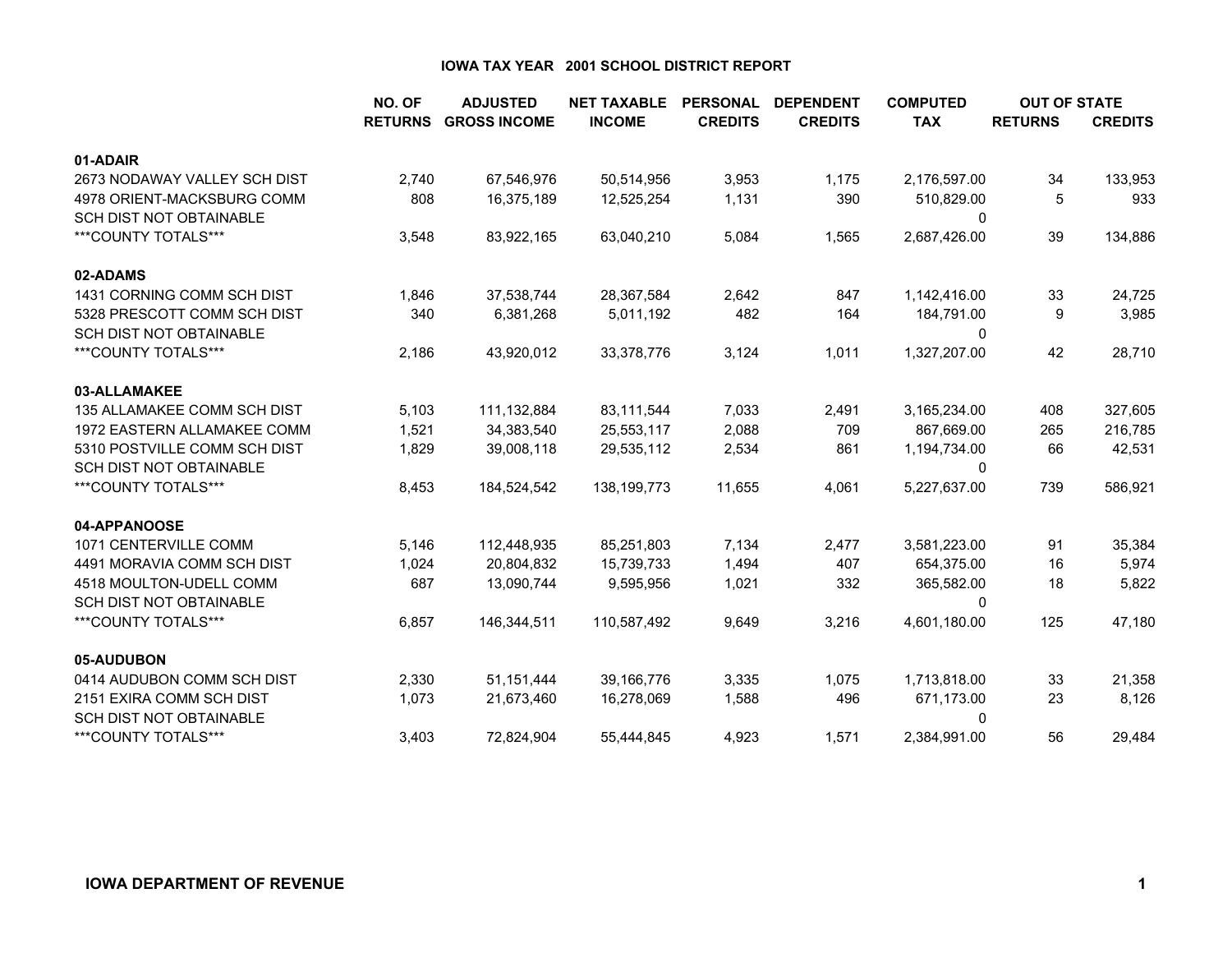# IOWA TAX YEAR 2001 SCHOOL DISTRICT REPORT

| | NO. OF RETURNS | ADJUSTED GROSS INCOME | NET TAXABLE INCOME | PERSONAL CREDITS | DEPENDENT CREDITS | COMPUTED TAX | OUT OF STATE RETURNS | OUT OF STATE CREDITS |
|---|---|---|---|---|---|---|---|---|
| **01-ADAIR** | | | | | | | | |
| 2673 NODAWAY VALLEY SCH DIST | 2,740 | 67,546,976 | 50,514,956 | 3,953 | 1,175 | 2,176,597.00 | 34 | 133,953 |
| 4978 ORIENT-MACKSBURG COMM | 808 | 16,375,189 | 12,525,254 | 1,131 | 390 | 510,829.00 | 5 | 933 |
| SCH DIST NOT OBTAINABLE | | | | | | 0 | | |
| ***COUNTY TOTALS*** | 3,548 | 83,922,165 | 63,040,210 | 5,084 | 1,565 | 2,687,426.00 | 39 | 134,886 |
| **02-ADAMS** | | | | | | | | |
| 1431 CORNING COMM SCH DIST | 1,846 | 37,538,744 | 28,367,584 | 2,642 | 847 | 1,142,416.00 | 33 | 24,725 |
| 5328 PRESCOTT COMM SCH DIST | 340 | 6,381,268 | 5,011,192 | 482 | 164 | 184,791.00 | 9 | 3,985 |
| SCH DIST NOT OBTAINABLE | | | | | | 0 | | |
| ***COUNTY TOTALS*** | 2,186 | 43,920,012 | 33,378,776 | 3,124 | 1,011 | 1,327,207.00 | 42 | 28,710 |
| **03-ALLAMAKEE** | | | | | | | | |
| 135 ALLAMAKEE COMM SCH DIST | 5,103 | 111,132,884 | 83,111,544 | 7,033 | 2,491 | 3,165,234.00 | 408 | 327,605 |
| 1972 EASTERN ALLAMAKEE COMM | 1,521 | 34,383,540 | 25,553,117 | 2,088 | 709 | 867,669.00 | 265 | 216,785 |
| 5310 POSTVILLE COMM SCH DIST | 1,829 | 39,008,118 | 29,535,112 | 2,534 | 861 | 1,194,734.00 | 66 | 42,531 |
| SCH DIST NOT OBTAINABLE | | | | | | 0 | | |
| ***COUNTY TOTALS*** | 8,453 | 184,524,542 | 138,199,773 | 11,655 | 4,061 | 5,227,637.00 | 739 | 586,921 |
| **04-APPANOOSE** | | | | | | | | |
| 1071 CENTERVILLE COMM | 5,146 | 112,448,935 | 85,251,803 | 7,134 | 2,477 | 3,581,223.00 | 91 | 35,384 |
| 4491 MORAVIA COMM SCH DIST | 1,024 | 20,804,832 | 15,739,733 | 1,494 | 407 | 654,375.00 | 16 | 5,974 |
| 4518 MOULTON-UDELL COMM | 687 | 13,090,744 | 9,595,956 | 1,021 | 332 | 365,582.00 | 18 | 5,822 |
| SCH DIST NOT OBTAINABLE | | | | | | 0 | | |
| ***COUNTY TOTALS*** | 6,857 | 146,344,511 | 110,587,492 | 9,649 | 3,216 | 4,601,180.00 | 125 | 47,180 |
| **05-AUDUBON** | | | | | | | | |
| 0414 AUDUBON COMM SCH DIST | 2,330 | 51,151,444 | 39,166,776 | 3,335 | 1,075 | 1,713,818.00 | 33 | 21,358 |
| 2151 EXIRA COMM SCH DIST | 1,073 | 21,673,460 | 16,278,069 | 1,588 | 496 | 671,173.00 | 23 | 8,126 |
| SCH DIST NOT OBTAINABLE | | | | | | 0 | | |
| ***COUNTY TOTALS*** | 3,403 | 72,824,904 | 55,444,845 | 4,923 | 1,571 | 2,384,991.00 | 56 | 29,484 |

**IOWA DEPARTMENT OF REVENUE**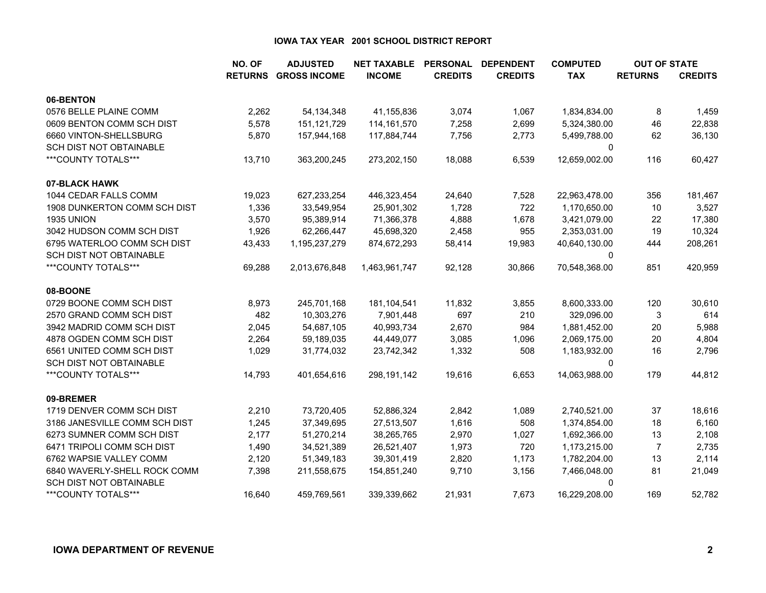# IOWA TAX YEAR 2001 SCHOOL DISTRICT REPORT

| | NO. OF RETURNS | ADJUSTED GROSS INCOME | NET TAXABLE INCOME | PERSONAL CREDITS | DEPENDENT CREDITS | COMPUTED TAX | OUT OF STATE RETURNS | OUT OF STATE CREDITS |
|---|---|---|---|---|---|---|---|---|
| **06-BENTON** | | | | | | | | |
| 0576 BELLE PLAINE COMM | 2,262 | 54,134,348 | 41,155,836 | 3,074 | 1,067 | 1,834,834.00 | 8 | 1,459 |
| 0609 BENTON COMM SCH DIST | 5,578 | 151,121,729 | 114,161,570 | 7,258 | 2,699 | 5,324,380.00 | 46 | 22,838 |
| 6660 VINTON-SHELLSBURG | 5,870 | 157,944,168 | 117,884,744 | 7,756 | 2,773 | 5,499,788.00 | 62 | 36,130 |
| SCH DIST NOT OBTAINABLE | | | | | | 0 | | |
| ***COUNTY TOTALS*** | 13,710 | 363,200,245 | 273,202,150 | 18,088 | 6,539 | 12,659,002.00 | 116 | 60,427 |
| **07-BLACK HAWK** | | | | | | | | |
| 1044 CEDAR FALLS COMM | 19,023 | 627,233,254 | 446,323,454 | 24,640 | 7,528 | 22,963,478.00 | 356 | 181,467 |
| 1908 DUNKERTON COMM SCH DIST | 1,336 | 33,549,954 | 25,901,302 | 1,728 | 722 | 1,170,650.00 | 10 | 3,527 |
| 1935 UNION | 3,570 | 95,389,914 | 71,366,378 | 4,888 | 1,678 | 3,421,079.00 | 22 | 17,380 |
| 3042 HUDSON COMM SCH DIST | 1,926 | 62,266,447 | 45,698,320 | 2,458 | 955 | 2,353,031.00 | 19 | 10,324 |
| 6795 WATERLOO COMM SCH DIST | 43,433 | 1,195,237,279 | 874,672,293 | 58,414 | 19,983 | 40,640,130.00 | 444 | 208,261 |
| SCH DIST NOT OBTAINABLE | | | | | | 0 | | |
| ***COUNTY TOTALS*** | 69,288 | 2,013,676,848 | 1,463,961,747 | 92,128 | 30,866 | 70,548,368.00 | 851 | 420,959 |
| **08-BOONE** | | | | | | | | |
| 0729 BOONE COMM SCH DIST | 8,973 | 245,701,168 | 181,104,541 | 11,832 | 3,855 | 8,600,333.00 | 120 | 30,610 |
| 2570 GRAND COMM SCH DIST | 482 | 10,303,276 | 7,901,448 | 697 | 210 | 329,096.00 | 3 | 614 |
| 3942 MADRID COMM SCH DIST | 2,045 | 54,687,105 | 40,993,734 | 2,670 | 984 | 1,881,452.00 | 20 | 5,988 |
| 4878 OGDEN COMM SCH DIST | 2,264 | 59,189,035 | 44,449,077 | 3,085 | 1,096 | 2,069,175.00 | 20 | 4,804 |
| 6561 UNITED COMM SCH DIST | 1,029 | 31,774,032 | 23,742,342 | 1,332 | 508 | 1,183,932.00 | 16 | 2,796 |
| SCH DIST NOT OBTAINABLE | | | | | | 0 | | |
| ***COUNTY TOTALS*** | 14,793 | 401,654,616 | 298,191,142 | 19,616 | 6,653 | 14,063,988.00 | 179 | 44,812 |
| **09-BREMER** | | | | | | | | |
| 1719 DENVER COMM SCH DIST | 2,210 | 73,720,405 | 52,886,324 | 2,842 | 1,089 | 2,740,521.00 | 37 | 18,616 |
| 3186 JANESVILLE COMM SCH DIST | 1,245 | 37,349,695 | 27,513,507 | 1,616 | 508 | 1,374,854.00 | 18 | 6,160 |
| 6273 SUMNER COMM SCH DIST | 2,177 | 51,270,214 | 38,265,765 | 2,970 | 1,027 | 1,692,366.00 | 13 | 2,108 |
| 6471 TRIPOLI COMM SCH DIST | 1,490 | 34,521,389 | 26,521,407 | 1,973 | 720 | 1,173,215.00 | 7 | 2,735 |
| 6762 WAPSIE VALLEY COMM | 2,120 | 51,349,183 | 39,301,419 | 2,820 | 1,173 | 1,782,204.00 | 13 | 2,114 |
| 6840 WAVERLY-SHELL ROCK COMM | 7,398 | 211,558,675 | 154,851,240 | 9,710 | 3,156 | 7,466,048.00 | 81 | 21,049 |
| SCH DIST NOT OBTAINABLE | | | | | | 0 | | |
| ***COUNTY TOTALS*** | 16,640 | 459,769,561 | 339,339,662 | 21,931 | 7,673 | 16,229,208.00 | 169 | 52,782 |

**IOWA DEPARTMENT OF REVENUE**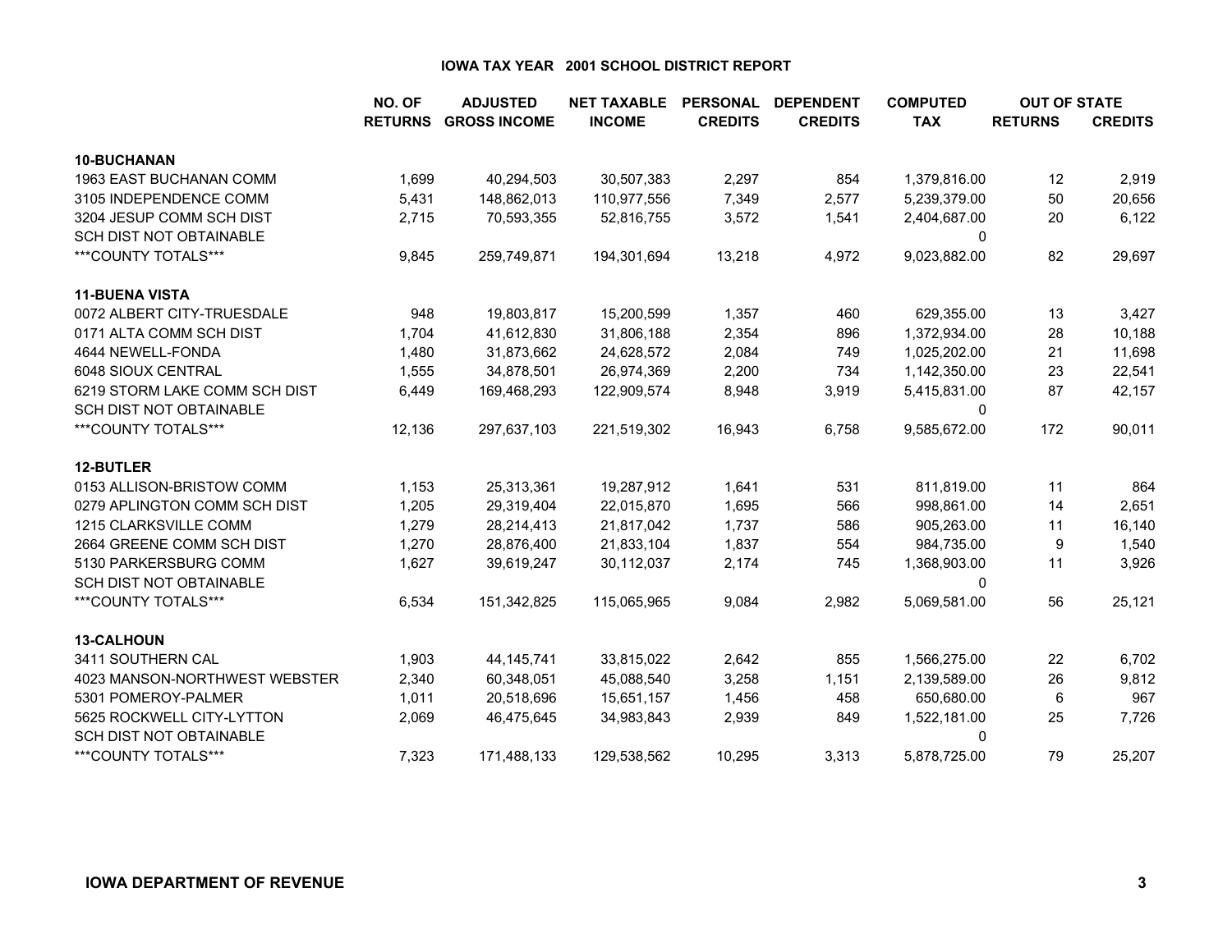# IOWA TAX YEAR 2001 SCHOOL DISTRICT REPORT

| | NO. OF RETURNS | ADJUSTED GROSS INCOME | NET TAXABLE INCOME | PERSONAL CREDITS | DEPENDENT CREDITS | COMPUTED TAX | OUT OF STATE RETURNS | OUT OF STATE CREDITS |
|---|---|---|---|---|---|---|---|---|
| **10-BUCHANAN** | | | | | | | | |
| 1963 EAST BUCHANAN COMM | 1,699 | 40,294,503 | 30,507,383 | 2,297 | 854 | 1,379,816.00 | 12 | 2,919 |
| 3105 INDEPENDENCE COMM | 5,431 | 148,862,013 | 110,977,556 | 7,349 | 2,577 | 5,239,379.00 | 50 | 20,656 |
| 3204 JESUP COMM SCH DIST | 2,715 | 70,593,355 | 52,816,755 | 3,572 | 1,541 | 2,404,687.00 | 20 | 6,122 |
| SCH DIST NOT OBTAINABLE | | | | | | 0 | | |
| ***COUNTY TOTALS*** | 9,845 | 259,749,871 | 194,301,694 | 13,218 | 4,972 | 9,023,882.00 | 82 | 29,697 |
| **11-BUENA VISTA** | | | | | | | | |
| 0072 ALBERT CITY-TRUESDALE | 948 | 19,803,817 | 15,200,599 | 1,357 | 460 | 629,355.00 | 13 | 3,427 |
| 0171 ALTA COMM SCH DIST | 1,704 | 41,612,830 | 31,806,188 | 2,354 | 896 | 1,372,934.00 | 28 | 10,188 |
| 4644 NEWELL-FONDA | 1,480 | 31,873,662 | 24,628,572 | 2,084 | 749 | 1,025,202.00 | 21 | 11,698 |
| 6048 SIOUX CENTRAL | 1,555 | 34,878,501 | 26,974,369 | 2,200 | 734 | 1,142,350.00 | 23 | 22,541 |
| 6219 STORM LAKE COMM SCH DIST | 6,449 | 169,468,293 | 122,909,574 | 8,948 | 3,919 | 5,415,831.00 | 87 | 42,157 |
| SCH DIST NOT OBTAINABLE | | | | | | 0 | | |
| ***COUNTY TOTALS*** | 12,136 | 297,637,103 | 221,519,302 | 16,943 | 6,758 | 9,585,672.00 | 172 | 90,011 |
| **12-BUTLER** | | | | | | | | |
| 0153 ALLISON-BRISTOW COMM | 1,153 | 25,313,361 | 19,287,912 | 1,641 | 531 | 811,819.00 | 11 | 864 |
| 0279 APLINGTON COMM SCH DIST | 1,205 | 29,319,404 | 22,015,870 | 1,695 | 566 | 998,861.00 | 14 | 2,651 |
| 1215 CLARKSVILLE COMM | 1,279 | 28,214,413 | 21,817,042 | 1,737 | 586 | 905,263.00 | 11 | 16,140 |
| 2664 GREENE COMM SCH DIST | 1,270 | 28,876,400 | 21,833,104 | 1,837 | 554 | 984,735.00 | 9 | 1,540 |
| 5130 PARKERSBURG COMM | 1,627 | 39,619,247 | 30,112,037 | 2,174 | 745 | 1,368,903.00 | 11 | 3,926 |
| SCH DIST NOT OBTAINABLE | | | | | | 0 | | |
| ***COUNTY TOTALS*** | 6,534 | 151,342,825 | 115,065,965 | 9,084 | 2,982 | 5,069,581.00 | 56 | 25,121 |
| **13-CALHOUN** | | | | | | | | |
| 3411 SOUTHERN CAL | 1,903 | 44,145,741 | 33,815,022 | 2,642 | 855 | 1,566,275.00 | 22 | 6,702 |
| 4023 MANSON-NORTHWEST WEBSTER | 2,340 | 60,348,051 | 45,088,540 | 3,258 | 1,151 | 2,139,589.00 | 26 | 9,812 |
| 5301 POMEROY-PALMER | 1,011 | 20,518,696 | 15,651,157 | 1,456 | 458 | 650,680.00 | 6 | 967 |
| 5625 ROCKWELL CITY-LYTTON | 2,069 | 46,475,645 | 34,983,843 | 2,939 | 849 | 1,522,181.00 | 25 | 7,726 |
| SCH DIST NOT OBTAINABLE | | | | | | 0 | | |
| ***COUNTY TOTALS*** | 7,323 | 171,488,133 | 129,538,562 | 10,295 | 3,313 | 5,878,725.00 | 79 | 25,207 |

**IOWA DEPARTMENT OF REVENUE**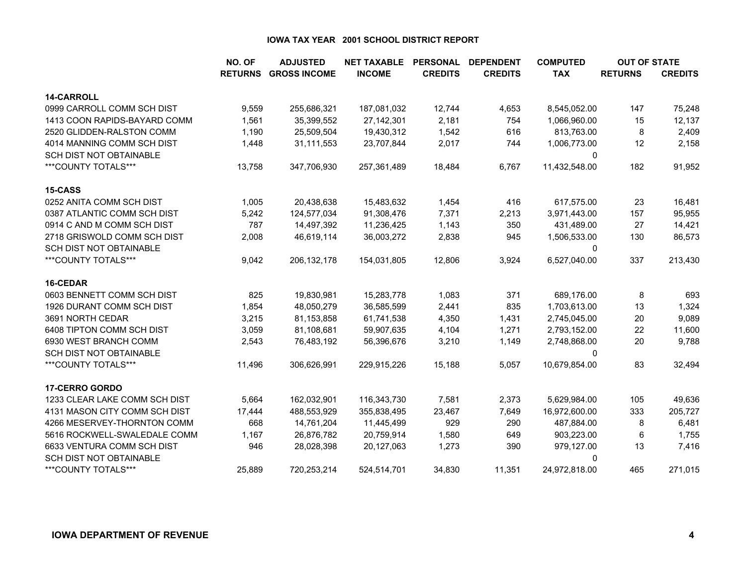# IOWA TAX YEAR 2001 SCHOOL DISTRICT REPORT

| | NO. OF RETURNS | ADJUSTED GROSS INCOME | NET TAXABLE INCOME | PERSONAL CREDITS | DEPENDENT CREDITS | COMPUTED TAX | OUT OF STATE RETURNS | OUT OF STATE CREDITS |
|---|---|---|---|---|---|---|---|---|
| **14-CARROLL** | | | | | | | | |
| 0999 CARROLL COMM SCH DIST | 9,559 | 255,686,321 | 187,081,032 | 12,744 | 4,653 | 8,545,052.00 | 147 | 75,248 |
| 1413 COON RAPIDS-BAYARD COMM | 1,561 | 35,399,552 | 27,142,301 | 2,181 | 754 | 1,066,960.00 | 15 | 12,137 |
| 2520 GLIDDEN-RALSTON COMM | 1,190 | 25,509,504 | 19,430,312 | 1,542 | 616 | 813,763.00 | 8 | 2,409 |
| 4014 MANNING COMM SCH DIST | 1,448 | 31,111,553 | 23,707,844 | 2,017 | 744 | 1,006,773.00 | 12 | 2,158 |
| SCH DIST NOT OBTAINABLE | | | | | | 0 | | |
| ***COUNTY TOTALS*** | 13,758 | 347,706,930 | 257,361,489 | 18,484 | 6,767 | 11,432,548.00 | 182 | 91,952 |
| **15-CASS** | | | | | | | | |
| 0252 ANITA COMM SCH DIST | 1,005 | 20,438,638 | 15,483,632 | 1,454 | 416 | 617,575.00 | 23 | 16,481 |
| 0387 ATLANTIC COMM SCH DIST | 5,242 | 124,577,034 | 91,308,476 | 7,371 | 2,213 | 3,971,443.00 | 157 | 95,955 |
| 0914 C AND M COMM SCH DIST | 787 | 14,497,392 | 11,236,425 | 1,143 | 350 | 431,489.00 | 27 | 14,421 |
| 2718 GRISWOLD COMM SCH DIST | 2,008 | 46,619,114 | 36,003,272 | 2,838 | 945 | 1,506,533.00 | 130 | 86,573 |
| SCH DIST NOT OBTAINABLE | | | | | | 0 | | |
| ***COUNTY TOTALS*** | 9,042 | 206,132,178 | 154,031,805 | 12,806 | 3,924 | 6,527,040.00 | 337 | 213,430 |
| **16-CEDAR** | | | | | | | | |
| 0603 BENNETT COMM SCH DIST | 825 | 19,830,981 | 15,283,778 | 1,083 | 371 | 689,176.00 | 8 | 693 |
| 1926 DURANT COMM SCH DIST | 1,854 | 48,050,279 | 36,585,599 | 2,441 | 835 | 1,703,613.00 | 13 | 1,324 |
| 3691 NORTH CEDAR | 3,215 | 81,153,858 | 61,741,538 | 4,350 | 1,431 | 2,745,045.00 | 20 | 9,089 |
| 6408 TIPTON COMM SCH DIST | 3,059 | 81,108,681 | 59,907,635 | 4,104 | 1,271 | 2,793,152.00 | 22 | 11,600 |
| 6930 WEST BRANCH COMM | 2,543 | 76,483,192 | 56,396,676 | 3,210 | 1,149 | 2,748,868.00 | 20 | 9,788 |
| SCH DIST NOT OBTAINABLE | | | | | | 0 | | |
| ***COUNTY TOTALS*** | 11,496 | 306,626,991 | 229,915,226 | 15,188 | 5,057 | 10,679,854.00 | 83 | 32,494 |
| **17-CERRO GORDO** | | | | | | | | |
| 1233 CLEAR LAKE COMM SCH DIST | 5,664 | 162,032,901 | 116,343,730 | 7,581 | 2,373 | 5,629,984.00 | 105 | 49,636 |
| 4131 MASON CITY COMM SCH DIST | 17,444 | 488,553,929 | 355,838,495 | 23,467 | 7,649 | 16,972,600.00 | 333 | 205,727 |
| 4266 MESERVEY-THORNTON COMM | 668 | 14,761,204 | 11,445,499 | 929 | 290 | 487,884.00 | 8 | 6,481 |
| 5616 ROCKWELL-SWALEDALE COMM | 1,167 | 26,876,782 | 20,759,914 | 1,580 | 649 | 903,223.00 | 6 | 1,755 |
| 6633 VENTURA COMM SCH DIST | 946 | 28,028,398 | 20,127,063 | 1,273 | 390 | 979,127.00 | 13 | 7,416 |
| SCH DIST NOT OBTAINABLE | | | | | | 0 | | |
| ***COUNTY TOTALS*** | 25,889 | 720,253,214 | 524,514,701 | 34,830 | 11,351 | 24,972,818.00 | 465 | 271,015 |

**IOWA DEPARTMENT OF REVENUE**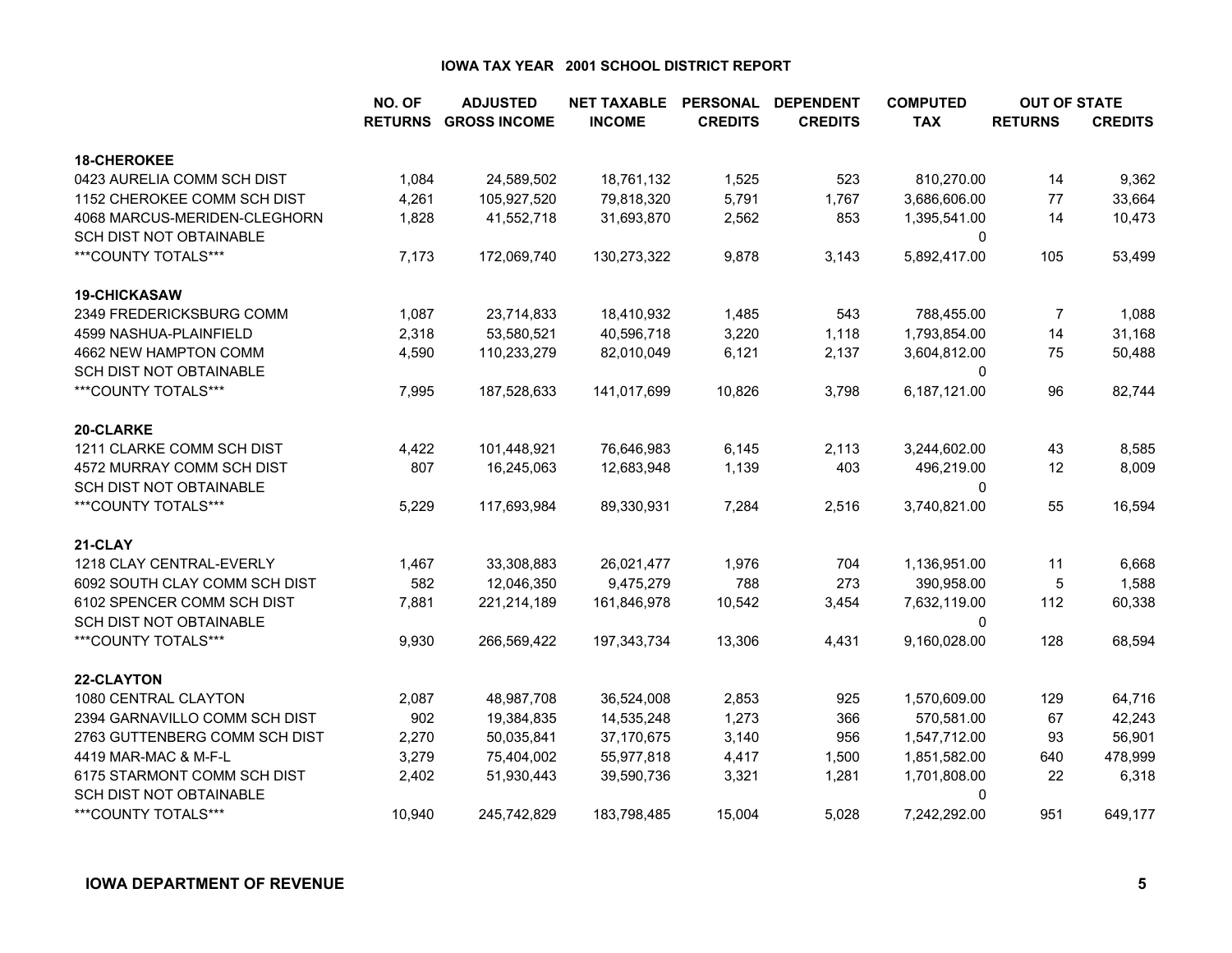# IOWA TAX YEAR 2001 SCHOOL DISTRICT REPORT

| | NO. OF RETURNS | ADJUSTED GROSS INCOME | NET TAXABLE INCOME | PERSONAL CREDITS | DEPENDENT CREDITS | COMPUTED TAX | OUT OF STATE RETURNS | OUT OF STATE CREDITS |
|---|---|---|---|---|---|---|---|---|
| **18-CHEROKEE** | | | | | | | | |
| 0423 AURELIA COMM SCH DIST | 1,084 | 24,589,502 | 18,761,132 | 1,525 | 523 | 810,270.00 | 14 | 9,362 |
| 1152 CHEROKEE COMM SCH DIST | 4,261 | 105,927,520 | 79,818,320 | 5,791 | 1,767 | 3,686,606.00 | 77 | 33,664 |
| 4068 MARCUS-MERIDEN-CLEGHORN | 1,828 | 41,552,718 | 31,693,870 | 2,562 | 853 | 1,395,541.00 | 14 | 10,473 |
| SCH DIST NOT OBTAINABLE | | | | | | 0 | | |
| ***COUNTY TOTALS*** | 7,173 | 172,069,740 | 130,273,322 | 9,878 | 3,143 | 5,892,417.00 | 105 | 53,499 |
| **19-CHICKASAW** | | | | | | | | |
| 2349 FREDERICKSBURG COMM | 1,087 | 23,714,833 | 18,410,932 | 1,485 | 543 | 788,455.00 | 7 | 1,088 |
| 4599 NASHUA-PLAINFIELD | 2,318 | 53,580,521 | 40,596,718 | 3,220 | 1,118 | 1,793,854.00 | 14 | 31,168 |
| 4662 NEW HAMPTON COMM | 4,590 | 110,233,279 | 82,010,049 | 6,121 | 2,137 | 3,604,812.00 | 75 | 50,488 |
| SCH DIST NOT OBTAINABLE | | | | | | 0 | | |
| ***COUNTY TOTALS*** | 7,995 | 187,528,633 | 141,017,699 | 10,826 | 3,798 | 6,187,121.00 | 96 | 82,744 |
| **20-CLARKE** | | | | | | | | |
| 1211 CLARKE COMM SCH DIST | 4,422 | 101,448,921 | 76,646,983 | 6,145 | 2,113 | 3,244,602.00 | 43 | 8,585 |
| 4572 MURRAY COMM SCH DIST | 807 | 16,245,063 | 12,683,948 | 1,139 | 403 | 496,219.00 | 12 | 8,009 |
| SCH DIST NOT OBTAINABLE | | | | | | 0 | | |
| ***COUNTY TOTALS*** | 5,229 | 117,693,984 | 89,330,931 | 7,284 | 2,516 | 3,740,821.00 | 55 | 16,594 |
| **21-CLAY** | | | | | | | | |
| 1218 CLAY CENTRAL-EVERLY | 1,467 | 33,308,883 | 26,021,477 | 1,976 | 704 | 1,136,951.00 | 11 | 6,668 |
| 6092 SOUTH CLAY COMM SCH DIST | 582 | 12,046,350 | 9,475,279 | 788 | 273 | 390,958.00 | 5 | 1,588 |
| 6102 SPENCER COMM SCH DIST | 7,881 | 221,214,189 | 161,846,978 | 10,542 | 3,454 | 7,632,119.00 | 112 | 60,338 |
| SCH DIST NOT OBTAINABLE | | | | | | 0 | | |
| ***COUNTY TOTALS*** | 9,930 | 266,569,422 | 197,343,734 | 13,306 | 4,431 | 9,160,028.00 | 128 | 68,594 |
| **22-CLAYTON** | | | | | | | | |
| 1080 CENTRAL CLAYTON | 2,087 | 48,987,708 | 36,524,008 | 2,853 | 925 | 1,570,609.00 | 129 | 64,716 |
| 2394 GARNAVILLO COMM SCH DIST | 902 | 19,384,835 | 14,535,248 | 1,273 | 366 | 570,581.00 | 67 | 42,243 |
| 2763 GUTTENBERG COMM SCH DIST | 2,270 | 50,035,841 | 37,170,675 | 3,140 | 956 | 1,547,712.00 | 93 | 56,901 |
| 4419 MAR-MAC & M-F-L | 3,279 | 75,404,002 | 55,977,818 | 4,417 | 1,500 | 1,851,582.00 | 640 | 478,999 |
| 6175 STARMONT COMM SCH DIST | 2,402 | 51,930,443 | 39,590,736 | 3,321 | 1,281 | 1,701,808.00 | 22 | 6,318 |
| SCH DIST NOT OBTAINABLE | | | | | | 0 | | |
| ***COUNTY TOTALS*** | 10,940 | 245,742,829 | 183,798,485 | 15,004 | 5,028 | 7,242,292.00 | 951 | 649,177 |

**IOWA DEPARTMENT OF REVENUE**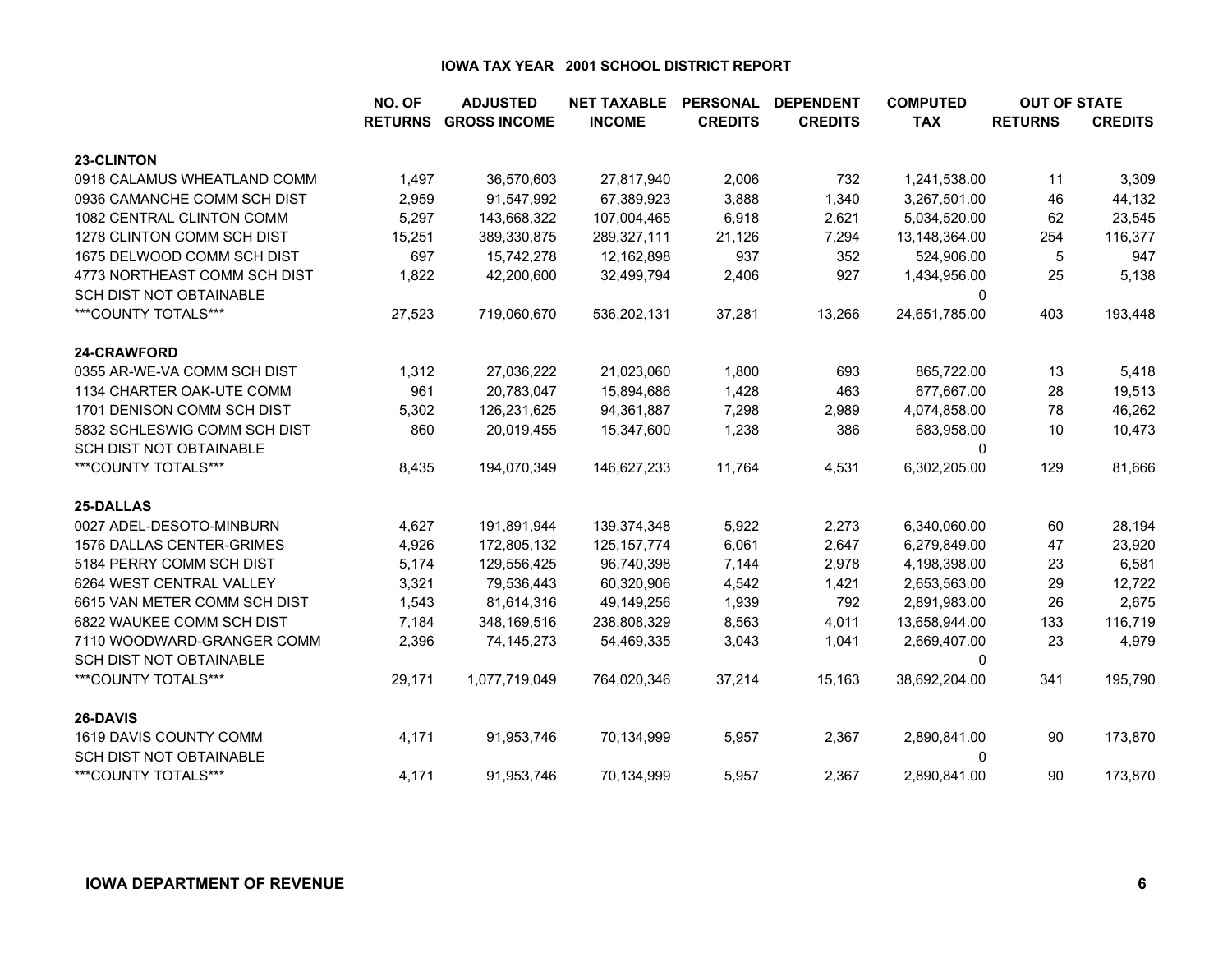## IOWA TAX YEAR 2001 SCHOOL DISTRICT REPORT

| | NO. OF RETURNS | ADJUSTED GROSS INCOME | NET TAXABLE INCOME | PERSONAL CREDITS | DEPENDENT CREDITS | COMPUTED TAX | OUT OF STATE RETURNS | OUT OF STATE CREDITS |
|---|---|---|---|---|---|---|---|---|
| **23-CLINTON** | | | | | | | | |
| 0918 CALAMUS WHEATLAND COMM | 1,497 | 36,570,603 | 27,817,940 | 2,006 | 732 | 1,241,538.00 | 11 | 3,309 |
| 0936 CAMANCHE COMM SCH DIST | 2,959 | 91,547,992 | 67,389,923 | 3,888 | 1,340 | 3,267,501.00 | 46 | 44,132 |
| 1082 CENTRAL CLINTON COMM | 5,297 | 143,668,322 | 107,004,465 | 6,918 | 2,621 | 5,034,520.00 | 62 | 23,545 |
| 1278 CLINTON COMM SCH DIST | 15,251 | 389,330,875 | 289,327,111 | 21,126 | 7,294 | 13,148,364.00 | 254 | 116,377 |
| 1675 DELWOOD COMM SCH DIST | 697 | 15,742,278 | 12,162,898 | 937 | 352 | 524,906.00 | 5 | 947 |
| 4773 NORTHEAST COMM SCH DIST | 1,822 | 42,200,600 | 32,499,794 | 2,406 | 927 | 1,434,956.00 | 25 | 5,138 |
| SCH DIST NOT OBTAINABLE | | | | | | 0 | | |
| ***COUNTY TOTALS*** | 27,523 | 719,060,670 | 536,202,131 | 37,281 | 13,266 | 24,651,785.00 | 403 | 193,448 |
| **24-CRAWFORD** | | | | | | | | |
| 0355 AR-WE-VA COMM SCH DIST | 1,312 | 27,036,222 | 21,023,060 | 1,800 | 693 | 865,722.00 | 13 | 5,418 |
| 1134 CHARTER OAK-UTE COMM | 961 | 20,783,047 | 15,894,686 | 1,428 | 463 | 677,667.00 | 28 | 19,513 |
| 1701 DENISON COMM SCH DIST | 5,302 | 126,231,625 | 94,361,887 | 7,298 | 2,989 | 4,074,858.00 | 78 | 46,262 |
| 5832 SCHLESWIG COMM SCH DIST | 860 | 20,019,455 | 15,347,600 | 1,238 | 386 | 683,958.00 | 10 | 10,473 |
| SCH DIST NOT OBTAINABLE | | | | | | 0 | | |
| ***COUNTY TOTALS*** | 8,435 | 194,070,349 | 146,627,233 | 11,764 | 4,531 | 6,302,205.00 | 129 | 81,666 |
| **25-DALLAS** | | | | | | | | |
| 0027 ADEL-DESOTO-MINBURN | 4,627 | 191,891,944 | 139,374,348 | 5,922 | 2,273 | 6,340,060.00 | 60 | 28,194 |
| 1576 DALLAS CENTER-GRIMES | 4,926 | 172,805,132 | 125,157,774 | 6,061 | 2,647 | 6,279,849.00 | 47 | 23,920 |
| 5184 PERRY COMM SCH DIST | 5,174 | 129,556,425 | 96,740,398 | 7,144 | 2,978 | 4,198,398.00 | 23 | 6,581 |
| 6264 WEST CENTRAL VALLEY | 3,321 | 79,536,443 | 60,320,906 | 4,542 | 1,421 | 2,653,563.00 | 29 | 12,722 |
| 6615 VAN METER COMM SCH DIST | 1,543 | 81,614,316 | 49,149,256 | 1,939 | 792 | 2,891,983.00 | 26 | 2,675 |
| 6822 WAUKEE COMM SCH DIST | 7,184 | 348,169,516 | 238,808,329 | 8,563 | 4,011 | 13,658,944.00 | 133 | 116,719 |
| 7110 WOODWARD-GRANGER COMM | 2,396 | 74,145,273 | 54,469,335 | 3,043 | 1,041 | 2,669,407.00 | 23 | 4,979 |
| SCH DIST NOT OBTAINABLE | | | | | | 0 | | |
| ***COUNTY TOTALS*** | 29,171 | 1,077,719,049 | 764,020,346 | 37,214 | 15,163 | 38,692,204.00 | 341 | 195,790 |
| **26-DAVIS** | | | | | | | | |
| 1619 DAVIS COUNTY COMM | 4,171 | 91,953,746 | 70,134,999 | 5,957 | 2,367 | 2,890,841.00 | 90 | 173,870 |
| SCH DIST NOT OBTAINABLE | | | | | | 0 | | |
| ***COUNTY TOTALS*** | 4,171 | 91,953,746 | 70,134,999 | 5,957 | 2,367 | 2,890,841.00 | 90 | 173,870 |

**IOWA DEPARTMENT OF REVENUE**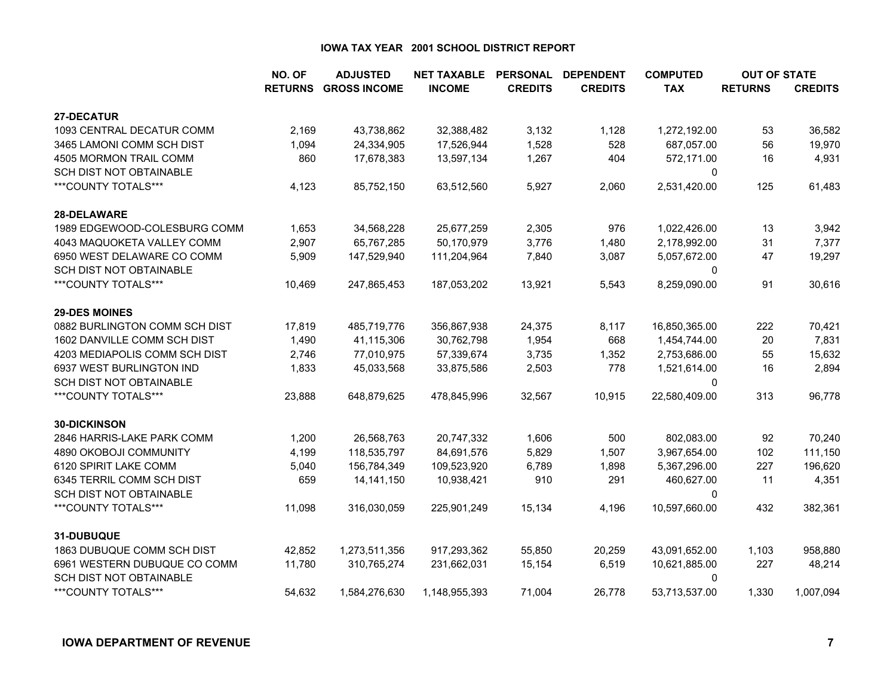# IOWA TAX YEAR 2001 SCHOOL DISTRICT REPORT

| | NO. OF RETURNS | ADJUSTED GROSS INCOME | NET TAXABLE INCOME | PERSONAL CREDITS | DEPENDENT CREDITS | COMPUTED TAX | OUT OF STATE RETURNS | OUT OF STATE CREDITS |
|---|---|---|---|---|---|---|---|---|
| **27-DECATUR** | | | | | | | | |
| 1093 CENTRAL DECATUR COMM | 2,169 | 43,738,862 | 32,388,482 | 3,132 | 1,128 | 1,272,192.00 | 53 | 36,582 |
| 3465 LAMONI COMM SCH DIST | 1,094 | 24,334,905 | 17,526,944 | 1,528 | 528 | 687,057.00 | 56 | 19,970 |
| 4505 MORMON TRAIL COMM | 860 | 17,678,383 | 13,597,134 | 1,267 | 404 | 572,171.00 | 16 | 4,931 |
| SCH DIST NOT OBTAINABLE | | | | | | 0 | | |
| ***COUNTY TOTALS*** | 4,123 | 85,752,150 | 63,512,560 | 5,927 | 2,060 | 2,531,420.00 | 125 | 61,483 |
| **28-DELAWARE** | | | | | | | | |
| 1989 EDGEWOOD-COLESBURG COMM | 1,653 | 34,568,228 | 25,677,259 | 2,305 | 976 | 1,022,426.00 | 13 | 3,942 |
| 4043 MAQUOKETA VALLEY COMM | 2,907 | 65,767,285 | 50,170,979 | 3,776 | 1,480 | 2,178,992.00 | 31 | 7,377 |
| 6950 WEST DELAWARE CO COMM | 5,909 | 147,529,940 | 111,204,964 | 7,840 | 3,087 | 5,057,672.00 | 47 | 19,297 |
| SCH DIST NOT OBTAINABLE | | | | | | 0 | | |
| ***COUNTY TOTALS*** | 10,469 | 247,865,453 | 187,053,202 | 13,921 | 5,543 | 8,259,090.00 | 91 | 30,616 |
| **29-DES MOINES** | | | | | | | | |
| 0882 BURLINGTON COMM SCH DIST | 17,819 | 485,719,776 | 356,867,938 | 24,375 | 8,117 | 16,850,365.00 | 222 | 70,421 |
| 1602 DANVILLE COMM SCH DIST | 1,490 | 41,115,306 | 30,762,798 | 1,954 | 668 | 1,454,744.00 | 20 | 7,831 |
| 4203 MEDIAPOLIS COMM SCH DIST | 2,746 | 77,010,975 | 57,339,674 | 3,735 | 1,352 | 2,753,686.00 | 55 | 15,632 |
| 6937 WEST BURLINGTON IND | 1,833 | 45,033,568 | 33,875,586 | 2,503 | 778 | 1,521,614.00 | 16 | 2,894 |
| SCH DIST NOT OBTAINABLE | | | | | | 0 | | |
| ***COUNTY TOTALS*** | 23,888 | 648,879,625 | 478,845,996 | 32,567 | 10,915 | 22,580,409.00 | 313 | 96,778 |
| **30-DICKINSON** | | | | | | | | |
| 2846 HARRIS-LAKE PARK COMM | 1,200 | 26,568,763 | 20,747,332 | 1,606 | 500 | 802,083.00 | 92 | 70,240 |
| 4890 OKOBOJI COMMUNITY | 4,199 | 118,535,797 | 84,691,576 | 5,829 | 1,507 | 3,967,654.00 | 102 | 111,150 |
| 6120 SPIRIT LAKE COMM | 5,040 | 156,784,349 | 109,523,920 | 6,789 | 1,898 | 5,367,296.00 | 227 | 196,620 |
| 6345 TERRIL COMM SCH DIST | 659 | 14,141,150 | 10,938,421 | 910 | 291 | 460,627.00 | 11 | 4,351 |
| SCH DIST NOT OBTAINABLE | | | | | | 0 | | |
| ***COUNTY TOTALS*** | 11,098 | 316,030,059 | 225,901,249 | 15,134 | 4,196 | 10,597,660.00 | 432 | 382,361 |
| **31-DUBUQUE** | | | | | | | | |
| 1863 DUBUQUE COMM SCH DIST | 42,852 | 1,273,511,356 | 917,293,362 | 55,850 | 20,259 | 43,091,652.00 | 1,103 | 958,880 |
| 6961 WESTERN DUBUQUE CO COMM | 11,780 | 310,765,274 | 231,662,031 | 15,154 | 6,519 | 10,621,885.00 | 227 | 48,214 |
| SCH DIST NOT OBTAINABLE | | | | | | 0 | | |
| ***COUNTY TOTALS*** | 54,632 | 1,584,276,630 | 1,148,955,393 | 71,004 | 26,778 | 53,713,537.00 | 1,330 | 1,007,094 |

**IOWA DEPARTMENT OF REVENUE**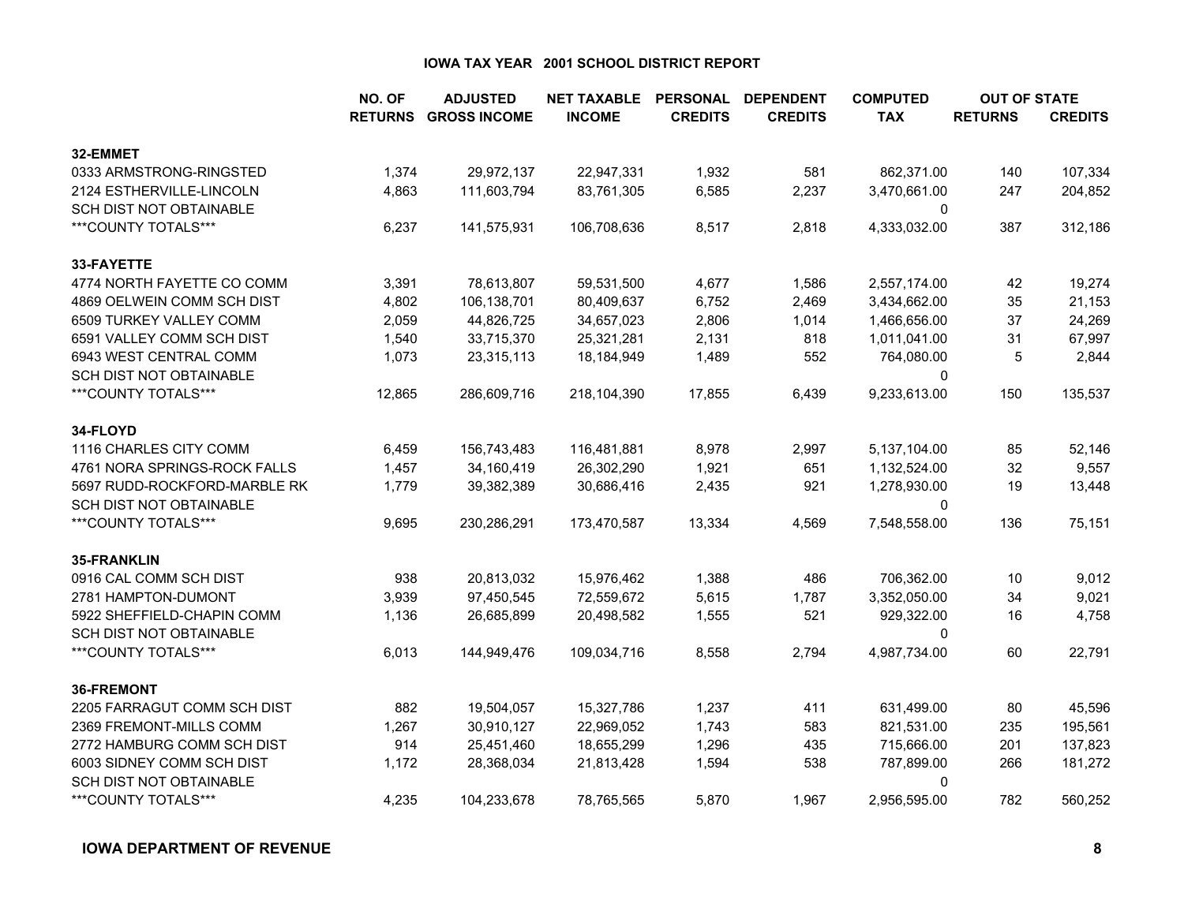## IOWA TAX YEAR 2001 SCHOOL DISTRICT REPORT

| | NO. OF RETURNS | ADJUSTED GROSS INCOME | NET TAXABLE INCOME | PERSONAL CREDITS | DEPENDENT CREDITS | COMPUTED TAX | OUT OF STATE RETURNS | OUT OF STATE CREDITS |
|---|---|---|---|---|---|---|---|---|
| **32-EMMET** | | | | | | | | |
| 0333 ARMSTRONG-RINGSTED | 1,374 | 29,972,137 | 22,947,331 | 1,932 | 581 | 862,371.00 | 140 | 107,334 |
| 2124 ESTHERVILLE-LINCOLN | 4,863 | 111,603,794 | 83,761,305 | 6,585 | 2,237 | 3,470,661.00 | 247 | 204,852 |
| SCH DIST NOT OBTAINABLE | | | | | | 0 | | |
| ***COUNTY TOTALS*** | 6,237 | 141,575,931 | 106,708,636 | 8,517 | 2,818 | 4,333,032.00 | 387 | 312,186 |
| **33-FAYETTE** | | | | | | | | |
| 4774 NORTH FAYETTE CO COMM | 3,391 | 78,613,807 | 59,531,500 | 4,677 | 1,586 | 2,557,174.00 | 42 | 19,274 |
| 4869 OELWEIN COMM SCH DIST | 4,802 | 106,138,701 | 80,409,637 | 6,752 | 2,469 | 3,434,662.00 | 35 | 21,153 |
| 6509 TURKEY VALLEY COMM | 2,059 | 44,826,725 | 34,657,023 | 2,806 | 1,014 | 1,466,656.00 | 37 | 24,269 |
| 6591 VALLEY COMM SCH DIST | 1,540 | 33,715,370 | 25,321,281 | 2,131 | 818 | 1,011,041.00 | 31 | 67,997 |
| 6943 WEST CENTRAL COMM | 1,073 | 23,315,113 | 18,184,949 | 1,489 | 552 | 764,080.00 | 5 | 2,844 |
| SCH DIST NOT OBTAINABLE | | | | | | 0 | | |
| ***COUNTY TOTALS*** | 12,865 | 286,609,716 | 218,104,390 | 17,855 | 6,439 | 9,233,613.00 | 150 | 135,537 |
| **34-FLOYD** | | | | | | | | |
| 1116 CHARLES CITY COMM | 6,459 | 156,743,483 | 116,481,881 | 8,978 | 2,997 | 5,137,104.00 | 85 | 52,146 |
| 4761 NORA SPRINGS-ROCK FALLS | 1,457 | 34,160,419 | 26,302,290 | 1,921 | 651 | 1,132,524.00 | 32 | 9,557 |
| 5697 RUDD-ROCKFORD-MARBLE RK | 1,779 | 39,382,389 | 30,686,416 | 2,435 | 921 | 1,278,930.00 | 19 | 13,448 |
| SCH DIST NOT OBTAINABLE | | | | | | 0 | | |
| ***COUNTY TOTALS*** | 9,695 | 230,286,291 | 173,470,587 | 13,334 | 4,569 | 7,548,558.00 | 136 | 75,151 |
| **35-FRANKLIN** | | | | | | | | |
| 0916 CAL COMM SCH DIST | 938 | 20,813,032 | 15,976,462 | 1,388 | 486 | 706,362.00 | 10 | 9,012 |
| 2781 HAMPTON-DUMONT | 3,939 | 97,450,545 | 72,559,672 | 5,615 | 1,787 | 3,352,050.00 | 34 | 9,021 |
| 5922 SHEFFIELD-CHAPIN COMM | 1,136 | 26,685,899 | 20,498,582 | 1,555 | 521 | 929,322.00 | 16 | 4,758 |
| SCH DIST NOT OBTAINABLE | | | | | | 0 | | |
| ***COUNTY TOTALS*** | 6,013 | 144,949,476 | 109,034,716 | 8,558 | 2,794 | 4,987,734.00 | 60 | 22,791 |
| **36-FREMONT** | | | | | | | | |
| 2205 FARRAGUT COMM SCH DIST | 882 | 19,504,057 | 15,327,786 | 1,237 | 411 | 631,499.00 | 80 | 45,596 |
| 2369 FREMONT-MILLS COMM | 1,267 | 30,910,127 | 22,969,052 | 1,743 | 583 | 821,531.00 | 235 | 195,561 |
| 2772 HAMBURG COMM SCH DIST | 914 | 25,451,460 | 18,655,299 | 1,296 | 435 | 715,666.00 | 201 | 137,823 |
| 6003 SIDNEY COMM SCH DIST | 1,172 | 28,368,034 | 21,813,428 | 1,594 | 538 | 787,899.00 | 266 | 181,272 |
| SCH DIST NOT OBTAINABLE | | | | | | 0 | | |
| ***COUNTY TOTALS*** | 4,235 | 104,233,678 | 78,765,565 | 5,870 | 1,967 | 2,956,595.00 | 782 | 560,252 |

**IOWA DEPARTMENT OF REVENUE**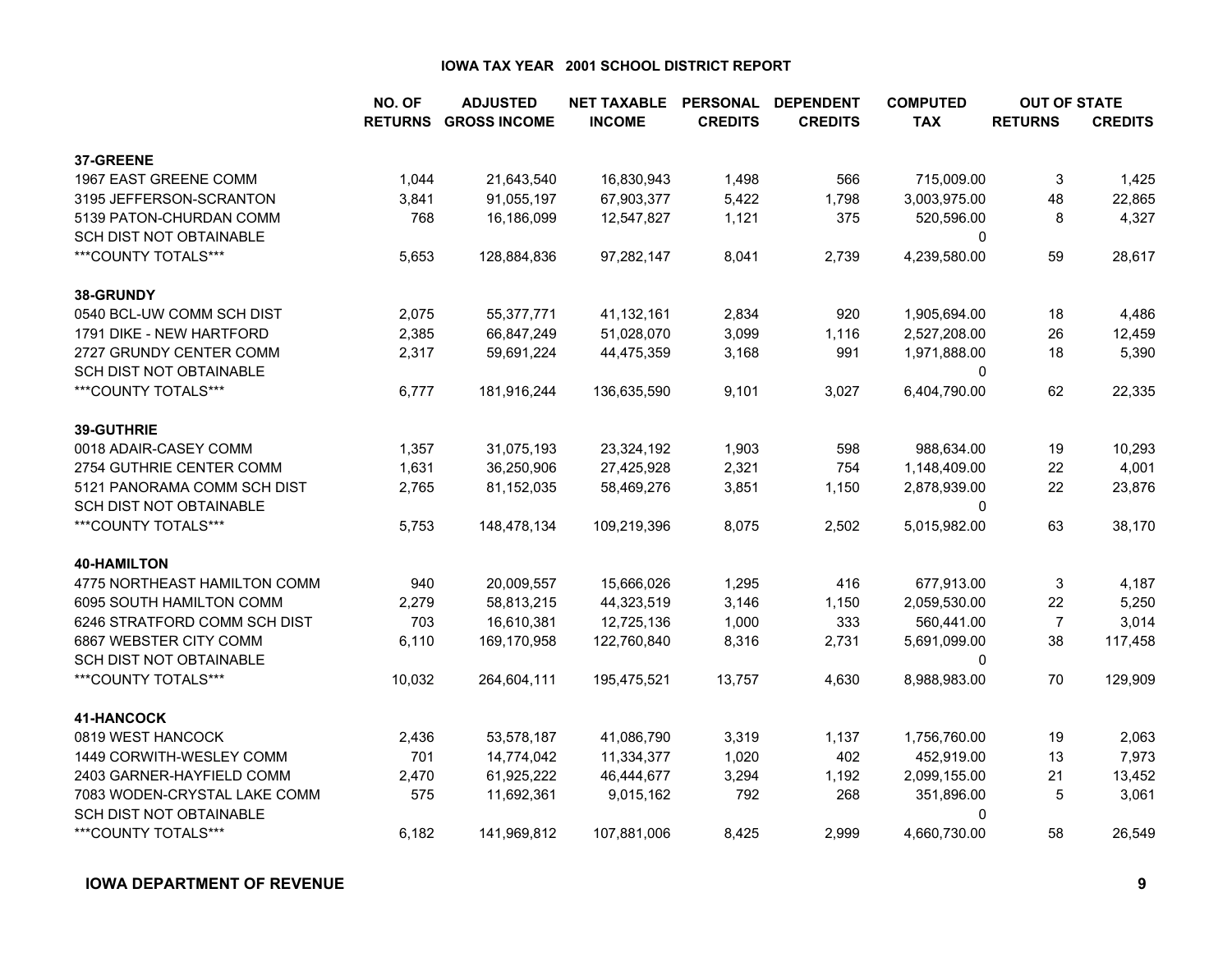# IOWA TAX YEAR 2001 SCHOOL DISTRICT REPORT

| | NO. OF RETURNS | ADJUSTED GROSS INCOME | NET TAXABLE INCOME | PERSONAL CREDITS | DEPENDENT CREDITS | COMPUTED TAX | OUT OF STATE RETURNS | OUT OF STATE CREDITS |
|---|---|---|---|---|---|---|---|---|
| **37-GREENE** | | | | | | | | |
| 1967 EAST GREENE COMM | 1,044 | 21,643,540 | 16,830,943 | 1,498 | 566 | 715,009.00 | 3 | 1,425 |
| 3195 JEFFERSON-SCRANTON | 3,841 | 91,055,197 | 67,903,377 | 5,422 | 1,798 | 3,003,975.00 | 48 | 22,865 |
| 5139 PATON-CHURDAN COMM | 768 | 16,186,099 | 12,547,827 | 1,121 | 375 | 520,596.00 | 8 | 4,327 |
| SCH DIST NOT OBTAINABLE | | | | | | 0 | | |
| ***COUNTY TOTALS*** | 5,653 | 128,884,836 | 97,282,147 | 8,041 | 2,739 | 4,239,580.00 | 59 | 28,617 |
| **38-GRUNDY** | | | | | | | | |
| 0540 BCL-UW COMM SCH DIST | 2,075 | 55,377,771 | 41,132,161 | 2,834 | 920 | 1,905,694.00 | 18 | 4,486 |
| 1791 DIKE - NEW HARTFORD | 2,385 | 66,847,249 | 51,028,070 | 3,099 | 1,116 | 2,527,208.00 | 26 | 12,459 |
| 2727 GRUNDY CENTER COMM | 2,317 | 59,691,224 | 44,475,359 | 3,168 | 991 | 1,971,888.00 | 18 | 5,390 |
| SCH DIST NOT OBTAINABLE | | | | | | 0 | | |
| ***COUNTY TOTALS*** | 6,777 | 181,916,244 | 136,635,590 | 9,101 | 3,027 | 6,404,790.00 | 62 | 22,335 |
| **39-GUTHRIE** | | | | | | | | |
| 0018 ADAIR-CASEY COMM | 1,357 | 31,075,193 | 23,324,192 | 1,903 | 598 | 988,634.00 | 19 | 10,293 |
| 2754 GUTHRIE CENTER COMM | 1,631 | 36,250,906 | 27,425,928 | 2,321 | 754 | 1,148,409.00 | 22 | 4,001 |
| 5121 PANORAMA COMM SCH DIST | 2,765 | 81,152,035 | 58,469,276 | 3,851 | 1,150 | 2,878,939.00 | 22 | 23,876 |
| SCH DIST NOT OBTAINABLE | | | | | | 0 | | |
| ***COUNTY TOTALS*** | 5,753 | 148,478,134 | 109,219,396 | 8,075 | 2,502 | 5,015,982.00 | 63 | 38,170 |
| **40-HAMILTON** | | | | | | | | |
| 4775 NORTHEAST HAMILTON COMM | 940 | 20,009,557 | 15,666,026 | 1,295 | 416 | 677,913.00 | 3 | 4,187 |
| 6095 SOUTH HAMILTON COMM | 2,279 | 58,813,215 | 44,323,519 | 3,146 | 1,150 | 2,059,530.00 | 22 | 5,250 |
| 6246 STRATFORD COMM SCH DIST | 703 | 16,610,381 | 12,725,136 | 1,000 | 333 | 560,441.00 | 7 | 3,014 |
| 6867 WEBSTER CITY COMM | 6,110 | 169,170,958 | 122,760,840 | 8,316 | 2,731 | 5,691,099.00 | 38 | 117,458 |
| SCH DIST NOT OBTAINABLE | | | | | | 0 | | |
| ***COUNTY TOTALS*** | 10,032 | 264,604,111 | 195,475,521 | 13,757 | 4,630 | 8,988,983.00 | 70 | 129,909 |
| **41-HANCOCK** | | | | | | | | |
| 0819 WEST HANCOCK | 2,436 | 53,578,187 | 41,086,790 | 3,319 | 1,137 | 1,756,760.00 | 19 | 2,063 |
| 1449 CORWITH-WESLEY COMM | 701 | 14,774,042 | 11,334,377 | 1,020 | 402 | 452,919.00 | 13 | 7,973 |
| 2403 GARNER-HAYFIELD COMM | 2,470 | 61,925,222 | 46,444,677 | 3,294 | 1,192 | 2,099,155.00 | 21 | 13,452 |
| 7083 WODEN-CRYSTAL LAKE COMM | 575 | 11,692,361 | 9,015,162 | 792 | 268 | 351,896.00 | 5 | 3,061 |
| SCH DIST NOT OBTAINABLE | | | | | | 0 | | |
| ***COUNTY TOTALS*** | 6,182 | 141,969,812 | 107,881,006 | 8,425 | 2,999 | 4,660,730.00 | 58 | 26,549 |

**IOWA DEPARTMENT OF REVENUE**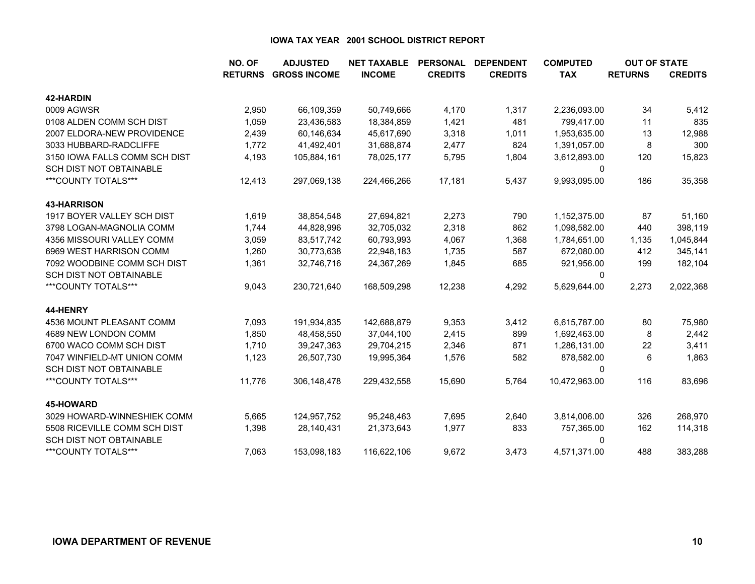**IOWA TAX YEAR 2001 SCHOOL DISTRICT REPORT**

| | NO. OF RETURNS | ADJUSTED GROSS INCOME | NET TAXABLE INCOME | PERSONAL CREDITS | DEPENDENT CREDITS | COMPUTED TAX | OUT OF STATE RETURNS | OUT OF STATE CREDITS |
|---|---|---|---|---|---|---|---|---|
| **42-HARDIN** | | | | | | | | |
| 0009 AGWSR | 2,950 | 66,109,359 | 50,749,666 | 4,170 | 1,317 | 2,236,093.00 | 34 | 5,412 |
| 0108 ALDEN COMM SCH DIST | 1,059 | 23,436,583 | 18,384,859 | 1,421 | 481 | 799,417.00 | 11 | 835 |
| 2007 ELDORA-NEW PROVIDENCE | 2,439 | 60,146,634 | 45,617,690 | 3,318 | 1,011 | 1,953,635.00 | 13 | 12,988 |
| 3033 HUBBARD-RADCLIFFE | 1,772 | 41,492,401 | 31,688,874 | 2,477 | 824 | 1,391,057.00 | 8 | 300 |
| 3150 IOWA FALLS COMM SCH DIST | 4,193 | 105,884,161 | 78,025,177 | 5,795 | 1,804 | 3,612,893.00 | 120 | 15,823 |
| SCH DIST NOT OBTAINABLE | | | | | | 0 | | |
| ***COUNTY TOTALS*** | 12,413 | 297,069,138 | 224,466,266 | 17,181 | 5,437 | 9,993,095.00 | 186 | 35,358 |
| **43-HARRISON** | | | | | | | | |
| 1917 BOYER VALLEY SCH DIST | 1,619 | 38,854,548 | 27,694,821 | 2,273 | 790 | 1,152,375.00 | 87 | 51,160 |
| 3798 LOGAN-MAGNOLIA COMM | 1,744 | 44,828,996 | 32,705,032 | 2,318 | 862 | 1,098,582.00 | 440 | 398,119 |
| 4356 MISSOURI VALLEY COMM | 3,059 | 83,517,742 | 60,793,993 | 4,067 | 1,368 | 1,784,651.00 | 1,135 | 1,045,844 |
| 6969 WEST HARRISON COMM | 1,260 | 30,773,638 | 22,948,183 | 1,735 | 587 | 672,080.00 | 412 | 345,141 |
| 7092 WOODBINE COMM SCH DIST | 1,361 | 32,746,716 | 24,367,269 | 1,845 | 685 | 921,956.00 | 199 | 182,104 |
| SCH DIST NOT OBTAINABLE | | | | | | 0 | | |
| ***COUNTY TOTALS*** | 9,043 | 230,721,640 | 168,509,298 | 12,238 | 4,292 | 5,629,644.00 | 2,273 | 2,022,368 |
| **44-HENRY** | | | | | | | | |
| 4536 MOUNT PLEASANT COMM | 7,093 | 191,934,835 | 142,688,879 | 9,353 | 3,412 | 6,615,787.00 | 80 | 75,980 |
| 4689 NEW LONDON COMM | 1,850 | 48,458,550 | 37,044,100 | 2,415 | 899 | 1,692,463.00 | 8 | 2,442 |
| 6700 WACO COMM SCH DIST | 1,710 | 39,247,363 | 29,704,215 | 2,346 | 871 | 1,286,131.00 | 22 | 3,411 |
| 7047 WINFIELD-MT UNION COMM | 1,123 | 26,507,730 | 19,995,364 | 1,576 | 582 | 878,582.00 | 6 | 1,863 |
| SCH DIST NOT OBTAINABLE | | | | | | 0 | | |
| ***COUNTY TOTALS*** | 11,776 | 306,148,478 | 229,432,558 | 15,690 | 5,764 | 10,472,963.00 | 116 | 83,696 |
| **45-HOWARD** | | | | | | | | |
| 3029 HOWARD-WINNESHIEK COMM | 5,665 | 124,957,752 | 95,248,463 | 7,695 | 2,640 | 3,814,006.00 | 326 | 268,970 |
| 5508 RICEVILLE COMM SCH DIST | 1,398 | 28,140,431 | 21,373,643 | 1,977 | 833 | 757,365.00 | 162 | 114,318 |
| SCH DIST NOT OBTAINABLE | | | | | | 0 | | |
| ***COUNTY TOTALS*** | 7,063 | 153,098,183 | 116,622,106 | 9,672 | 3,473 | 4,571,371.00 | 488 | 383,288 |

**IOWA DEPARTMENT OF REVENUE**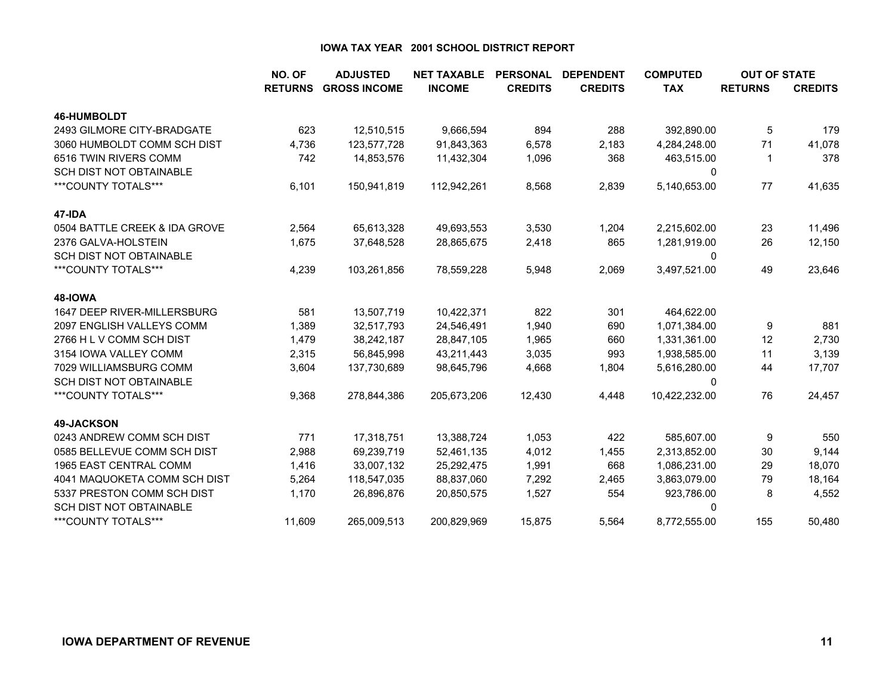# IOWA TAX YEAR 2001 SCHOOL DISTRICT REPORT

| | NO. OF RETURNS | ADJUSTED GROSS INCOME | NET TAXABLE INCOME | PERSONAL CREDITS | DEPENDENT CREDITS | COMPUTED TAX | OUT OF STATE RETURNS | OUT OF STATE CREDITS |
|---|---|---|---|---|---|---|---|---|
| **46-HUMBOLDT** | | | | | | | | |
| 2493 GILMORE CITY-BRADGATE | 623 | 12,510,515 | 9,666,594 | 894 | 288 | 392,890.00 | 5 | 179 |
| 3060 HUMBOLDT COMM SCH DIST | 4,736 | 123,577,728 | 91,843,363 | 6,578 | 2,183 | 4,284,248.00 | 71 | 41,078 |
| 6516 TWIN RIVERS COMM | 742 | 14,853,576 | 11,432,304 | 1,096 | 368 | 463,515.00 | 1 | 378 |
| SCH DIST NOT OBTAINABLE | | | | | | 0 | | |
| ***COUNTY TOTALS*** | 6,101 | 150,941,819 | 112,942,261 | 8,568 | 2,839 | 5,140,653.00 | 77 | 41,635 |
| **47-IDA** | | | | | | | | |
| 0504 BATTLE CREEK & IDA GROVE | 2,564 | 65,613,328 | 49,693,553 | 3,530 | 1,204 | 2,215,602.00 | 23 | 11,496 |
| 2376 GALVA-HOLSTEIN | 1,675 | 37,648,528 | 28,865,675 | 2,418 | 865 | 1,281,919.00 | 26 | 12,150 |
| SCH DIST NOT OBTAINABLE | | | | | | 0 | | |
| ***COUNTY TOTALS*** | 4,239 | 103,261,856 | 78,559,228 | 5,948 | 2,069 | 3,497,521.00 | 49 | 23,646 |
| **48-IOWA** | | | | | | | | |
| 1647 DEEP RIVER-MILLERSBURG | 581 | 13,507,719 | 10,422,371 | 822 | 301 | 464,622.00 | | |
| 2097 ENGLISH VALLEYS COMM | 1,389 | 32,517,793 | 24,546,491 | 1,940 | 690 | 1,071,384.00 | 9 | 881 |
| 2766 H L V COMM SCH DIST | 1,479 | 38,242,187 | 28,847,105 | 1,965 | 660 | 1,331,361.00 | 12 | 2,730 |
| 3154 IOWA VALLEY COMM | 2,315 | 56,845,998 | 43,211,443 | 3,035 | 993 | 1,938,585.00 | 11 | 3,139 |
| 7029 WILLIAMSBURG COMM | 3,604 | 137,730,689 | 98,645,796 | 4,668 | 1,804 | 5,616,280.00 | 44 | 17,707 |
| SCH DIST NOT OBTAINABLE | | | | | | 0 | | |
| ***COUNTY TOTALS*** | 9,368 | 278,844,386 | 205,673,206 | 12,430 | 4,448 | 10,422,232.00 | 76 | 24,457 |
| **49-JACKSON** | | | | | | | | |
| 0243 ANDREW COMM SCH DIST | 771 | 17,318,751 | 13,388,724 | 1,053 | 422 | 585,607.00 | 9 | 550 |
| 0585 BELLEVUE COMM SCH DIST | 2,988 | 69,239,719 | 52,461,135 | 4,012 | 1,455 | 2,313,852.00 | 30 | 9,144 |
| 1965 EAST CENTRAL COMM | 1,416 | 33,007,132 | 25,292,475 | 1,991 | 668 | 1,086,231.00 | 29 | 18,070 |
| 4041 MAQUOKETA COMM SCH DIST | 5,264 | 118,547,035 | 88,837,060 | 7,292 | 2,465 | 3,863,079.00 | 79 | 18,164 |
| 5337 PRESTON COMM SCH DIST | 1,170 | 26,896,876 | 20,850,575 | 1,527 | 554 | 923,786.00 | 8 | 4,552 |
| SCH DIST NOT OBTAINABLE | | | | | | 0 | | |
| ***COUNTY TOTALS*** | 11,609 | 265,009,513 | 200,829,969 | 15,875 | 5,564 | 8,772,555.00 | 155 | 50,480 |

IOWA DEPARTMENT OF REVENUE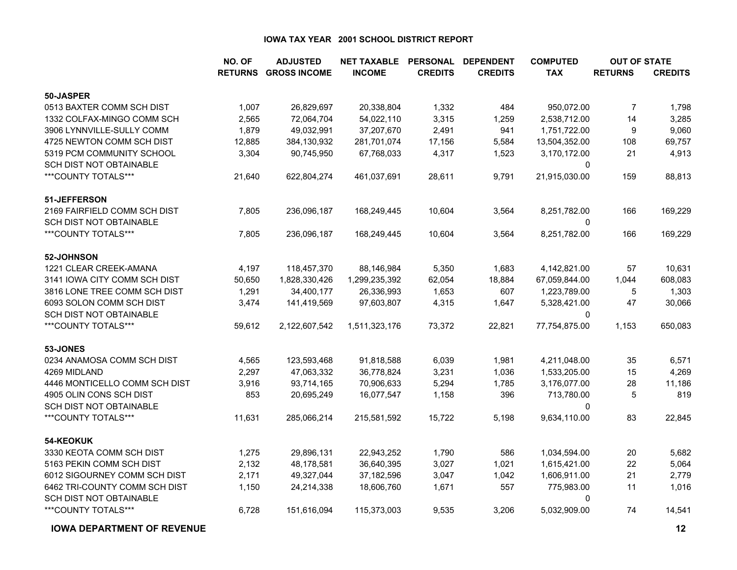# IOWA TAX YEAR 2001 SCHOOL DISTRICT REPORT

| | NO. OF RETURNS | ADJUSTED GROSS INCOME | NET TAXABLE INCOME | PERSONAL CREDITS | DEPENDENT CREDITS | COMPUTED TAX | OUT OF STATE RETURNS | OUT OF STATE CREDITS |
|---|---|---|---|---|---|---|---|---|
| **50-JASPER** | | | | | | | | |
| 0513 BAXTER COMM SCH DIST | 1,007 | 26,829,697 | 20,338,804 | 1,332 | 484 | 950,072.00 | 7 | 1,798 |
| 1332 COLFAX-MINGO COMM SCH | 2,565 | 72,064,704 | 54,022,110 | 3,315 | 1,259 | 2,538,712.00 | 14 | 3,285 |
| 3906 LYNNVILLE-SULLY COMM | 1,879 | 49,032,991 | 37,207,670 | 2,491 | 941 | 1,751,722.00 | 9 | 9,060 |
| 4725 NEWTON COMM SCH DIST | 12,885 | 384,130,932 | 281,701,074 | 17,156 | 5,584 | 13,504,352.00 | 108 | 69,757 |
| 5319 PCM COMMUNITY SCHOOL | 3,304 | 90,745,950 | 67,768,033 | 4,317 | 1,523 | 3,170,172.00 | 21 | 4,913 |
| SCH DIST NOT OBTAINABLE | | | | | | 0 | | |
| ***COUNTY TOTALS*** | 21,640 | 622,804,274 | 461,037,691 | 28,611 | 9,791 | 21,915,030.00 | 159 | 88,813 |
| **51-JEFFERSON** | | | | | | | | |
| 2169 FAIRFIELD COMM SCH DIST | 7,805 | 236,096,187 | 168,249,445 | 10,604 | 3,564 | 8,251,782.00 | 166 | 169,229 |
| SCH DIST NOT OBTAINABLE | | | | | | 0 | | |
| ***COUNTY TOTALS*** | 7,805 | 236,096,187 | 168,249,445 | 10,604 | 3,564 | 8,251,782.00 | 166 | 169,229 |
| **52-JOHNSON** | | | | | | | | |
| 1221 CLEAR CREEK-AMANA | 4,197 | 118,457,370 | 88,146,984 | 5,350 | 1,683 | 4,142,821.00 | 57 | 10,631 |
| 3141 IOWA CITY COMM SCH DIST | 50,650 | 1,828,330,426 | 1,299,235,392 | 62,054 | 18,884 | 67,059,844.00 | 1,044 | 608,083 |
| 3816 LONE TREE COMM SCH DIST | 1,291 | 34,400,177 | 26,336,993 | 1,653 | 607 | 1,223,789.00 | 5 | 1,303 |
| 6093 SOLON COMM SCH DIST | 3,474 | 141,419,569 | 97,603,807 | 4,315 | 1,647 | 5,328,421.00 | 47 | 30,066 |
| SCH DIST NOT OBTAINABLE | | | | | | 0 | | |
| ***COUNTY TOTALS*** | 59,612 | 2,122,607,542 | 1,511,323,176 | 73,372 | 22,821 | 77,754,875.00 | 1,153 | 650,083 |
| **53-JONES** | | | | | | | | |
| 0234 ANAMOSA COMM SCH DIST | 4,565 | 123,593,468 | 91,818,588 | 6,039 | 1,981 | 4,211,048.00 | 35 | 6,571 |
| 4269 MIDLAND | 2,297 | 47,063,332 | 36,778,824 | 3,231 | 1,036 | 1,533,205.00 | 15 | 4,269 |
| 4446 MONTICELLO COMM SCH DIST | 3,916 | 93,714,165 | 70,906,633 | 5,294 | 1,785 | 3,176,077.00 | 28 | 11,186 |
| 4905 OLIN CONS SCH DIST | 853 | 20,695,249 | 16,077,547 | 1,158 | 396 | 713,780.00 | 5 | 819 |
| SCH DIST NOT OBTAINABLE | | | | | | 0 | | |
| ***COUNTY TOTALS*** | 11,631 | 285,066,214 | 215,581,592 | 15,722 | 5,198 | 9,634,110.00 | 83 | 22,845 |
| **54-KEOKUK** | | | | | | | | |
| 3330 KEOTA COMM SCH DIST | 1,275 | 29,896,131 | 22,943,252 | 1,790 | 586 | 1,034,594.00 | 20 | 5,682 |
| 5163 PEKIN COMM SCH DIST | 2,132 | 48,178,581 | 36,640,395 | 3,027 | 1,021 | 1,615,421.00 | 22 | 5,064 |
| 6012 SIGOURNEY COMM SCH DIST | 2,171 | 49,327,044 | 37,182,596 | 3,047 | 1,042 | 1,606,911.00 | 21 | 2,779 |
| 6462 TRI-COUNTY COMM SCH DIST | 1,150 | 24,214,338 | 18,606,760 | 1,671 | 557 | 775,983.00 | 11 | 1,016 |
| SCH DIST NOT OBTAINABLE | | | | | | 0 | | |
| ***COUNTY TOTALS*** | 6,728 | 151,616,094 | 115,373,003 | 9,535 | 3,206 | 5,032,909.00 | 74 | 14,541 |

**IOWA DEPARTMENT OF REVENUE**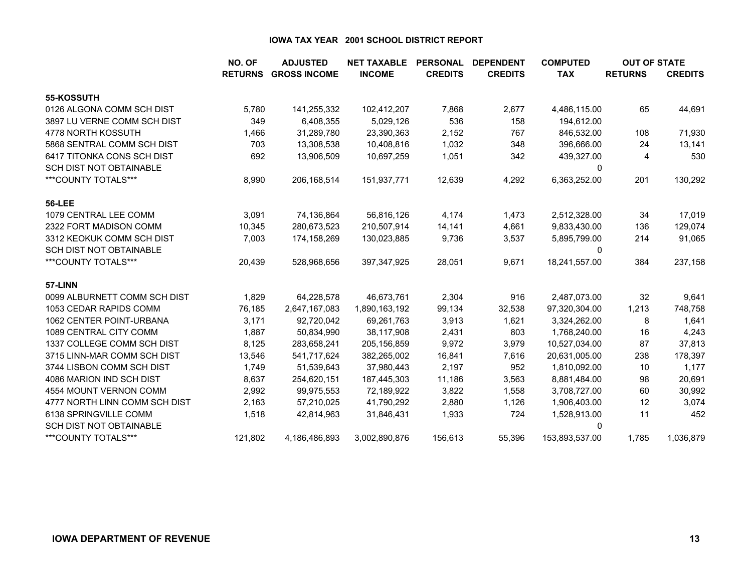## IOWA TAX YEAR 2001 SCHOOL DISTRICT REPORT

| | NO. OF RETURNS | ADJUSTED GROSS INCOME | NET TAXABLE INCOME | PERSONAL CREDITS | DEPENDENT CREDITS | COMPUTED TAX | OUT OF STATE RETURNS | OUT OF STATE CREDITS |
|---|---|---|---|---|---|---|---|---|
| **55-KOSSUTH** | | | | | | | | |
| 0126 ALGONA COMM SCH DIST | 5,780 | 141,255,332 | 102,412,207 | 7,868 | 2,677 | 4,486,115.00 | 65 | 44,691 |
| 3897 LU VERNE COMM SCH DIST | 349 | 6,408,355 | 5,029,126 | 536 | 158 | 194,612.00 | | |
| 4778 NORTH KOSSUTH | 1,466 | 31,289,780 | 23,390,363 | 2,152 | 767 | 846,532.00 | 108 | 71,930 |
| 5868 SENTRAL COMM SCH DIST | 703 | 13,308,538 | 10,408,816 | 1,032 | 348 | 396,666.00 | 24 | 13,141 |
| 6417 TITONKA CONS SCH DIST | 692 | 13,906,509 | 10,697,259 | 1,051 | 342 | 439,327.00 | 4 | 530 |
| SCH DIST NOT OBTAINABLE | | | | | | 0 | | |
| ***COUNTY TOTALS*** | 8,990 | 206,168,514 | 151,937,771 | 12,639 | 4,292 | 6,363,252.00 | 201 | 130,292 |
| **56-LEE** | | | | | | | | |
| 1079 CENTRAL LEE COMM | 3,091 | 74,136,864 | 56,816,126 | 4,174 | 1,473 | 2,512,328.00 | 34 | 17,019 |
| 2322 FORT MADISON COMM | 10,345 | 280,673,523 | 210,507,914 | 14,141 | 4,661 | 9,833,430.00 | 136 | 129,074 |
| 3312 KEOKUK COMM SCH DIST | 7,003 | 174,158,269 | 130,023,885 | 9,736 | 3,537 | 5,895,799.00 | 214 | 91,065 |
| SCH DIST NOT OBTAINABLE | | | | | | 0 | | |
| ***COUNTY TOTALS*** | 20,439 | 528,968,656 | 397,347,925 | 28,051 | 9,671 | 18,241,557.00 | 384 | 237,158 |
| **57-LINN** | | | | | | | | |
| 0099 ALBURNETT COMM SCH DIST | 1,829 | 64,228,578 | 46,673,761 | 2,304 | 916 | 2,487,073.00 | 32 | 9,641 |
| 1053 CEDAR RAPIDS COMM | 76,185 | 2,647,167,083 | 1,890,163,192 | 99,134 | 32,538 | 97,320,304.00 | 1,213 | 748,758 |
| 1062 CENTER POINT-URBANA | 3,171 | 92,720,042 | 69,261,763 | 3,913 | 1,621 | 3,324,262.00 | 8 | 1,641 |
| 1089 CENTRAL CITY COMM | 1,887 | 50,834,990 | 38,117,908 | 2,431 | 803 | 1,768,240.00 | 16 | 4,243 |
| 1337 COLLEGE COMM SCH DIST | 8,125 | 283,658,241 | 205,156,859 | 9,972 | 3,979 | 10,527,034.00 | 87 | 37,813 |
| 3715 LINN-MAR COMM SCH DIST | 13,546 | 541,717,624 | 382,265,002 | 16,841 | 7,616 | 20,631,005.00 | 238 | 178,397 |
| 3744 LISBON COMM SCH DIST | 1,749 | 51,539,643 | 37,980,443 | 2,197 | 952 | 1,810,092.00 | 10 | 1,177 |
| 4086 MARION IND SCH DIST | 8,637 | 254,620,151 | 187,445,303 | 11,186 | 3,563 | 8,881,484.00 | 98 | 20,691 |
| 4554 MOUNT VERNON COMM | 2,992 | 99,975,553 | 72,189,922 | 3,822 | 1,558 | 3,708,727.00 | 60 | 30,992 |
| 4777 NORTH LINN COMM SCH DIST | 2,163 | 57,210,025 | 41,790,292 | 2,880 | 1,126 | 1,906,403.00 | 12 | 3,074 |
| 6138 SPRINGVILLE COMM | 1,518 | 42,814,963 | 31,846,431 | 1,933 | 724 | 1,528,913.00 | 11 | 452 |
| SCH DIST NOT OBTAINABLE | | | | | | 0 | | |
| ***COUNTY TOTALS*** | 121,802 | 4,186,486,893 | 3,002,890,876 | 156,613 | 55,396 | 153,893,537.00 | 1,785 | 1,036,879 |

**IOWA DEPARTMENT OF REVENUE**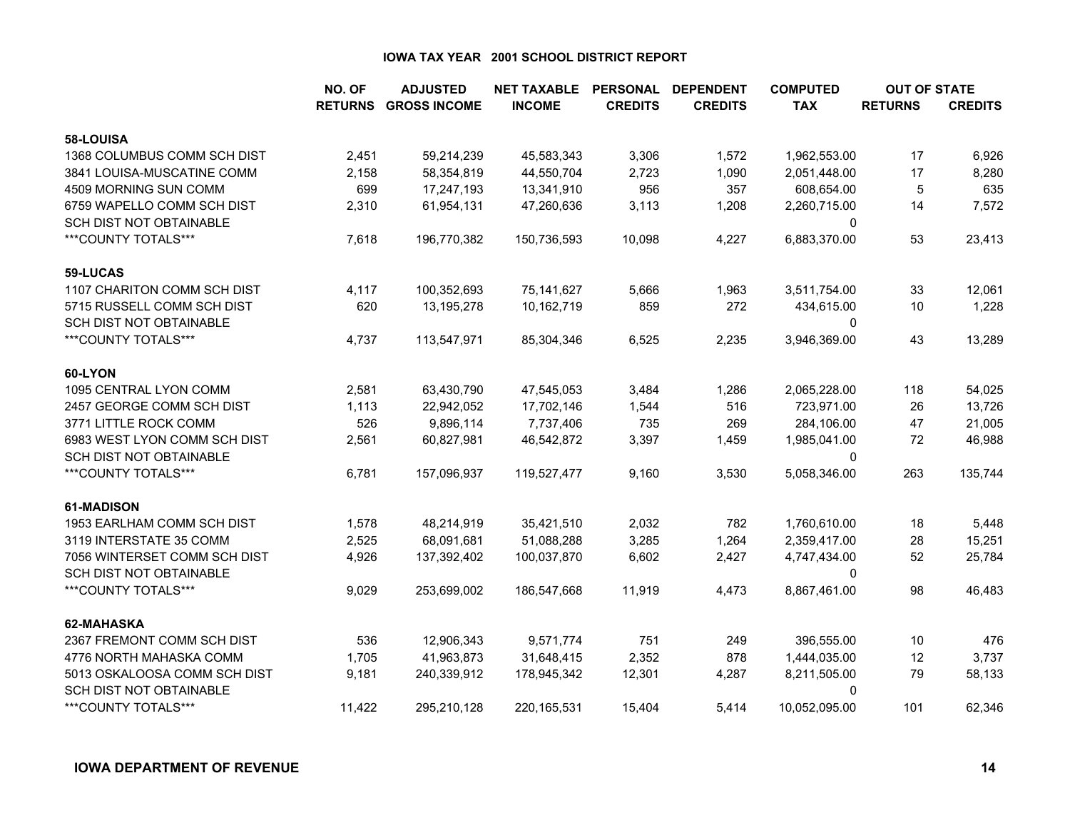## IOWA TAX YEAR 2001 SCHOOL DISTRICT REPORT

| | NO. OF RETURNS | ADJUSTED GROSS INCOME | NET TAXABLE INCOME | PERSONAL CREDITS | DEPENDENT CREDITS | COMPUTED TAX | OUT OF STATE RETURNS | OUT OF STATE CREDITS |
|---|---|---|---|---|---|---|---|---|
| **58-LOUISA** | | | | | | | | |
| 1368 COLUMBUS COMM SCH DIST | 2,451 | 59,214,239 | 45,583,343 | 3,306 | 1,572 | 1,962,553.00 | 17 | 6,926 |
| 3841 LOUISA-MUSCATINE COMM | 2,158 | 58,354,819 | 44,550,704 | 2,723 | 1,090 | 2,051,448.00 | 17 | 8,280 |
| 4509 MORNING SUN COMM | 699 | 17,247,193 | 13,341,910 | 956 | 357 | 608,654.00 | 5 | 635 |
| 6759 WAPELLO COMM SCH DIST | 2,310 | 61,954,131 | 47,260,636 | 3,113 | 1,208 | 2,260,715.00 | 14 | 7,572 |
| SCH DIST NOT OBTAINABLE | | | | | | 0 | | |
| ***COUNTY TOTALS*** | 7,618 | 196,770,382 | 150,736,593 | 10,098 | 4,227 | 6,883,370.00 | 53 | 23,413 |
| **59-LUCAS** | | | | | | | | |
| 1107 CHARITON COMM SCH DIST | 4,117 | 100,352,693 | 75,141,627 | 5,666 | 1,963 | 3,511,754.00 | 33 | 12,061 |
| 5715 RUSSELL COMM SCH DIST | 620 | 13,195,278 | 10,162,719 | 859 | 272 | 434,615.00 | 10 | 1,228 |
| SCH DIST NOT OBTAINABLE | | | | | | 0 | | |
| ***COUNTY TOTALS*** | 4,737 | 113,547,971 | 85,304,346 | 6,525 | 2,235 | 3,946,369.00 | 43 | 13,289 |
| **60-LYON** | | | | | | | | |
| 1095 CENTRAL LYON COMM | 2,581 | 63,430,790 | 47,545,053 | 3,484 | 1,286 | 2,065,228.00 | 118 | 54,025 |
| 2457 GEORGE COMM SCH DIST | 1,113 | 22,942,052 | 17,702,146 | 1,544 | 516 | 723,971.00 | 26 | 13,726 |
| 3771 LITTLE ROCK COMM | 526 | 9,896,114 | 7,737,406 | 735 | 269 | 284,106.00 | 47 | 21,005 |
| 6983 WEST LYON COMM SCH DIST | 2,561 | 60,827,981 | 46,542,872 | 3,397 | 1,459 | 1,985,041.00 | 72 | 46,988 |
| SCH DIST NOT OBTAINABLE | | | | | | 0 | | |
| ***COUNTY TOTALS*** | 6,781 | 157,096,937 | 119,527,477 | 9,160 | 3,530 | 5,058,346.00 | 263 | 135,744 |
| **61-MADISON** | | | | | | | | |
| 1953 EARLHAM COMM SCH DIST | 1,578 | 48,214,919 | 35,421,510 | 2,032 | 782 | 1,760,610.00 | 18 | 5,448 |
| 3119 INTERSTATE 35 COMM | 2,525 | 68,091,681 | 51,088,288 | 3,285 | 1,264 | 2,359,417.00 | 28 | 15,251 |
| 7056 WINTERSET COMM SCH DIST | 4,926 | 137,392,402 | 100,037,870 | 6,602 | 2,427 | 4,747,434.00 | 52 | 25,784 |
| SCH DIST NOT OBTAINABLE | | | | | | 0 | | |
| ***COUNTY TOTALS*** | 9,029 | 253,699,002 | 186,547,668 | 11,919 | 4,473 | 8,867,461.00 | 98 | 46,483 |
| **62-MAHASKA** | | | | | | | | |
| 2367 FREMONT COMM SCH DIST | 536 | 12,906,343 | 9,571,774 | 751 | 249 | 396,555.00 | 10 | 476 |
| 4776 NORTH MAHASKA COMM | 1,705 | 41,963,873 | 31,648,415 | 2,352 | 878 | 1,444,035.00 | 12 | 3,737 |
| 5013 OSKALOOSA COMM SCH DIST | 9,181 | 240,339,912 | 178,945,342 | 12,301 | 4,287 | 8,211,505.00 | 79 | 58,133 |
| SCH DIST NOT OBTAINABLE | | | | | | 0 | | |
| ***COUNTY TOTALS*** | 11,422 | 295,210,128 | 220,165,531 | 15,404 | 5,414 | 10,052,095.00 | 101 | 62,346 |

**IOWA DEPARTMENT OF REVENUE**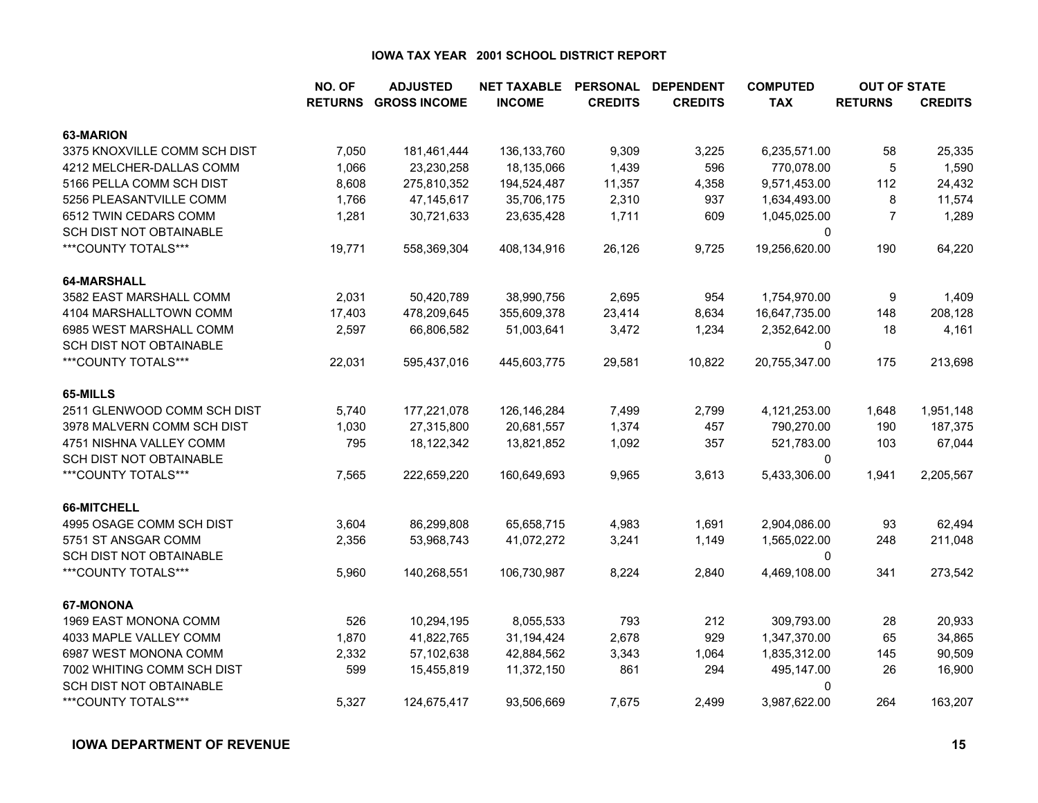# IOWA TAX YEAR 2001 SCHOOL DISTRICT REPORT

| | NO. OF RETURNS | ADJUSTED GROSS INCOME | NET TAXABLE INCOME | PERSONAL CREDITS | DEPENDENT CREDITS | COMPUTED TAX | OUT OF STATE RETURNS | OUT OF STATE CREDITS |
|---|---|---|---|---|---|---|---|---|
| **63-MARION** | | | | | | | | |
| 3375 KNOXVILLE COMM SCH DIST | 7,050 | 181,461,444 | 136,133,760 | 9,309 | 3,225 | 6,235,571.00 | 58 | 25,335 |
| 4212 MELCHER-DALLAS COMM | 1,066 | 23,230,258 | 18,135,066 | 1,439 | 596 | 770,078.00 | 5 | 1,590 |
| 5166 PELLA COMM SCH DIST | 8,608 | 275,810,352 | 194,524,487 | 11,357 | 4,358 | 9,571,453.00 | 112 | 24,432 |
| 5256 PLEASANTVILLE COMM | 1,766 | 47,145,617 | 35,706,175 | 2,310 | 937 | 1,634,493.00 | 8 | 11,574 |
| 6512 TWIN CEDARS COMM | 1,281 | 30,721,633 | 23,635,428 | 1,711 | 609 | 1,045,025.00 | 7 | 1,289 |
| SCH DIST NOT OBTAINABLE | | | | | | 0 | | |
| ***COUNTY TOTALS*** | 19,771 | 558,369,304 | 408,134,916 | 26,126 | 9,725 | 19,256,620.00 | 190 | 64,220 |
| **64-MARSHALL** | | | | | | | | |
| 3582 EAST MARSHALL COMM | 2,031 | 50,420,789 | 38,990,756 | 2,695 | 954 | 1,754,970.00 | 9 | 1,409 |
| 4104 MARSHALLTOWN COMM | 17,403 | 478,209,645 | 355,609,378 | 23,414 | 8,634 | 16,647,735.00 | 148 | 208,128 |
| 6985 WEST MARSHALL COMM | 2,597 | 66,806,582 | 51,003,641 | 3,472 | 1,234 | 2,352,642.00 | 18 | 4,161 |
| SCH DIST NOT OBTAINABLE | | | | | | 0 | | |
| ***COUNTY TOTALS*** | 22,031 | 595,437,016 | 445,603,775 | 29,581 | 10,822 | 20,755,347.00 | 175 | 213,698 |
| **65-MILLS** | | | | | | | | |
| 2511 GLENWOOD COMM SCH DIST | 5,740 | 177,221,078 | 126,146,284 | 7,499 | 2,799 | 4,121,253.00 | 1,648 | 1,951,148 |
| 3978 MALVERN COMM SCH DIST | 1,030 | 27,315,800 | 20,681,557 | 1,374 | 457 | 790,270.00 | 190 | 187,375 |
| 4751 NISHNA VALLEY COMM | 795 | 18,122,342 | 13,821,852 | 1,092 | 357 | 521,783.00 | 103 | 67,044 |
| SCH DIST NOT OBTAINABLE | | | | | | 0 | | |
| ***COUNTY TOTALS*** | 7,565 | 222,659,220 | 160,649,693 | 9,965 | 3,613 | 5,433,306.00 | 1,941 | 2,205,567 |
| **66-MITCHELL** | | | | | | | | |
| 4995 OSAGE COMM SCH DIST | 3,604 | 86,299,808 | 65,658,715 | 4,983 | 1,691 | 2,904,086.00 | 93 | 62,494 |
| 5751 ST ANSGAR COMM | 2,356 | 53,968,743 | 41,072,272 | 3,241 | 1,149 | 1,565,022.00 | 248 | 211,048 |
| SCH DIST NOT OBTAINABLE | | | | | | 0 | | |
| ***COUNTY TOTALS*** | 5,960 | 140,268,551 | 106,730,987 | 8,224 | 2,840 | 4,469,108.00 | 341 | 273,542 |
| **67-MONONA** | | | | | | | | |
| 1969 EAST MONONA COMM | 526 | 10,294,195 | 8,055,533 | 793 | 212 | 309,793.00 | 28 | 20,933 |
| 4033 MAPLE VALLEY COMM | 1,870 | 41,822,765 | 31,194,424 | 2,678 | 929 | 1,347,370.00 | 65 | 34,865 |
| 6987 WEST MONONA COMM | 2,332 | 57,102,638 | 42,884,562 | 3,343 | 1,064 | 1,835,312.00 | 145 | 90,509 |
| 7002 WHITING COMM SCH DIST | 599 | 15,455,819 | 11,372,150 | 861 | 294 | 495,147.00 | 26 | 16,900 |
| SCH DIST NOT OBTAINABLE | | | | | | 0 | | |
| ***COUNTY TOTALS*** | 5,327 | 124,675,417 | 93,506,669 | 7,675 | 2,499 | 3,987,622.00 | 264 | 163,207 |

**IOWA DEPARTMENT OF REVENUE**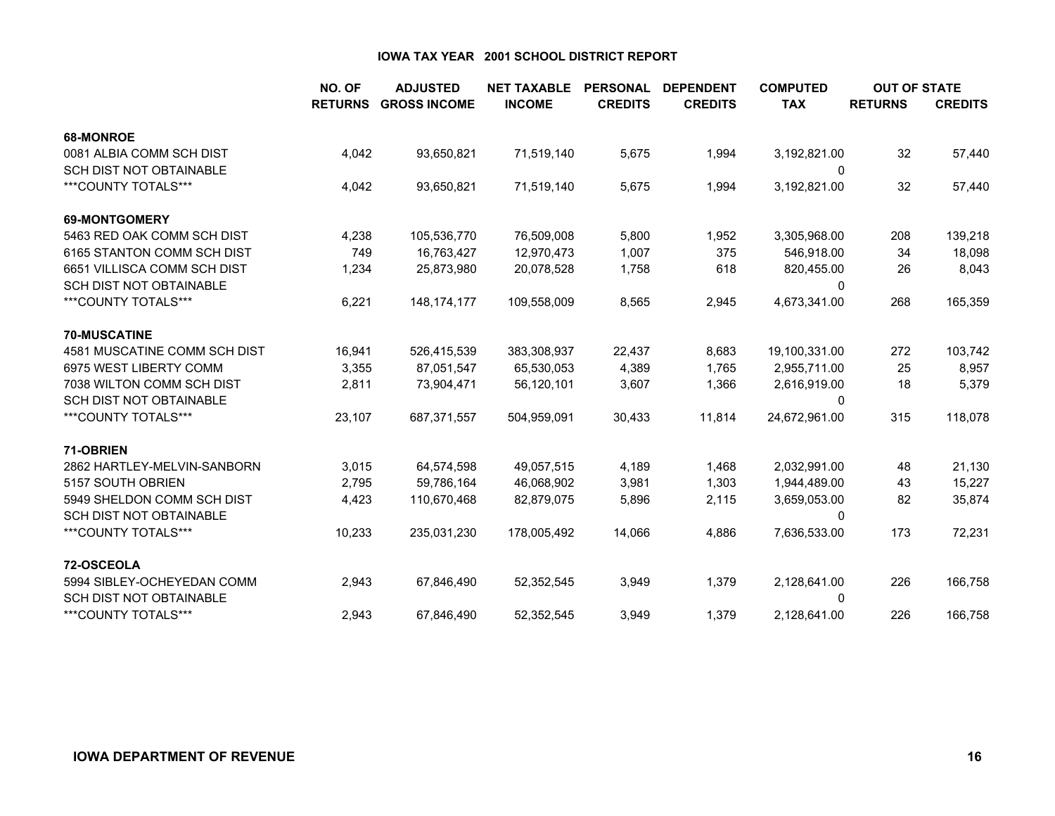# IOWA TAX YEAR 2001 SCHOOL DISTRICT REPORT

| | NO. OF RETURNS | ADJUSTED GROSS INCOME | NET TAXABLE INCOME | PERSONAL CREDITS | DEPENDENT CREDITS | COMPUTED TAX | OUT OF STATE RETURNS | OUT OF STATE CREDITS |
|---|---|---|---|---|---|---|---|---|
| **68-MONROE** | | | | | | | | |
| 0081 ALBIA COMM SCH DIST | 4,042 | 93,650,821 | 71,519,140 | 5,675 | 1,994 | 3,192,821.00 | 32 | 57,440 |
| SCH DIST NOT OBTAINABLE | | | | | | 0 | | |
| ***COUNTY TOTALS*** | 4,042 | 93,650,821 | 71,519,140 | 5,675 | 1,994 | 3,192,821.00 | 32 | 57,440 |
| **69-MONTGOMERY** | | | | | | | | |
| 5463 RED OAK COMM SCH DIST | 4,238 | 105,536,770 | 76,509,008 | 5,800 | 1,952 | 3,305,968.00 | 208 | 139,218 |
| 6165 STANTON COMM SCH DIST | 749 | 16,763,427 | 12,970,473 | 1,007 | 375 | 546,918.00 | 34 | 18,098 |
| 6651 VILLISCA COMM SCH DIST | 1,234 | 25,873,980 | 20,078,528 | 1,758 | 618 | 820,455.00 | 26 | 8,043 |
| SCH DIST NOT OBTAINABLE | | | | | | 0 | | |
| ***COUNTY TOTALS*** | 6,221 | 148,174,177 | 109,558,009 | 8,565 | 2,945 | 4,673,341.00 | 268 | 165,359 |
| **70-MUSCATINE** | | | | | | | | |
| 4581 MUSCATINE COMM SCH DIST | 16,941 | 526,415,539 | 383,308,937 | 22,437 | 8,683 | 19,100,331.00 | 272 | 103,742 |
| 6975 WEST LIBERTY COMM | 3,355 | 87,051,547 | 65,530,053 | 4,389 | 1,765 | 2,955,711.00 | 25 | 8,957 |
| 7038 WILTON COMM SCH DIST | 2,811 | 73,904,471 | 56,120,101 | 3,607 | 1,366 | 2,616,919.00 | 18 | 5,379 |
| SCH DIST NOT OBTAINABLE | | | | | | 0 | | |
| ***COUNTY TOTALS*** | 23,107 | 687,371,557 | 504,959,091 | 30,433 | 11,814 | 24,672,961.00 | 315 | 118,078 |
| **71-OBRIEN** | | | | | | | | |
| 2862 HARTLEY-MELVIN-SANBORN | 3,015 | 64,574,598 | 49,057,515 | 4,189 | 1,468 | 2,032,991.00 | 48 | 21,130 |
| 5157 SOUTH OBRIEN | 2,795 | 59,786,164 | 46,068,902 | 3,981 | 1,303 | 1,944,489.00 | 43 | 15,227 |
| 5949 SHELDON COMM SCH DIST | 4,423 | 110,670,468 | 82,879,075 | 5,896 | 2,115 | 3,659,053.00 | 82 | 35,874 |
| SCH DIST NOT OBTAINABLE | | | | | | 0 | | |
| ***COUNTY TOTALS*** | 10,233 | 235,031,230 | 178,005,492 | 14,066 | 4,886 | 7,636,533.00 | 173 | 72,231 |
| **72-OSCEOLA** | | | | | | | | |
| 5994 SIBLEY-OCHEYEDAN COMM | 2,943 | 67,846,490 | 52,352,545 | 3,949 | 1,379 | 2,128,641.00 | 226 | 166,758 |
| SCH DIST NOT OBTAINABLE | | | | | | 0 | | |
| ***COUNTY TOTALS*** | 2,943 | 67,846,490 | 52,352,545 | 3,949 | 1,379 | 2,128,641.00 | 226 | 166,758 |

IOWA DEPARTMENT OF REVENUE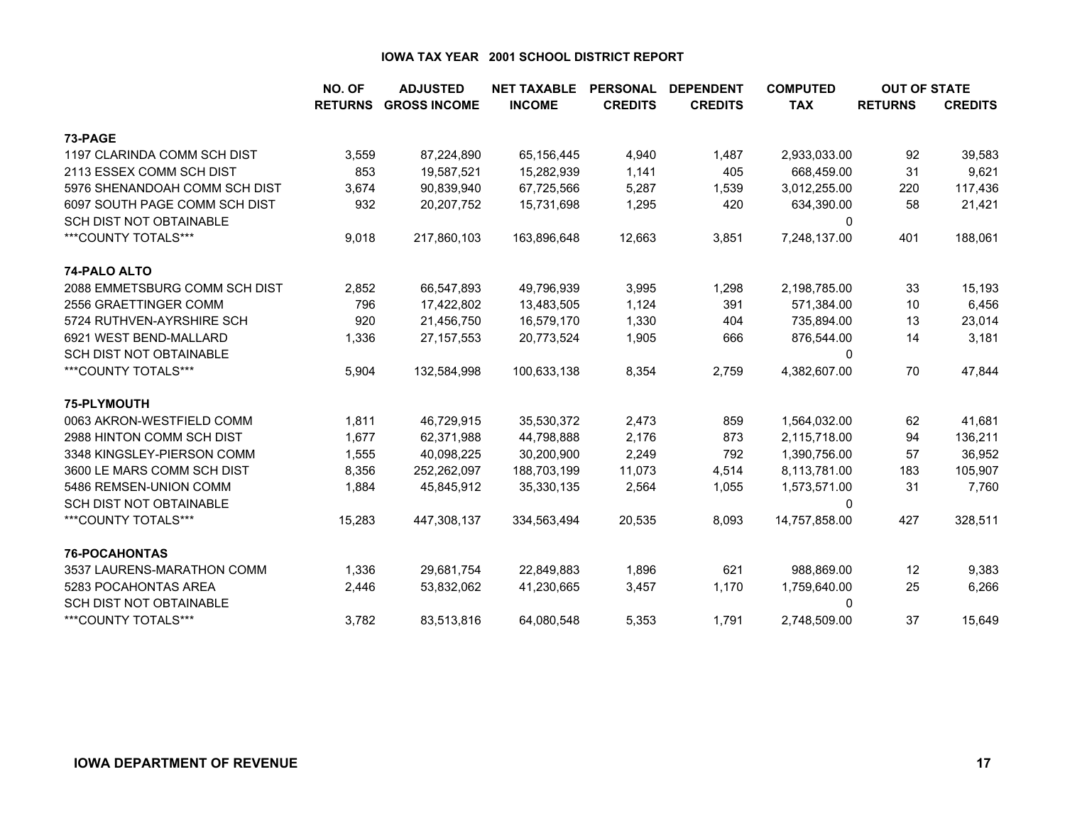## IOWA TAX YEAR 2001 SCHOOL DISTRICT REPORT

| | NO. OF RETURNS | ADJUSTED GROSS INCOME | NET TAXABLE INCOME | PERSONAL CREDITS | DEPENDENT CREDITS | COMPUTED TAX | OUT OF STATE RETURNS | OUT OF STATE CREDITS |
|---|---|---|---|---|---|---|---|---|
| **73-PAGE** | | | | | | | | |
| 1197 CLARINDA COMM SCH DIST | 3,559 | 87,224,890 | 65,156,445 | 4,940 | 1,487 | 2,933,033.00 | 92 | 39,583 |
| 2113 ESSEX COMM SCH DIST | 853 | 19,587,521 | 15,282,939 | 1,141 | 405 | 668,459.00 | 31 | 9,621 |
| 5976 SHENANDOAH COMM SCH DIST | 3,674 | 90,839,940 | 67,725,566 | 5,287 | 1,539 | 3,012,255.00 | 220 | 117,436 |
| 6097 SOUTH PAGE COMM SCH DIST | 932 | 20,207,752 | 15,731,698 | 1,295 | 420 | 634,390.00 | 58 | 21,421 |
| SCH DIST NOT OBTAINABLE | | | | | | 0 | | |
| ***COUNTY TOTALS*** | 9,018 | 217,860,103 | 163,896,648 | 12,663 | 3,851 | 7,248,137.00 | 401 | 188,061 |
| **74-PALO ALTO** | | | | | | | | |
| 2088 EMMETSBURG COMM SCH DIST | 2,852 | 66,547,893 | 49,796,939 | 3,995 | 1,298 | 2,198,785.00 | 33 | 15,193 |
| 2556 GRAETTINGER COMM | 796 | 17,422,802 | 13,483,505 | 1,124 | 391 | 571,384.00 | 10 | 6,456 |
| 5724 RUTHVEN-AYRSHIRE SCH | 920 | 21,456,750 | 16,579,170 | 1,330 | 404 | 735,894.00 | 13 | 23,014 |
| 6921 WEST BEND-MALLARD | 1,336 | 27,157,553 | 20,773,524 | 1,905 | 666 | 876,544.00 | 14 | 3,181 |
| SCH DIST NOT OBTAINABLE | | | | | | 0 | | |
| ***COUNTY TOTALS*** | 5,904 | 132,584,998 | 100,633,138 | 8,354 | 2,759 | 4,382,607.00 | 70 | 47,844 |
| **75-PLYMOUTH** | | | | | | | | |
| 0063 AKRON-WESTFIELD COMM | 1,811 | 46,729,915 | 35,530,372 | 2,473 | 859 | 1,564,032.00 | 62 | 41,681 |
| 2988 HINTON COMM SCH DIST | 1,677 | 62,371,988 | 44,798,888 | 2,176 | 873 | 2,115,718.00 | 94 | 136,211 |
| 3348 KINGSLEY-PIERSON COMM | 1,555 | 40,098,225 | 30,200,900 | 2,249 | 792 | 1,390,756.00 | 57 | 36,952 |
| 3600 LE MARS COMM SCH DIST | 8,356 | 252,262,097 | 188,703,199 | 11,073 | 4,514 | 8,113,781.00 | 183 | 105,907 |
| 5486 REMSEN-UNION COMM | 1,884 | 45,845,912 | 35,330,135 | 2,564 | 1,055 | 1,573,571.00 | 31 | 7,760 |
| SCH DIST NOT OBTAINABLE | | | | | | 0 | | |
| ***COUNTY TOTALS*** | 15,283 | 447,308,137 | 334,563,494 | 20,535 | 8,093 | 14,757,858.00 | 427 | 328,511 |
| **76-POCAHONTAS** | | | | | | | | |
| 3537 LAURENS-MARATHON COMM | 1,336 | 29,681,754 | 22,849,883 | 1,896 | 621 | 988,869.00 | 12 | 9,383 |
| 5283 POCAHONTAS AREA | 2,446 | 53,832,062 | 41,230,665 | 3,457 | 1,170 | 1,759,640.00 | 25 | 6,266 |
| SCH DIST NOT OBTAINABLE | | | | | | 0 | | |
| ***COUNTY TOTALS*** | 3,782 | 83,513,816 | 64,080,548 | 5,353 | 1,791 | 2,748,509.00 | 37 | 15,649 |

**IOWA DEPARTMENT OF REVENUE**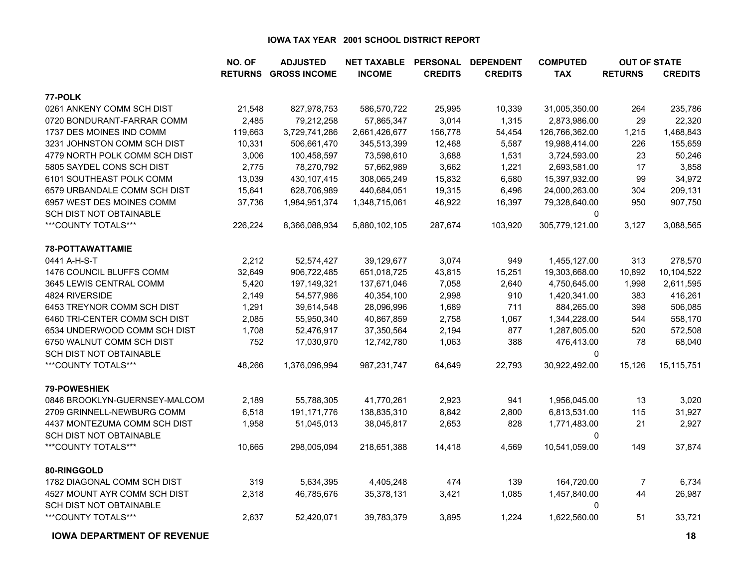# IOWA TAX YEAR 2001 SCHOOL DISTRICT REPORT

| | NO. OF RETURNS | ADJUSTED GROSS INCOME | NET TAXABLE INCOME | PERSONAL CREDITS | DEPENDENT CREDITS | COMPUTED TAX | OUT OF STATE RETURNS | OUT OF STATE CREDITS |
|---|---|---|---|---|---|---|---|---|
| **77-POLK** | | | | | | | | |
| 0261 ANKENY COMM SCH DIST | 21,548 | 827,978,753 | 586,570,722 | 25,995 | 10,339 | 31,005,350.00 | 264 | 235,786 |
| 0720 BONDURANT-FARRAR COMM | 2,485 | 79,212,258 | 57,865,347 | 3,014 | 1,315 | 2,873,986.00 | 29 | 22,320 |
| 1737 DES MOINES IND COMM | 119,663 | 3,729,741,286 | 2,661,426,677 | 156,778 | 54,454 | 126,766,362.00 | 1,215 | 1,468,843 |
| 3231 JOHNSTON COMM SCH DIST | 10,331 | 506,661,470 | 345,513,399 | 12,468 | 5,587 | 19,988,414.00 | 226 | 155,659 |
| 4779 NORTH POLK COMM SCH DIST | 3,006 | 100,458,597 | 73,598,610 | 3,688 | 1,531 | 3,724,593.00 | 23 | 50,246 |
| 5805 SAYDEL CONS SCH DIST | 2,775 | 78,270,792 | 57,662,989 | 3,662 | 1,221 | 2,693,581.00 | 17 | 3,858 |
| 6101 SOUTHEAST POLK COMM | 13,039 | 430,107,415 | 308,065,249 | 15,832 | 6,580 | 15,397,932.00 | 99 | 34,972 |
| 6579 URBANDALE COMM SCH DIST | 15,641 | 628,706,989 | 440,684,051 | 19,315 | 6,496 | 24,000,263.00 | 304 | 209,131 |
| 6957 WEST DES MOINES COMM | 37,736 | 1,984,951,374 | 1,348,715,061 | 46,922 | 16,397 | 79,328,640.00 | 950 | 907,750 |
| SCH DIST NOT OBTAINABLE | | | | | | 0 | | |
| ***COUNTY TOTALS*** | 226,224 | 8,366,088,934 | 5,880,102,105 | 287,674 | 103,920 | 305,779,121.00 | 3,127 | 3,088,565 |
| **78-POTTAWATTAMIE** | | | | | | | | |
| 0441 A-H-S-T | 2,212 | 52,574,427 | 39,129,677 | 3,074 | 949 | 1,455,127.00 | 313 | 278,570 |
| 1476 COUNCIL BLUFFS COMM | 32,649 | 906,722,485 | 651,018,725 | 43,815 | 15,251 | 19,303,668.00 | 10,892 | 10,104,522 |
| 3645 LEWIS CENTRAL COMM | 5,420 | 197,149,321 | 137,671,046 | 7,058 | 2,640 | 4,750,645.00 | 1,998 | 2,611,595 |
| 4824 RIVERSIDE | 2,149 | 54,577,986 | 40,354,100 | 2,998 | 910 | 1,420,341.00 | 383 | 416,261 |
| 6453 TREYNOR COMM SCH DIST | 1,291 | 39,614,548 | 28,096,996 | 1,689 | 711 | 884,265.00 | 398 | 506,085 |
| 6460 TRI-CENTER COMM SCH DIST | 2,085 | 55,950,340 | 40,867,859 | 2,758 | 1,067 | 1,344,228.00 | 544 | 558,170 |
| 6534 UNDERWOOD COMM SCH DIST | 1,708 | 52,476,917 | 37,350,564 | 2,194 | 877 | 1,287,805.00 | 520 | 572,508 |
| 6750 WALNUT COMM SCH DIST | 752 | 17,030,970 | 12,742,780 | 1,063 | 388 | 476,413.00 | 78 | 68,040 |
| SCH DIST NOT OBTAINABLE | | | | | | 0 | | |
| ***COUNTY TOTALS*** | 48,266 | 1,376,096,994 | 987,231,747 | 64,649 | 22,793 | 30,922,492.00 | 15,126 | 15,115,751 |
| **79-POWESHIEK** | | | | | | | | |
| 0846 BROOKLYN-GUERNSEY-MALCOM | 2,189 | 55,788,305 | 41,770,261 | 2,923 | 941 | 1,956,045.00 | 13 | 3,020 |
| 2709 GRINNELL-NEWBURG COMM | 6,518 | 191,171,776 | 138,835,310 | 8,842 | 2,800 | 6,813,531.00 | 115 | 31,927 |
| 4437 MONTEZUMA COMM SCH DIST | 1,958 | 51,045,013 | 38,045,817 | 2,653 | 828 | 1,771,483.00 | 21 | 2,927 |
| SCH DIST NOT OBTAINABLE | | | | | | 0 | | |
| ***COUNTY TOTALS*** | 10,665 | 298,005,094 | 218,651,388 | 14,418 | 4,569 | 10,541,059.00 | 149 | 37,874 |
| **80-RINGGOLD** | | | | | | | | |
| 1782 DIAGONAL COMM SCH DIST | 319 | 5,634,395 | 4,405,248 | 474 | 139 | 164,720.00 | 7 | 6,734 |
| 4527 MOUNT AYR COMM SCH DIST | 2,318 | 46,785,676 | 35,378,131 | 3,421 | 1,085 | 1,457,840.00 | 44 | 26,987 |
| SCH DIST NOT OBTAINABLE | | | | | | 0 | | |
| ***COUNTY TOTALS*** | 2,637 | 52,420,071 | 39,783,379 | 3,895 | 1,224 | 1,622,560.00 | 51 | 33,721 |

**IOWA DEPARTMENT OF REVENUE**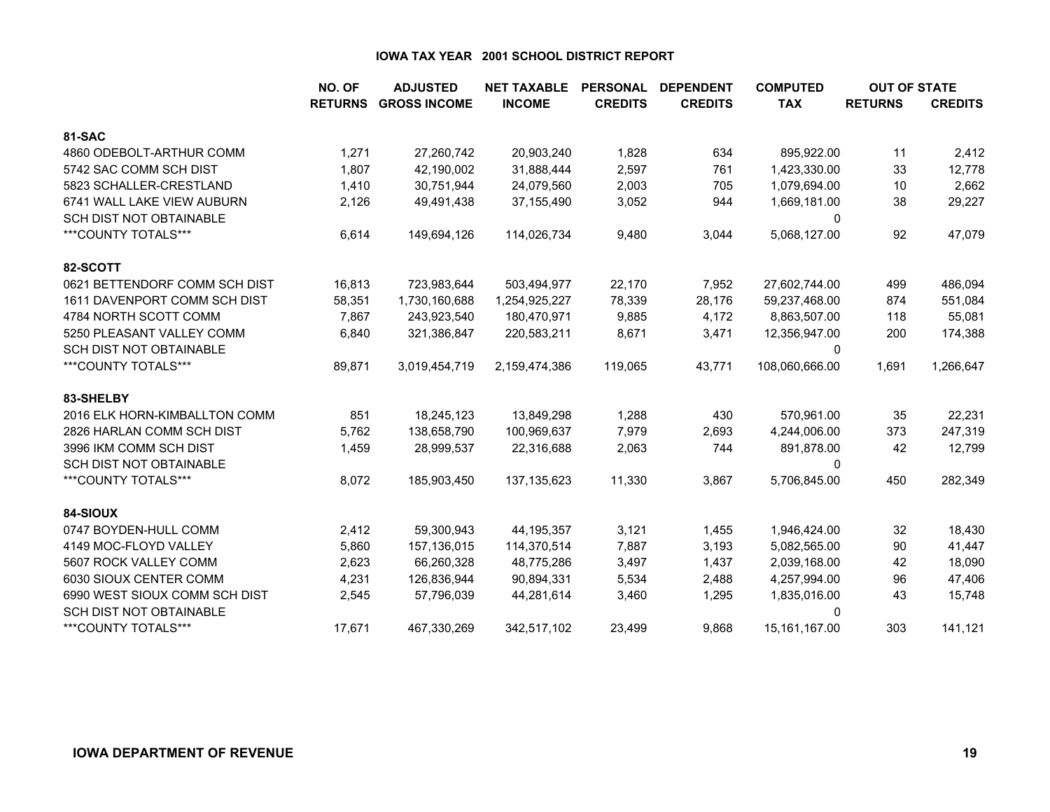# IOWA TAX YEAR 2001 SCHOOL DISTRICT REPORT

| | NO. OF RETURNS | ADJUSTED GROSS INCOME | NET TAXABLE INCOME | PERSONAL CREDITS | DEPENDENT CREDITS | COMPUTED TAX | OUT OF STATE RETURNS | OUT OF STATE CREDITS |
|---|---|---|---|---|---|---|---|---|
| **81-SAC** | | | | | | | | |
| 4860 ODEBOLT-ARTHUR COMM | 1,271 | 27,260,742 | 20,903,240 | 1,828 | 634 | 895,922.00 | 11 | 2,412 |
| 5742 SAC COMM SCH DIST | 1,807 | 42,190,002 | 31,888,444 | 2,597 | 761 | 1,423,330.00 | 33 | 12,778 |
| 5823 SCHALLER-CRESTLAND | 1,410 | 30,751,944 | 24,079,560 | 2,003 | 705 | 1,079,694.00 | 10 | 2,662 |
| 6741 WALL LAKE VIEW AUBURN | 2,126 | 49,491,438 | 37,155,490 | 3,052 | 944 | 1,669,181.00 | 38 | 29,227 |
| SCH DIST NOT OBTAINABLE | | | | | | 0 | | |
| ***COUNTY TOTALS*** | 6,614 | 149,694,126 | 114,026,734 | 9,480 | 3,044 | 5,068,127.00 | 92 | 47,079 |
| **82-SCOTT** | | | | | | | | |
| 0621 BETTENDORF COMM SCH DIST | 16,813 | 723,983,644 | 503,494,977 | 22,170 | 7,952 | 27,602,744.00 | 499 | 486,094 |
| 1611 DAVENPORT COMM SCH DIST | 58,351 | 1,730,160,688 | 1,254,925,227 | 78,339 | 28,176 | 59,237,468.00 | 874 | 551,084 |
| 4784 NORTH SCOTT COMM | 7,867 | 243,923,540 | 180,470,971 | 9,885 | 4,172 | 8,863,507.00 | 118 | 55,081 |
| 5250 PLEASANT VALLEY COMM | 6,840 | 321,386,847 | 220,583,211 | 8,671 | 3,471 | 12,356,947.00 | 200 | 174,388 |
| SCH DIST NOT OBTAINABLE | | | | | | 0 | | |
| ***COUNTY TOTALS*** | 89,871 | 3,019,454,719 | 2,159,474,386 | 119,065 | 43,771 | 108,060,666.00 | 1,691 | 1,266,647 |
| **83-SHELBY** | | | | | | | | |
| 2016 ELK HORN-KIMBALLTON COMM | 851 | 18,245,123 | 13,849,298 | 1,288 | 430 | 570,961.00 | 35 | 22,231 |
| 2826 HARLAN COMM SCH DIST | 5,762 | 138,658,790 | 100,969,637 | 7,979 | 2,693 | 4,244,006.00 | 373 | 247,319 |
| 3996 IKM COMM SCH DIST | 1,459 | 28,999,537 | 22,316,688 | 2,063 | 744 | 891,878.00 | 42 | 12,799 |
| SCH DIST NOT OBTAINABLE | | | | | | 0 | | |
| ***COUNTY TOTALS*** | 8,072 | 185,903,450 | 137,135,623 | 11,330 | 3,867 | 5,706,845.00 | 450 | 282,349 |
| **84-SIOUX** | | | | | | | | |
| 0747 BOYDEN-HULL COMM | 2,412 | 59,300,943 | 44,195,357 | 3,121 | 1,455 | 1,946,424.00 | 32 | 18,430 |
| 4149 MOC-FLOYD VALLEY | 5,860 | 157,136,015 | 114,370,514 | 7,887 | 3,193 | 5,082,565.00 | 90 | 41,447 |
| 5607 ROCK VALLEY COMM | 2,623 | 66,260,328 | 48,775,286 | 3,497 | 1,437 | 2,039,168.00 | 42 | 18,090 |
| 6030 SIOUX CENTER COMM | 4,231 | 126,836,944 | 90,894,331 | 5,534 | 2,488 | 4,257,994.00 | 96 | 47,406 |
| 6990 WEST SIOUX COMM SCH DIST | 2,545 | 57,796,039 | 44,281,614 | 3,460 | 1,295 | 1,835,016.00 | 43 | 15,748 |
| SCH DIST NOT OBTAINABLE | | | | | | 0 | | |
| ***COUNTY TOTALS*** | 17,671 | 467,330,269 | 342,517,102 | 23,499 | 9,868 | 15,161,167.00 | 303 | 141,121 |

**IOWA DEPARTMENT OF REVENUE**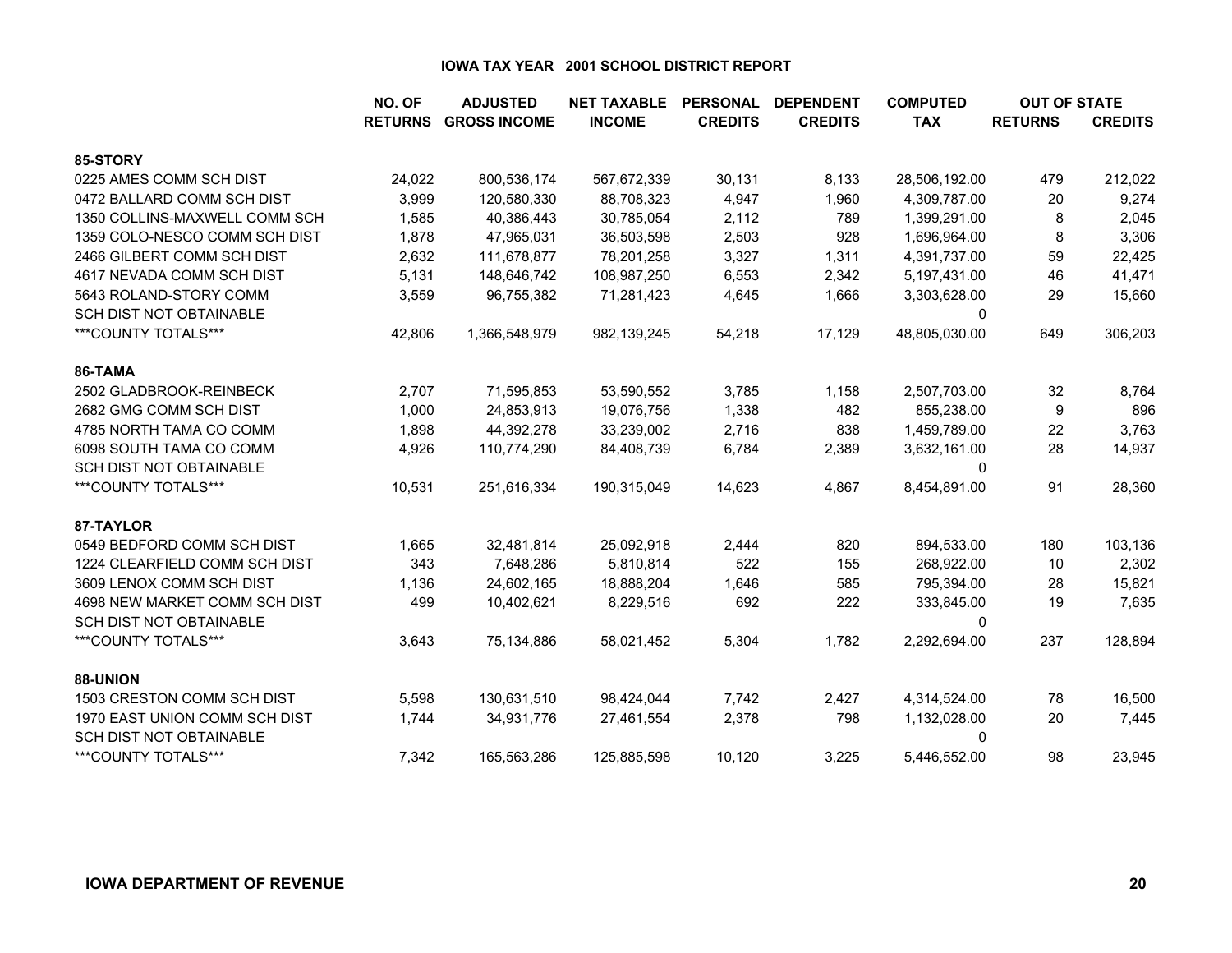### IOWA TAX YEAR 2001 SCHOOL DISTRICT REPORT

| | NO. OF RETURNS | ADJUSTED GROSS INCOME | NET TAXABLE INCOME | PERSONAL CREDITS | DEPENDENT CREDITS | COMPUTED TAX | OUT OF STATE RETURNS | OUT OF STATE CREDITS |
|---|---|---|---|---|---|---|---|---|
| **85-STORY** | | | | | | | | |
| 0225 AMES COMM SCH DIST | 24,022 | 800,536,174 | 567,672,339 | 30,131 | 8,133 | 28,506,192.00 | 479 | 212,022 |
| 0472 BALLARD COMM SCH DIST | 3,999 | 120,580,330 | 88,708,323 | 4,947 | 1,960 | 4,309,787.00 | 20 | 9,274 |
| 1350 COLLINS-MAXWELL COMM SCH | 1,585 | 40,386,443 | 30,785,054 | 2,112 | 789 | 1,399,291.00 | 8 | 2,045 |
| 1359 COLO-NESCO COMM SCH DIST | 1,878 | 47,965,031 | 36,503,598 | 2,503 | 928 | 1,696,964.00 | 8 | 3,306 |
| 2466 GILBERT COMM SCH DIST | 2,632 | 111,678,877 | 78,201,258 | 3,327 | 1,311 | 4,391,737.00 | 59 | 22,425 |
| 4617 NEVADA COMM SCH DIST | 5,131 | 148,646,742 | 108,987,250 | 6,553 | 2,342 | 5,197,431.00 | 46 | 41,471 |
| 5643 ROLAND-STORY COMM | 3,559 | 96,755,382 | 71,281,423 | 4,645 | 1,666 | 3,303,628.00 | 29 | 15,660 |
| SCH DIST NOT OBTAINABLE | | | | | | 0 | | |
| ***COUNTY TOTALS*** | 42,806 | 1,366,548,979 | 982,139,245 | 54,218 | 17,129 | 48,805,030.00 | 649 | 306,203 |
| **86-TAMA** | | | | | | | | |
| 2502 GLADBROOK-REINBECK | 2,707 | 71,595,853 | 53,590,552 | 3,785 | 1,158 | 2,507,703.00 | 32 | 8,764 |
| 2682 GMG COMM SCH DIST | 1,000 | 24,853,913 | 19,076,756 | 1,338 | 482 | 855,238.00 | 9 | 896 |
| 4785 NORTH TAMA CO COMM | 1,898 | 44,392,278 | 33,239,002 | 2,716 | 838 | 1,459,789.00 | 22 | 3,763 |
| 6098 SOUTH TAMA CO COMM | 4,926 | 110,774,290 | 84,408,739 | 6,784 | 2,389 | 3,632,161.00 | 28 | 14,937 |
| SCH DIST NOT OBTAINABLE | | | | | | 0 | | |
| ***COUNTY TOTALS*** | 10,531 | 251,616,334 | 190,315,049 | 14,623 | 4,867 | 8,454,891.00 | 91 | 28,360 |
| **87-TAYLOR** | | | | | | | | |
| 0549 BEDFORD COMM SCH DIST | 1,665 | 32,481,814 | 25,092,918 | 2,444 | 820 | 894,533.00 | 180 | 103,136 |
| 1224 CLEARFIELD COMM SCH DIST | 343 | 7,648,286 | 5,810,814 | 522 | 155 | 268,922.00 | 10 | 2,302 |
| 3609 LENOX COMM SCH DIST | 1,136 | 24,602,165 | 18,888,204 | 1,646 | 585 | 795,394.00 | 28 | 15,821 |
| 4698 NEW MARKET COMM SCH DIST | 499 | 10,402,621 | 8,229,516 | 692 | 222 | 333,845.00 | 19 | 7,635 |
| SCH DIST NOT OBTAINABLE | | | | | | 0 | | |
| ***COUNTY TOTALS*** | 3,643 | 75,134,886 | 58,021,452 | 5,304 | 1,782 | 2,292,694.00 | 237 | 128,894 |
| **88-UNION** | | | | | | | | |
| 1503 CRESTON COMM SCH DIST | 5,598 | 130,631,510 | 98,424,044 | 7,742 | 2,427 | 4,314,524.00 | 78 | 16,500 |
| 1970 EAST UNION COMM SCH DIST | 1,744 | 34,931,776 | 27,461,554 | 2,378 | 798 | 1,132,028.00 | 20 | 7,445 |
| SCH DIST NOT OBTAINABLE | | | | | | 0 | | |
| ***COUNTY TOTALS*** | 7,342 | 165,563,286 | 125,885,598 | 10,120 | 3,225 | 5,446,552.00 | 98 | 23,945 |

**IOWA DEPARTMENT OF REVENUE**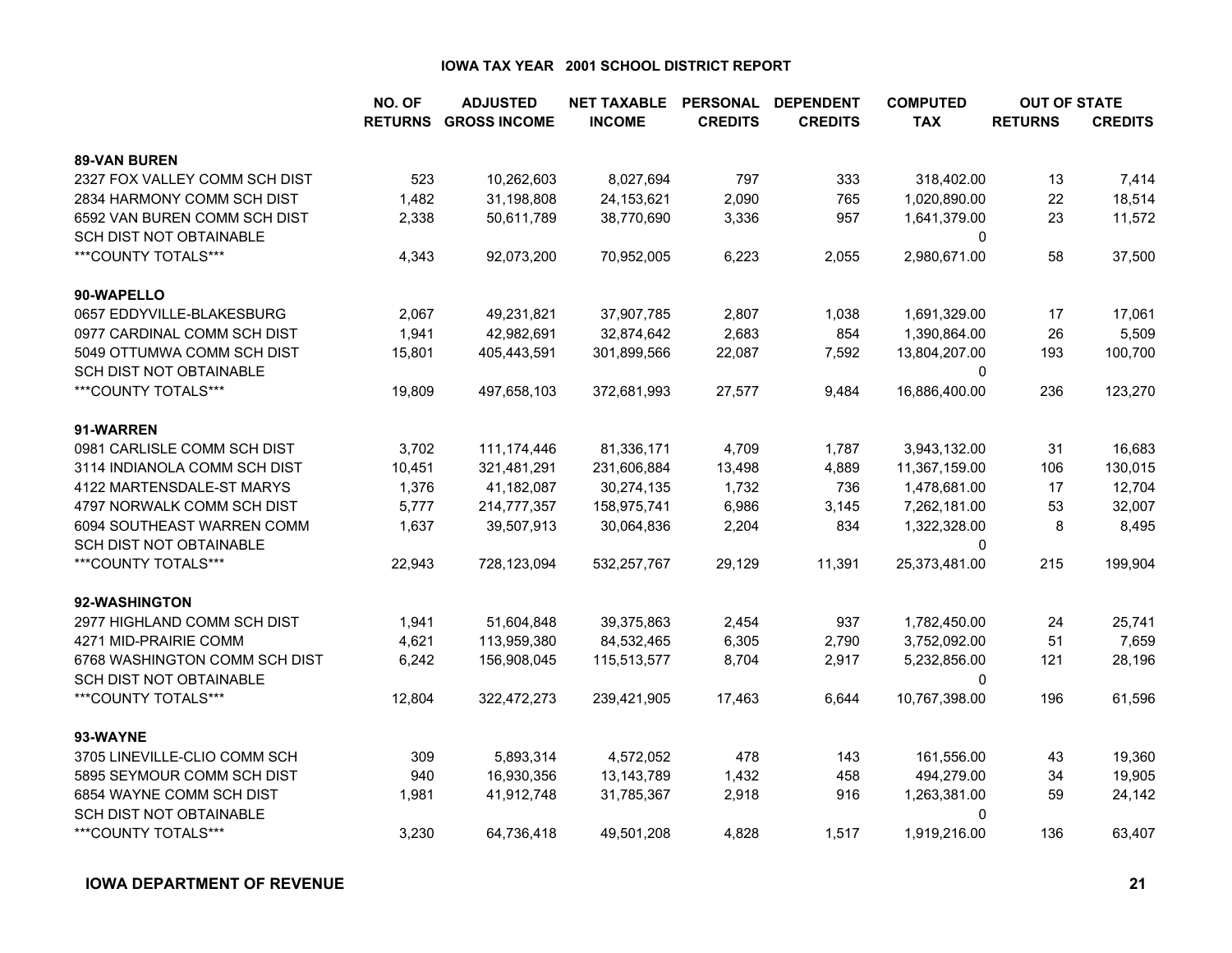# IOWA TAX YEAR 2001 SCHOOL DISTRICT REPORT

| | NO. OF RETURNS | ADJUSTED GROSS INCOME | NET TAXABLE INCOME | PERSONAL CREDITS | DEPENDENT CREDITS | COMPUTED TAX | OUT OF STATE RETURNS | OUT OF STATE CREDITS |
|---|---|---|---|---|---|---|---|---|
| **89-VAN BUREN** | | | | | | | | |
| 2327 FOX VALLEY COMM SCH DIST | 523 | 10,262,603 | 8,027,694 | 797 | 333 | 318,402.00 | 13 | 7,414 |
| 2834 HARMONY COMM SCH DIST | 1,482 | 31,198,808 | 24,153,621 | 2,090 | 765 | 1,020,890.00 | 22 | 18,514 |
| 6592 VAN BUREN COMM SCH DIST | 2,338 | 50,611,789 | 38,770,690 | 3,336 | 957 | 1,641,379.00 | 23 | 11,572 |
| SCH DIST NOT OBTAINABLE | | | | | | 0 | | |
| ***COUNTY TOTALS*** | 4,343 | 92,073,200 | 70,952,005 | 6,223 | 2,055 | 2,980,671.00 | 58 | 37,500 |
| **90-WAPELLO** | | | | | | | | |
| 0657 EDDYVILLE-BLAKESBURG | 2,067 | 49,231,821 | 37,907,785 | 2,807 | 1,038 | 1,691,329.00 | 17 | 17,061 |
| 0977 CARDINAL COMM SCH DIST | 1,941 | 42,982,691 | 32,874,642 | 2,683 | 854 | 1,390,864.00 | 26 | 5,509 |
| 5049 OTTUMWA COMM SCH DIST | 15,801 | 405,443,591 | 301,899,566 | 22,087 | 7,592 | 13,804,207.00 | 193 | 100,700 |
| SCH DIST NOT OBTAINABLE | | | | | | 0 | | |
| ***COUNTY TOTALS*** | 19,809 | 497,658,103 | 372,681,993 | 27,577 | 9,484 | 16,886,400.00 | 236 | 123,270 |
| **91-WARREN** | | | | | | | | |
| 0981 CARLISLE COMM SCH DIST | 3,702 | 111,174,446 | 81,336,171 | 4,709 | 1,787 | 3,943,132.00 | 31 | 16,683 |
| 3114 INDIANOLA COMM SCH DIST | 10,451 | 321,481,291 | 231,606,884 | 13,498 | 4,889 | 11,367,159.00 | 106 | 130,015 |
| 4122 MARTENSDALE-ST MARYS | 1,376 | 41,182,087 | 30,274,135 | 1,732 | 736 | 1,478,681.00 | 17 | 12,704 |
| 4797 NORWALK COMM SCH DIST | 5,777 | 214,777,357 | 158,975,741 | 6,986 | 3,145 | 7,262,181.00 | 53 | 32,007 |
| 6094 SOUTHEAST WARREN COMM | 1,637 | 39,507,913 | 30,064,836 | 2,204 | 834 | 1,322,328.00 | 8 | 8,495 |
| SCH DIST NOT OBTAINABLE | | | | | | 0 | | |
| ***COUNTY TOTALS*** | 22,943 | 728,123,094 | 532,257,767 | 29,129 | 11,391 | 25,373,481.00 | 215 | 199,904 |
| **92-WASHINGTON** | | | | | | | | |
| 2977 HIGHLAND COMM SCH DIST | 1,941 | 51,604,848 | 39,375,863 | 2,454 | 937 | 1,782,450.00 | 24 | 25,741 |
| 4271 MID-PRAIRIE COMM | 4,621 | 113,959,380 | 84,532,465 | 6,305 | 2,790 | 3,752,092.00 | 51 | 7,659 |
| 6768 WASHINGTON COMM SCH DIST | 6,242 | 156,908,045 | 115,513,577 | 8,704 | 2,917 | 5,232,856.00 | 121 | 28,196 |
| SCH DIST NOT OBTAINABLE | | | | | | 0 | | |
| ***COUNTY TOTALS*** | 12,804 | 322,472,273 | 239,421,905 | 17,463 | 6,644 | 10,767,398.00 | 196 | 61,596 |
| **93-WAYNE** | | | | | | | | |
| 3705 LINEVILLE-CLIO COMM SCH | 309 | 5,893,314 | 4,572,052 | 478 | 143 | 161,556.00 | 43 | 19,360 |
| 5895 SEYMOUR COMM SCH DIST | 940 | 16,930,356 | 13,143,789 | 1,432 | 458 | 494,279.00 | 34 | 19,905 |
| 6854 WAYNE COMM SCH DIST | 1,981 | 41,912,748 | 31,785,367 | 2,918 | 916 | 1,263,381.00 | 59 | 24,142 |
| SCH DIST NOT OBTAINABLE | | | | | | 0 | | |
| ***COUNTY TOTALS*** | 3,230 | 64,736,418 | 49,501,208 | 4,828 | 1,517 | 1,919,216.00 | 136 | 63,407 |

**IOWA DEPARTMENT OF REVENUE**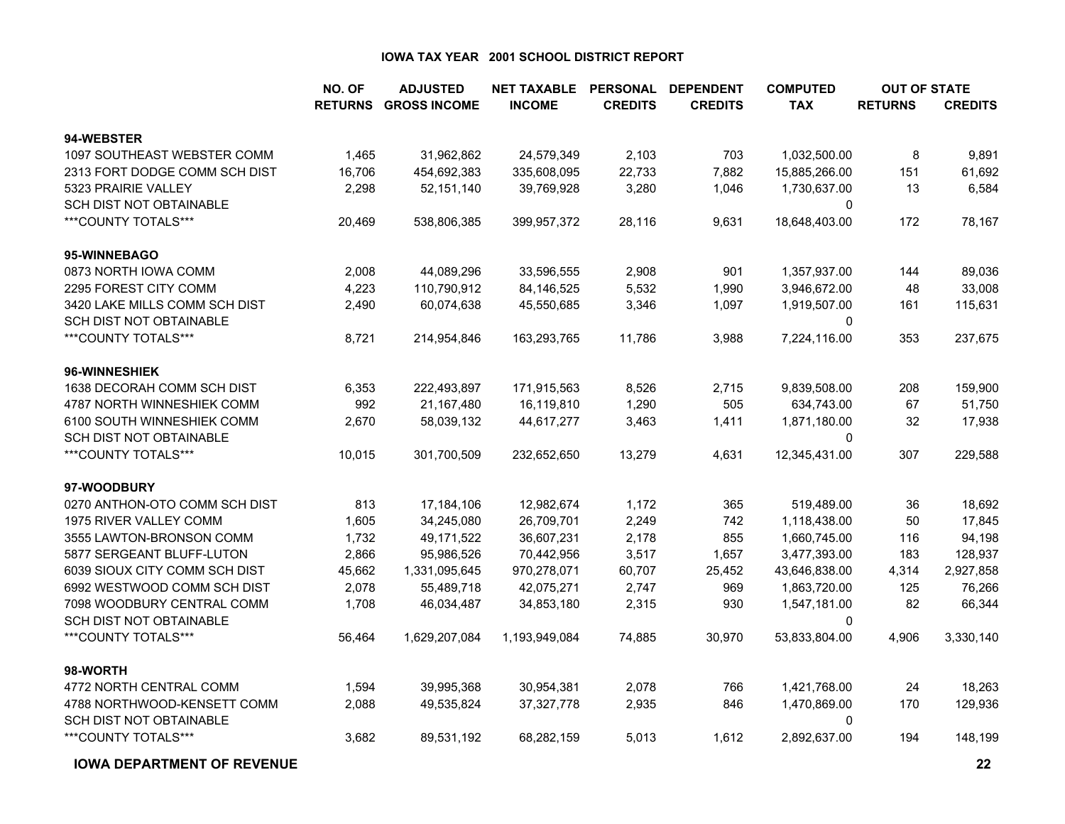# IOWA TAX YEAR 2001 SCHOOL DISTRICT REPORT

| | NO. OF RETURNS | ADJUSTED GROSS INCOME | NET TAXABLE INCOME | PERSONAL CREDITS | DEPENDENT CREDITS | COMPUTED TAX | OUT OF STATE RETURNS | OUT OF STATE CREDITS |
|---|---|---|---|---|---|---|---|---|
| **94-WEBSTER** | | | | | | | | |
| 1097 SOUTHEAST WEBSTER COMM | 1,465 | 31,962,862 | 24,579,349 | 2,103 | 703 | 1,032,500.00 | 8 | 9,891 |
| 2313 FORT DODGE COMM SCH DIST | 16,706 | 454,692,383 | 335,608,095 | 22,733 | 7,882 | 15,885,266.00 | 151 | 61,692 |
| 5323 PRAIRIE VALLEY | 2,298 | 52,151,140 | 39,769,928 | 3,280 | 1,046 | 1,730,637.00 | 13 | 6,584 |
| SCH DIST NOT OBTAINABLE | | | | | | 0 | | |
| ***COUNTY TOTALS*** | 20,469 | 538,806,385 | 399,957,372 | 28,116 | 9,631 | 18,648,403.00 | 172 | 78,167 |
| **95-WINNEBAGO** | | | | | | | | |
| 0873 NORTH IOWA COMM | 2,008 | 44,089,296 | 33,596,555 | 2,908 | 901 | 1,357,937.00 | 144 | 89,036 |
| 2295 FOREST CITY COMM | 4,223 | 110,790,912 | 84,146,525 | 5,532 | 1,990 | 3,946,672.00 | 48 | 33,008 |
| 3420 LAKE MILLS COMM SCH DIST | 2,490 | 60,074,638 | 45,550,685 | 3,346 | 1,097 | 1,919,507.00 | 161 | 115,631 |
| SCH DIST NOT OBTAINABLE | | | | | | 0 | | |
| ***COUNTY TOTALS*** | 8,721 | 214,954,846 | 163,293,765 | 11,786 | 3,988 | 7,224,116.00 | 353 | 237,675 |
| **96-WINNESHIEK** | | | | | | | | |
| 1638 DECORAH COMM SCH DIST | 6,353 | 222,493,897 | 171,915,563 | 8,526 | 2,715 | 9,839,508.00 | 208 | 159,900 |
| 4787 NORTH WINNESHIEK COMM | 992 | 21,167,480 | 16,119,810 | 1,290 | 505 | 634,743.00 | 67 | 51,750 |
| 6100 SOUTH WINNESHIEK COMM | 2,670 | 58,039,132 | 44,617,277 | 3,463 | 1,411 | 1,871,180.00 | 32 | 17,938 |
| SCH DIST NOT OBTAINABLE | | | | | | 0 | | |
| ***COUNTY TOTALS*** | 10,015 | 301,700,509 | 232,652,650 | 13,279 | 4,631 | 12,345,431.00 | 307 | 229,588 |
| **97-WOODBURY** | | | | | | | | |
| 0270 ANTHON-OTO COMM SCH DIST | 813 | 17,184,106 | 12,982,674 | 1,172 | 365 | 519,489.00 | 36 | 18,692 |
| 1975 RIVER VALLEY COMM | 1,605 | 34,245,080 | 26,709,701 | 2,249 | 742 | 1,118,438.00 | 50 | 17,845 |
| 3555 LAWTON-BRONSON COMM | 1,732 | 49,171,522 | 36,607,231 | 2,178 | 855 | 1,660,745.00 | 116 | 94,198 |
| 5877 SERGEANT BLUFF-LUTON | 2,866 | 95,986,526 | 70,442,956 | 3,517 | 1,657 | 3,477,393.00 | 183 | 128,937 |
| 6039 SIOUX CITY COMM SCH DIST | 45,662 | 1,331,095,645 | 970,278,071 | 60,707 | 25,452 | 43,646,838.00 | 4,314 | 2,927,858 |
| 6992 WESTWOOD COMM SCH DIST | 2,078 | 55,489,718 | 42,075,271 | 2,747 | 969 | 1,863,720.00 | 125 | 76,266 |
| 7098 WOODBURY CENTRAL COMM | 1,708 | 46,034,487 | 34,853,180 | 2,315 | 930 | 1,547,181.00 | 82 | 66,344 |
| SCH DIST NOT OBTAINABLE | | | | | | 0 | | |
| ***COUNTY TOTALS*** | 56,464 | 1,629,207,084 | 1,193,949,084 | 74,885 | 30,970 | 53,833,804.00 | 4,906 | 3,330,140 |
| **98-WORTH** | | | | | | | | |
| 4772 NORTH CENTRAL COMM | 1,594 | 39,995,368 | 30,954,381 | 2,078 | 766 | 1,421,768.00 | 24 | 18,263 |
| 4788 NORTHWOOD-KENSETT COMM | 2,088 | 49,535,824 | 37,327,778 | 2,935 | 846 | 1,470,869.00 | 170 | 129,936 |
| SCH DIST NOT OBTAINABLE | | | | | | 0 | | |
| ***COUNTY TOTALS*** | 3,682 | 89,531,192 | 68,282,159 | 5,013 | 1,612 | 2,892,637.00 | 194 | 148,199 |

**IOWA DEPARTMENT OF REVENUE**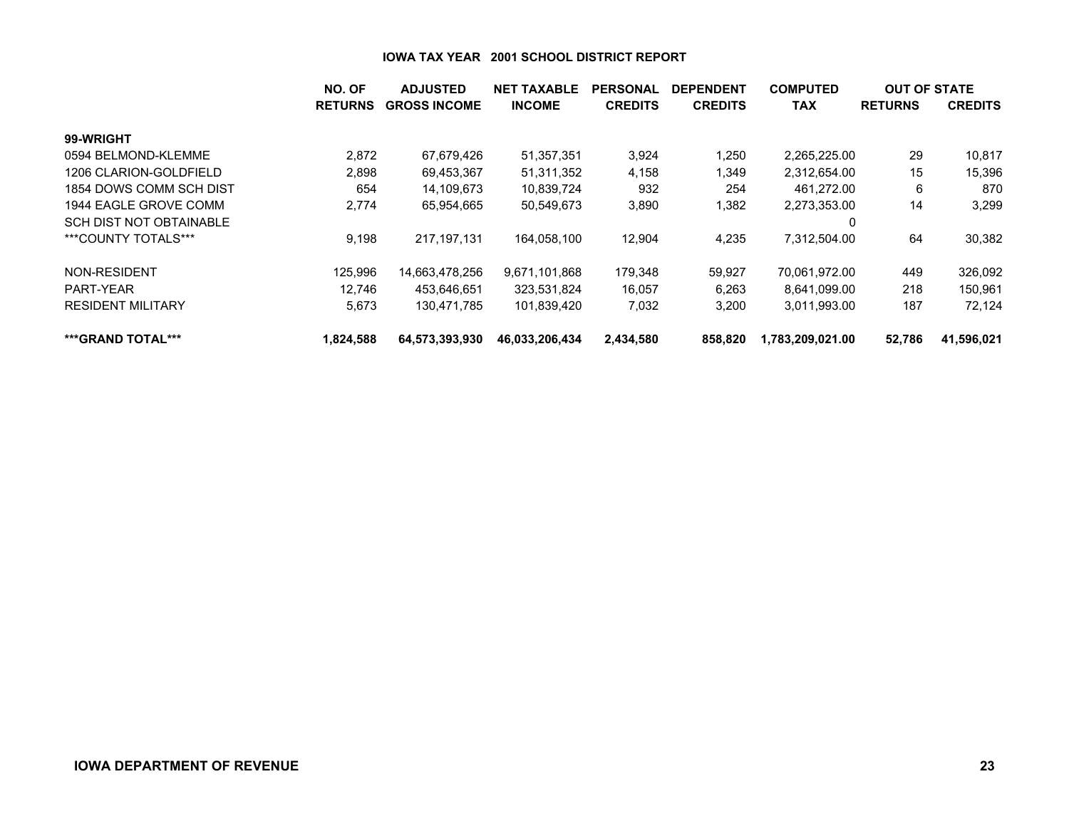## IOWA TAX YEAR 2001 SCHOOL DISTRICT REPORT

| | NO. OF RETURNS | ADJUSTED GROSS INCOME | NET TAXABLE INCOME | PERSONAL CREDITS | DEPENDENT CREDITS | COMPUTED TAX | OUT OF STATE RETURNS | OUT OF STATE CREDITS |
|---|---|---|---|---|---|---|---|---|
| **99-WRIGHT** | | | | | | | | |
| 0594 BELMOND-KLEMME | 2,872 | 67,679,426 | 51,357,351 | 3,924 | 1,250 | 2,265,225.00 | 29 | 10,817 |
| 1206 CLARION-GOLDFIELD | 2,898 | 69,453,367 | 51,311,352 | 4,158 | 1,349 | 2,312,654.00 | 15 | 15,396 |
| 1854 DOWS COMM SCH DIST | 654 | 14,109,673 | 10,839,724 | 932 | 254 | 461,272.00 | 6 | 870 |
| 1944 EAGLE GROVE COMM | 2,774 | 65,954,665 | 50,549,673 | 3,890 | 1,382 | 2,273,353.00 | 14 | 3,299 |
| SCH DIST NOT OBTAINABLE | | | | | | 0 | | |
| ***COUNTY TOTALS*** | 9,198 | 217,197,131 | 164,058,100 | 12,904 | 4,235 | 7,312,504.00 | 64 | 30,382 |
| NON-RESIDENT | 125,996 | 14,663,478,256 | 9,671,101,868 | 179,348 | 59,927 | 70,061,972.00 | 449 | 326,092 |
| PART-YEAR | 12,746 | 453,646,651 | 323,531,824 | 16,057 | 6,263 | 8,641,099.00 | 218 | 150,961 |
| RESIDENT MILITARY | 5,673 | 130,471,785 | 101,839,420 | 7,032 | 3,200 | 3,011,993.00 | 187 | 72,124 |
| **\*\*\*GRAND TOTAL\*\*\*** | **1,824,588** | **64,573,393,930** | **46,033,206,434** | **2,434,580** | **858,820** | **1,783,209,021.00** | **52,786** | **41,596,021** |

IOWA DEPARTMENT OF REVENUE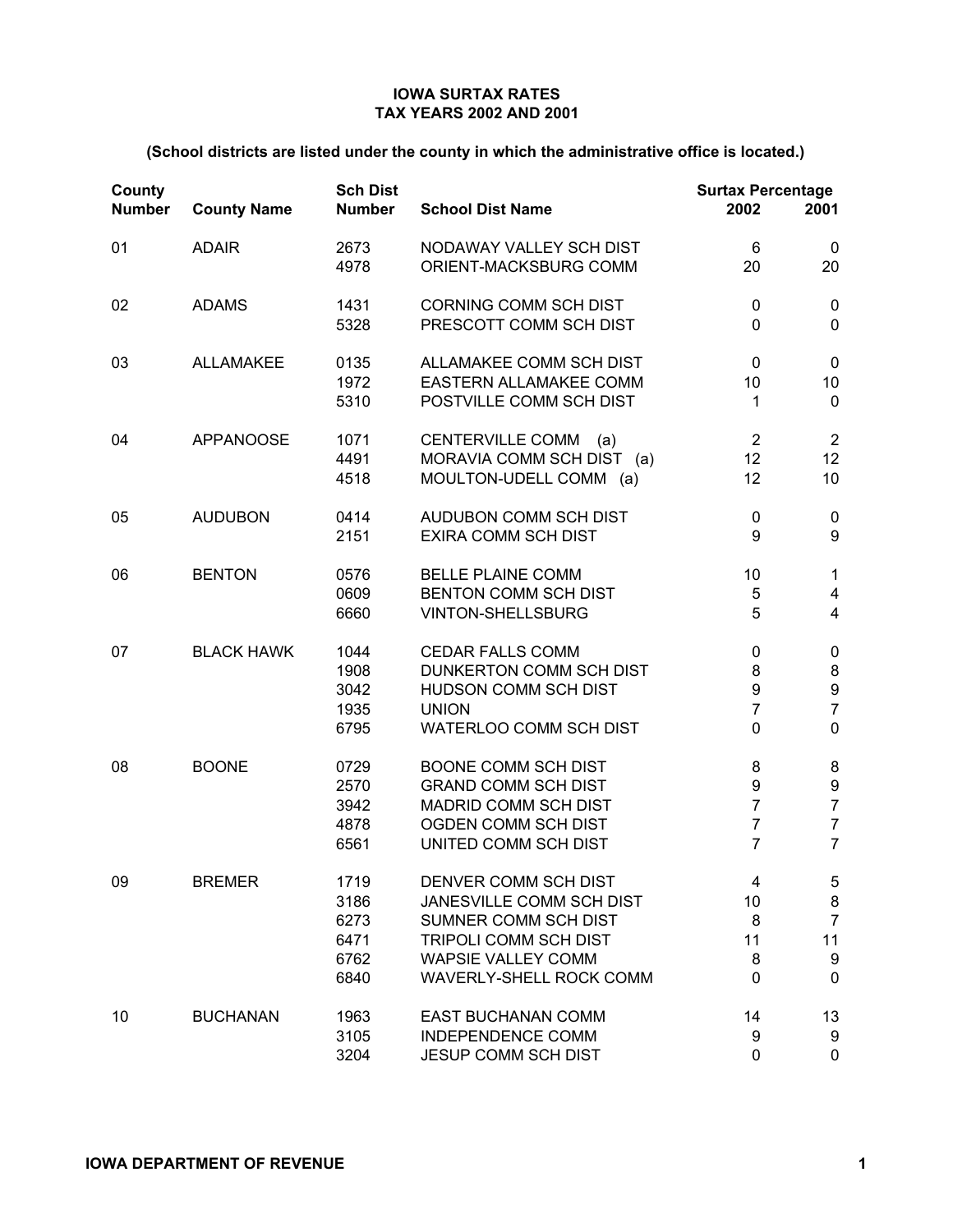**IOWA SURTAX RATES**
**TAX YEARS 2002 AND 2001**

**(School districts are listed under the county in which the administrative office is located.)**

| County Number | County Name | Sch Dist Number | School Dist Name | Surtax Percentage 2002 | 2001 |
|---|---|---|---|---|---|
| 01 | ADAIR | 2673 | NODAWAY VALLEY SCH DIST | 6 | 0 |
| | | 4978 | ORIENT-MACKSBURG COMM | 20 | 20 |
| 02 | ADAMS | 1431 | CORNING COMM SCH DIST | 0 | 0 |
| | | 5328 | PRESCOTT COMM SCH DIST | 0 | 0 |
| 03 | ALLAMAKEE | 0135 | ALLAMAKEE COMM SCH DIST | 0 | 0 |
| | | 1972 | EASTERN ALLAMAKEE COMM | 10 | 10 |
| | | 5310 | POSTVILLE COMM SCH DIST | 1 | 0 |
| 04 | APPANOOSE | 1071 | CENTERVILLE COMM (a) | 2 | 2 |
| | | 4491 | MORAVIA COMM SCH DIST (a) | 12 | 12 |
| | | 4518 | MOULTON-UDELL COMM (a) | 12 | 10 |
| 05 | AUDUBON | 0414 | AUDUBON COMM SCH DIST | 0 | 0 |
| | | 2151 | EXIRA COMM SCH DIST | 9 | 9 |
| 06 | BENTON | 0576 | BELLE PLAINE COMM | 10 | 1 |
| | | 0609 | BENTON COMM SCH DIST | 5 | 4 |
| | | 6660 | VINTON-SHELLSBURG | 5 | 4 |
| 07 | BLACK HAWK | 1044 | CEDAR FALLS COMM | 0 | 0 |
| | | 1908 | DUNKERTON COMM SCH DIST | 8 | 8 |
| | | 3042 | HUDSON COMM SCH DIST | 9 | 9 |
| | | 1935 | UNION | 7 | 7 |
| | | 6795 | WATERLOO COMM SCH DIST | 0 | 0 |
| 08 | BOONE | 0729 | BOONE COMM SCH DIST | 8 | 8 |
| | | 2570 | GRAND COMM SCH DIST | 9 | 9 |
| | | 3942 | MADRID COMM SCH DIST | 7 | 7 |
| | | 4878 | OGDEN COMM SCH DIST | 7 | 7 |
| | | 6561 | UNITED COMM SCH DIST | 7 | 7 |
| 09 | BREMER | 1719 | DENVER COMM SCH DIST | 4 | 5 |
| | | 3186 | JANESVILLE COMM SCH DIST | 10 | 8 |
| | | 6273 | SUMNER COMM SCH DIST | 8 | 7 |
| | | 6471 | TRIPOLI COMM SCH DIST | 11 | 11 |
| | | 6762 | WAPSIE VALLEY COMM | 8 | 9 |
| | | 6840 | WAVERLY-SHELL ROCK COMM | 0 | 0 |
| 10 | BUCHANAN | 1963 | EAST BUCHANAN COMM | 14 | 13 |
| | | 3105 | INDEPENDENCE COMM | 9 | 9 |
| | | 3204 | JESUP COMM SCH DIST | 0 | 0 |

**IOWA DEPARTMENT OF REVENUE**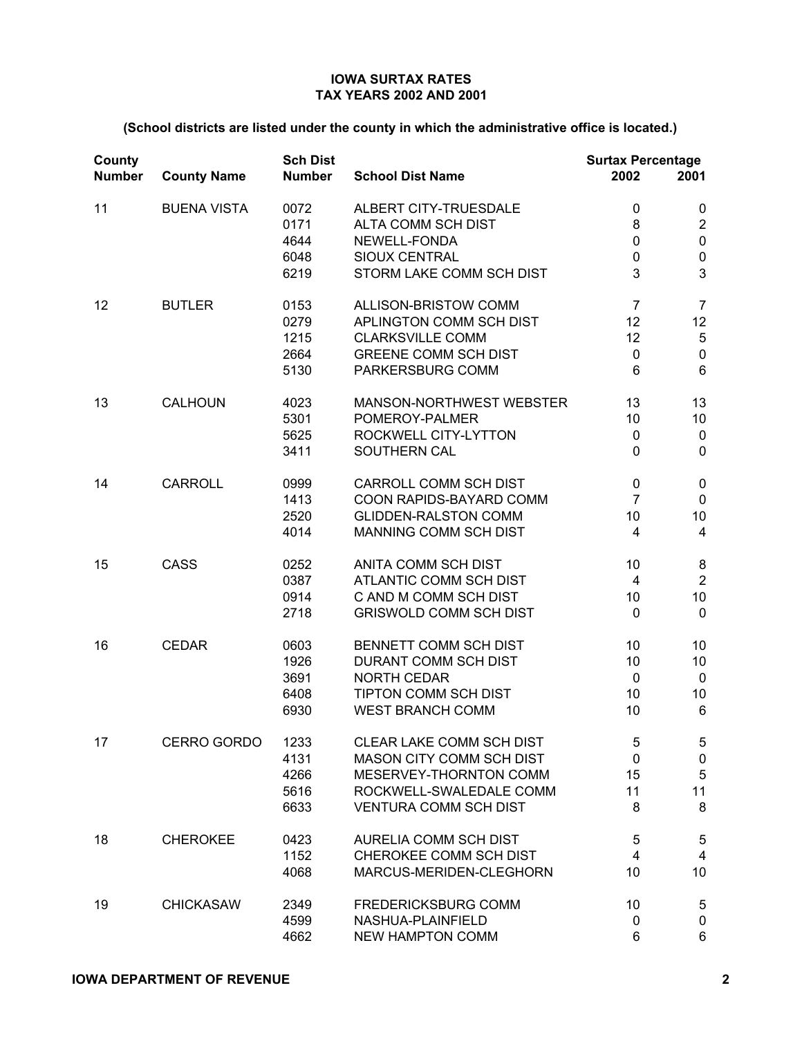**IOWA SURTAX RATES**
**TAX YEARS 2002 AND 2001**

**(School districts are listed under the county in which the administrative office is located.)**

| County Number | County Name | Sch Dist Number | School Dist Name | Surtax Percentage 2002 | 2001 |
|---|---|---|---|---|---|
| 11 | BUENA VISTA | 0072 | ALBERT CITY-TRUESDALE | 0 | 0 |
| | | 0171 | ALTA COMM SCH DIST | 8 | 2 |
| | | 4644 | NEWELL-FONDA | 0 | 0 |
| | | 6048 | SIOUX CENTRAL | 0 | 0 |
| | | 6219 | STORM LAKE COMM SCH DIST | 3 | 3 |
| 12 | BUTLER | 0153 | ALLISON-BRISTOW COMM | 7 | 7 |
| | | 0279 | APLINGTON COMM SCH DIST | 12 | 12 |
| | | 1215 | CLARKSVILLE COMM | 12 | 5 |
| | | 2664 | GREENE COMM SCH DIST | 0 | 0 |
| | | 5130 | PARKERSBURG COMM | 6 | 6 |
| 13 | CALHOUN | 4023 | MANSON-NORTHWEST WEBSTER | 13 | 13 |
| | | 5301 | POMEROY-PALMER | 10 | 10 |
| | | 5625 | ROCKWELL CITY-LYTTON | 0 | 0 |
| | | 3411 | SOUTHERN CAL | 0 | 0 |
| 14 | CARROLL | 0999 | CARROLL COMM SCH DIST | 0 | 0 |
| | | 1413 | COON RAPIDS-BAYARD COMM | 7 | 0 |
| | | 2520 | GLIDDEN-RALSTON COMM | 10 | 10 |
| | | 4014 | MANNING COMM SCH DIST | 4 | 4 |
| 15 | CASS | 0252 | ANITA COMM SCH DIST | 10 | 8 |
| | | 0387 | ATLANTIC COMM SCH DIST | 4 | 2 |
| | | 0914 | C AND M COMM SCH DIST | 10 | 10 |
| | | 2718 | GRISWOLD COMM SCH DIST | 0 | 0 |
| 16 | CEDAR | 0603 | BENNETT COMM SCH DIST | 10 | 10 |
| | | 1926 | DURANT COMM SCH DIST | 10 | 10 |
| | | 3691 | NORTH CEDAR | 0 | 0 |
| | | 6408 | TIPTON COMM SCH DIST | 10 | 10 |
| | | 6930 | WEST BRANCH COMM | 10 | 6 |
| 17 | CERRO GORDO | 1233 | CLEAR LAKE COMM SCH DIST | 5 | 5 |
| | | 4131 | MASON CITY COMM SCH DIST | 0 | 0 |
| | | 4266 | MESERVEY-THORNTON COMM | 15 | 5 |
| | | 5616 | ROCKWELL-SWALEDALE COMM | 11 | 11 |
| | | 6633 | VENTURA COMM SCH DIST | 8 | 8 |
| 18 | CHEROKEE | 0423 | AURELIA COMM SCH DIST | 5 | 5 |
| | | 1152 | CHEROKEE COMM SCH DIST | 4 | 4 |
| | | 4068 | MARCUS-MERIDEN-CLEGHORN | 10 | 10 |
| 19 | CHICKASAW | 2349 | FREDERICKSBURG COMM | 10 | 5 |
| | | 4599 | NASHUA-PLAINFIELD | 0 | 0 |
| | | 4662 | NEW HAMPTON COMM | 6 | 6 |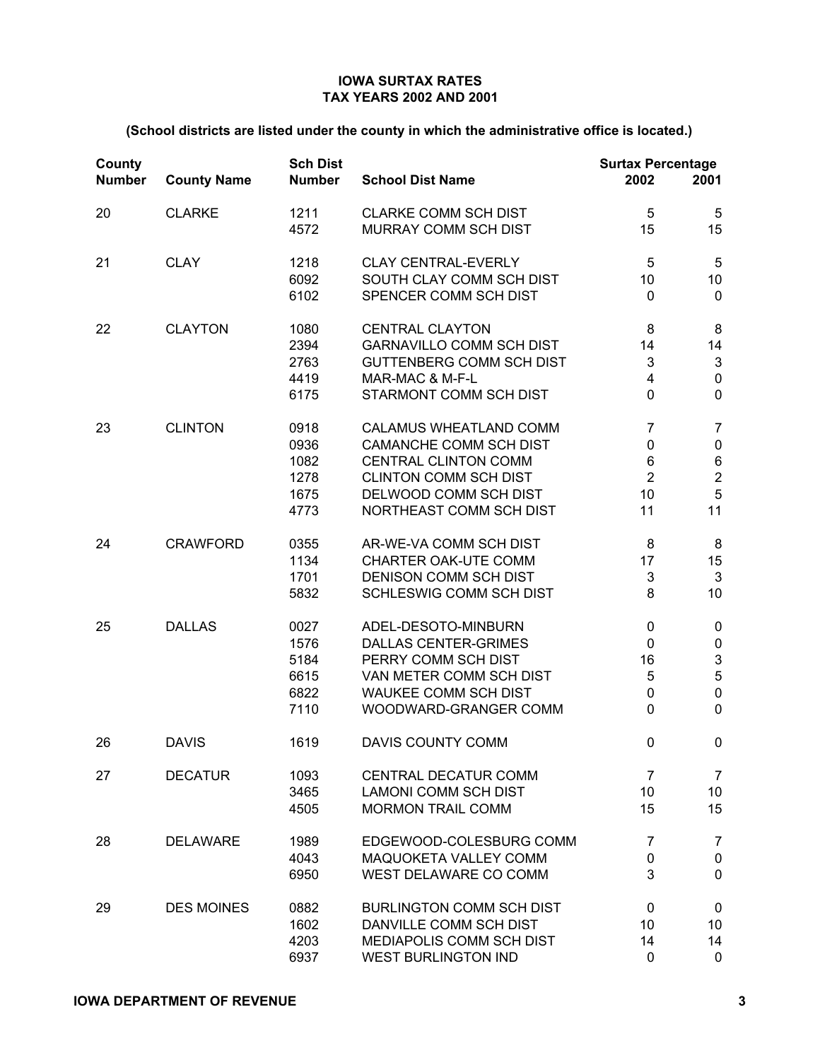**IOWA SURTAX RATES**
**TAX YEARS 2002 AND 2001**

**(School districts are listed under the county in which the administrative office is located.)**

| County Number | County Name | Sch Dist Number | School Dist Name | Surtax Percentage 2002 | 2001 |
|---|---|---|---|---|---|
| 20 | CLARKE | 1211 | CLARKE COMM SCH DIST | 5 | 5 |
| | | 4572 | MURRAY COMM SCH DIST | 15 | 15 |
| 21 | CLAY | 1218 | CLAY CENTRAL-EVERLY | 5 | 5 |
| | | 6092 | SOUTH CLAY COMM SCH DIST | 10 | 10 |
| | | 6102 | SPENCER COMM SCH DIST | 0 | 0 |
| 22 | CLAYTON | 1080 | CENTRAL CLAYTON | 8 | 8 |
| | | 2394 | GARNAVILLO COMM SCH DIST | 14 | 14 |
| | | 2763 | GUTTENBERG COMM SCH DIST | 3 | 3 |
| | | 4419 | MAR-MAC & M-F-L | 4 | 0 |
| | | 6175 | STARMONT COMM SCH DIST | 0 | 0 |
| 23 | CLINTON | 0918 | CALAMUS WHEATLAND COMM | 7 | 7 |
| | | 0936 | CAMANCHE COMM SCH DIST | 0 | 0 |
| | | 1082 | CENTRAL CLINTON COMM | 6 | 6 |
| | | 1278 | CLINTON COMM SCH DIST | 2 | 2 |
| | | 1675 | DELWOOD COMM SCH DIST | 10 | 5 |
| | | 4773 | NORTHEAST COMM SCH DIST | 11 | 11 |
| 24 | CRAWFORD | 0355 | AR-WE-VA COMM SCH DIST | 8 | 8 |
| | | 1134 | CHARTER OAK-UTE COMM | 17 | 15 |
| | | 1701 | DENISON COMM SCH DIST | 3 | 3 |
| | | 5832 | SCHLESWIG COMM SCH DIST | 8 | 10 |
| 25 | DALLAS | 0027 | ADEL-DESOTO-MINBURN | 0 | 0 |
| | | 1576 | DALLAS CENTER-GRIMES | 0 | 0 |
| | | 5184 | PERRY COMM SCH DIST | 16 | 3 |
| | | 6615 | VAN METER COMM SCH DIST | 5 | 5 |
| | | 6822 | WAUKEE COMM SCH DIST | 0 | 0 |
| | | 7110 | WOODWARD-GRANGER COMM | 0 | 0 |
| 26 | DAVIS | 1619 | DAVIS COUNTY COMM | 0 | 0 |
| 27 | DECATUR | 1093 | CENTRAL DECATUR COMM | 7 | 7 |
| | | 3465 | LAMONI COMM SCH DIST | 10 | 10 |
| | | 4505 | MORMON TRAIL COMM | 15 | 15 |
| 28 | DELAWARE | 1989 | EDGEWOOD-COLESBURG COMM | 7 | 7 |
| | | 4043 | MAQUOKETA VALLEY COMM | 0 | 0 |
| | | 6950 | WEST DELAWARE CO COMM | 3 | 0 |
| 29 | DES MOINES | 0882 | BURLINGTON COMM SCH DIST | 0 | 0 |
| | | 1602 | DANVILLE COMM SCH DIST | 10 | 10 |
| | | 4203 | MEDIAPOLIS COMM SCH DIST | 14 | 14 |
| | | 6937 | WEST BURLINGTON IND | 0 | 0 |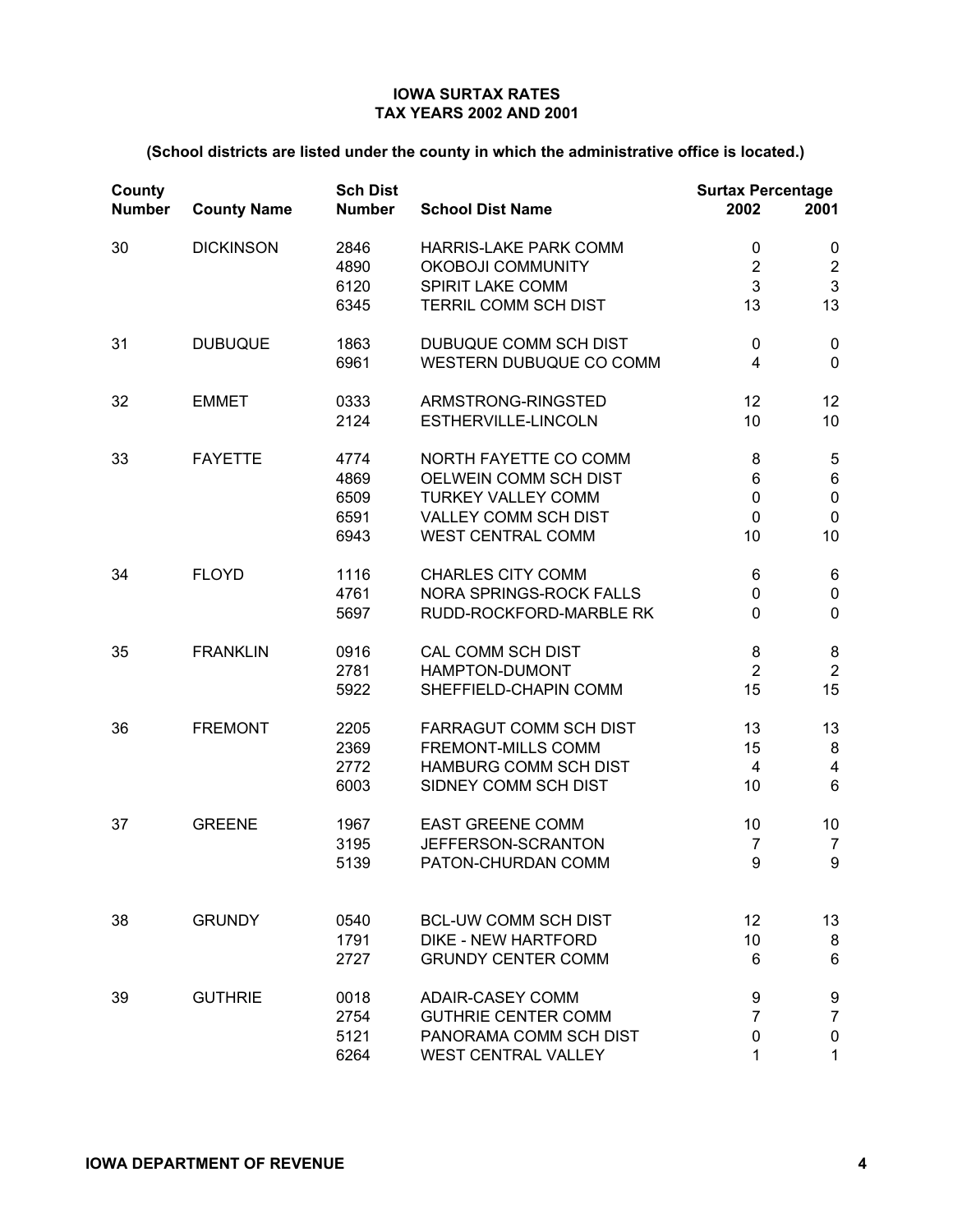**IOWA SURTAX RATES**
**TAX YEARS 2002 AND 2001**

**(School districts are listed under the county in which the administrative office is located.)**

| County Number | County Name | Sch Dist Number | School Dist Name | Surtax Percentage 2002 | 2001 |
|---|---|---|---|---|---|
| 30 | DICKINSON | 2846 | HARRIS-LAKE PARK COMM | 0 | 0 |
| | | 4890 | OKOBOJI COMMUNITY | 2 | 2 |
| | | 6120 | SPIRIT LAKE COMM | 3 | 3 |
| | | 6345 | TERRIL COMM SCH DIST | 13 | 13 |
| 31 | DUBUQUE | 1863 | DUBUQUE COMM SCH DIST | 0 | 0 |
| | | 6961 | WESTERN DUBUQUE CO COMM | 4 | 0 |
| 32 | EMMET | 0333 | ARMSTRONG-RINGSTED | 12 | 12 |
| | | 2124 | ESTHERVILLE-LINCOLN | 10 | 10 |
| 33 | FAYETTE | 4774 | NORTH FAYETTE CO COMM | 8 | 5 |
| | | 4869 | OELWEIN COMM SCH DIST | 6 | 6 |
| | | 6509 | TURKEY VALLEY COMM | 0 | 0 |
| | | 6591 | VALLEY COMM SCH DIST | 0 | 0 |
| | | 6943 | WEST CENTRAL COMM | 10 | 10 |
| 34 | FLOYD | 1116 | CHARLES CITY COMM | 6 | 6 |
| | | 4761 | NORA SPRINGS-ROCK FALLS | 0 | 0 |
| | | 5697 | RUDD-ROCKFORD-MARBLE RK | 0 | 0 |
| 35 | FRANKLIN | 0916 | CAL COMM SCH DIST | 8 | 8 |
| | | 2781 | HAMPTON-DUMONT | 2 | 2 |
| | | 5922 | SHEFFIELD-CHAPIN COMM | 15 | 15 |
| 36 | FREMONT | 2205 | FARRAGUT COMM SCH DIST | 13 | 13 |
| | | 2369 | FREMONT-MILLS COMM | 15 | 8 |
| | | 2772 | HAMBURG COMM SCH DIST | 4 | 4 |
| | | 6003 | SIDNEY COMM SCH DIST | 10 | 6 |
| 37 | GREENE | 1967 | EAST GREENE COMM | 10 | 10 |
| | | 3195 | JEFFERSON-SCRANTON | 7 | 7 |
| | | 5139 | PATON-CHURDAN COMM | 9 | 9 |
| 38 | GRUNDY | 0540 | BCL-UW COMM SCH DIST | 12 | 13 |
| | | 1791 | DIKE - NEW HARTFORD | 10 | 8 |
| | | 2727 | GRUNDY CENTER COMM | 6 | 6 |
| 39 | GUTHRIE | 0018 | ADAIR-CASEY COMM | 9 | 9 |
| | | 2754 | GUTHRIE CENTER COMM | 7 | 7 |
| | | 5121 | PANORAMA COMM SCH DIST | 0 | 0 |
| | | 6264 | WEST CENTRAL VALLEY | 1 | 1 |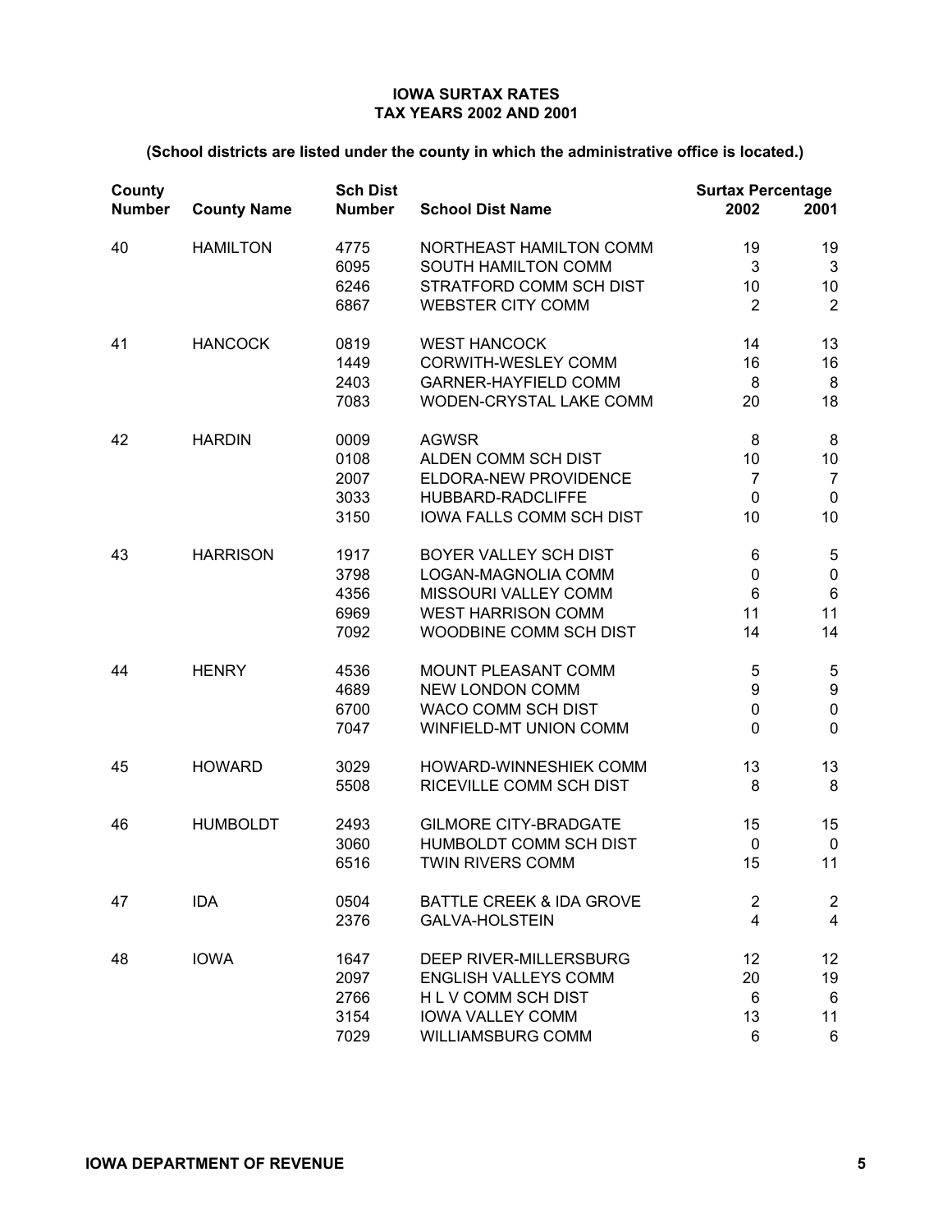**IOWA SURTAX RATES**
**TAX YEARS 2002 AND 2001**

**(School districts are listed under the county in which the administrative office is located.)**

| County Number | County Name | Sch Dist Number | School Dist Name | Surtax Percentage 2002 | 2001 |
|---|---|---|---|---|---|
| 40 | HAMILTON | 4775 | NORTHEAST HAMILTON COMM | 19 | 19 |
| | | 6095 | SOUTH HAMILTON COMM | 3 | 3 |
| | | 6246 | STRATFORD COMM SCH DIST | 10 | 10 |
| | | 6867 | WEBSTER CITY COMM | 2 | 2 |
| 41 | HANCOCK | 0819 | WEST HANCOCK | 14 | 13 |
| | | 1449 | CORWITH-WESLEY COMM | 16 | 16 |
| | | 2403 | GARNER-HAYFIELD COMM | 8 | 8 |
| | | 7083 | WODEN-CRYSTAL LAKE COMM | 20 | 18 |
| 42 | HARDIN | 0009 | AGWSR | 8 | 8 |
| | | 0108 | ALDEN COMM SCH DIST | 10 | 10 |
| | | 2007 | ELDORA-NEW PROVIDENCE | 7 | 7 |
| | | 3033 | HUBBARD-RADCLIFFE | 0 | 0 |
| | | 3150 | IOWA FALLS COMM SCH DIST | 10 | 10 |
| 43 | HARRISON | 1917 | BOYER VALLEY SCH DIST | 6 | 5 |
| | | 3798 | LOGAN-MAGNOLIA COMM | 0 | 0 |
| | | 4356 | MISSOURI VALLEY COMM | 6 | 6 |
| | | 6969 | WEST HARRISON COMM | 11 | 11 |
| | | 7092 | WOODBINE COMM SCH DIST | 14 | 14 |
| 44 | HENRY | 4536 | MOUNT PLEASANT COMM | 5 | 5 |
| | | 4689 | NEW LONDON COMM | 9 | 9 |
| | | 6700 | WACO COMM SCH DIST | 0 | 0 |
| | | 7047 | WINFIELD-MT UNION COMM | 0 | 0 |
| 45 | HOWARD | 3029 | HOWARD-WINNESHIEK COMM | 13 | 13 |
| | | 5508 | RICEVILLE COMM SCH DIST | 8 | 8 |
| 46 | HUMBOLDT | 2493 | GILMORE CITY-BRADGATE | 15 | 15 |
| | | 3060 | HUMBOLDT COMM SCH DIST | 0 | 0 |
| | | 6516 | TWIN RIVERS COMM | 15 | 11 |
| 47 | IDA | 0504 | BATTLE CREEK & IDA GROVE | 2 | 2 |
| | | 2376 | GALVA-HOLSTEIN | 4 | 4 |
| 48 | IOWA | 1647 | DEEP RIVER-MILLERSBURG | 12 | 12 |
| | | 2097 | ENGLISH VALLEYS COMM | 20 | 19 |
| | | 2766 | H L V COMM SCH DIST | 6 | 6 |
| | | 3154 | IOWA VALLEY COMM | 13 | 11 |
| | | 7029 | WILLIAMSBURG COMM | 6 | 6 |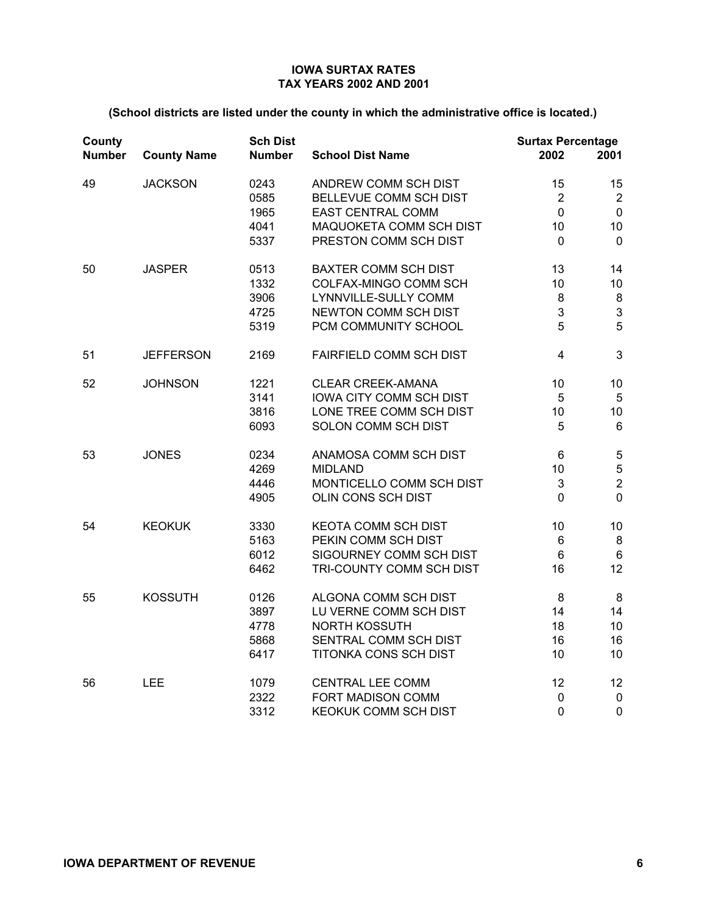**IOWA SURTAX RATES**
**TAX YEARS 2002 AND 2001**

**(School districts are listed under the county in which the administrative office is located.)**

| County Number | County Name | Sch Dist Number | School Dist Name | Surtax Percentage 2002 | 2001 |
|---|---|---|---|---|---|
| 49 | JACKSON | 0243 | ANDREW COMM SCH DIST | 15 | 15 |
| | | 0585 | BELLEVUE COMM SCH DIST | 2 | 2 |
| | | 1965 | EAST CENTRAL COMM | 0 | 0 |
| | | 4041 | MAQUOKETA COMM SCH DIST | 10 | 10 |
| | | 5337 | PRESTON COMM SCH DIST | 0 | 0 |
| 50 | JASPER | 0513 | BAXTER COMM SCH DIST | 13 | 14 |
| | | 1332 | COLFAX-MINGO COMM SCH | 10 | 10 |
| | | 3906 | LYNNVILLE-SULLY COMM | 8 | 8 |
| | | 4725 | NEWTON COMM SCH DIST | 3 | 3 |
| | | 5319 | PCM COMMUNITY SCHOOL | 5 | 5 |
| 51 | JEFFERSON | 2169 | FAIRFIELD COMM SCH DIST | 4 | 3 |
| 52 | JOHNSON | 1221 | CLEAR CREEK-AMANA | 10 | 10 |
| | | 3141 | IOWA CITY COMM SCH DIST | 5 | 5 |
| | | 3816 | LONE TREE COMM SCH DIST | 10 | 10 |
| | | 6093 | SOLON COMM SCH DIST | 5 | 6 |
| 53 | JONES | 0234 | ANAMOSA COMM SCH DIST | 6 | 5 |
| | | 4269 | MIDLAND | 10 | 5 |
| | | 4446 | MONTICELLO COMM SCH DIST | 3 | 2 |
| | | 4905 | OLIN CONS SCH DIST | 0 | 0 |
| 54 | KEOKUK | 3330 | KEOTA COMM SCH DIST | 10 | 10 |
| | | 5163 | PEKIN COMM SCH DIST | 6 | 8 |
| | | 6012 | SIGOURNEY COMM SCH DIST | 6 | 6 |
| | | 6462 | TRI-COUNTY COMM SCH DIST | 16 | 12 |
| 55 | KOSSUTH | 0126 | ALGONA COMM SCH DIST | 8 | 8 |
| | | 3897 | LU VERNE COMM SCH DIST | 14 | 14 |
| | | 4778 | NORTH KOSSUTH | 18 | 10 |
| | | 5868 | SENTRAL COMM SCH DIST | 16 | 16 |
| | | 6417 | TITONKA CONS SCH DIST | 10 | 10 |
| 56 | LEE | 1079 | CENTRAL LEE COMM | 12 | 12 |
| | | 2322 | FORT MADISON COMM | 0 | 0 |
| | | 3312 | KEOKUK COMM SCH DIST | 0 | 0 |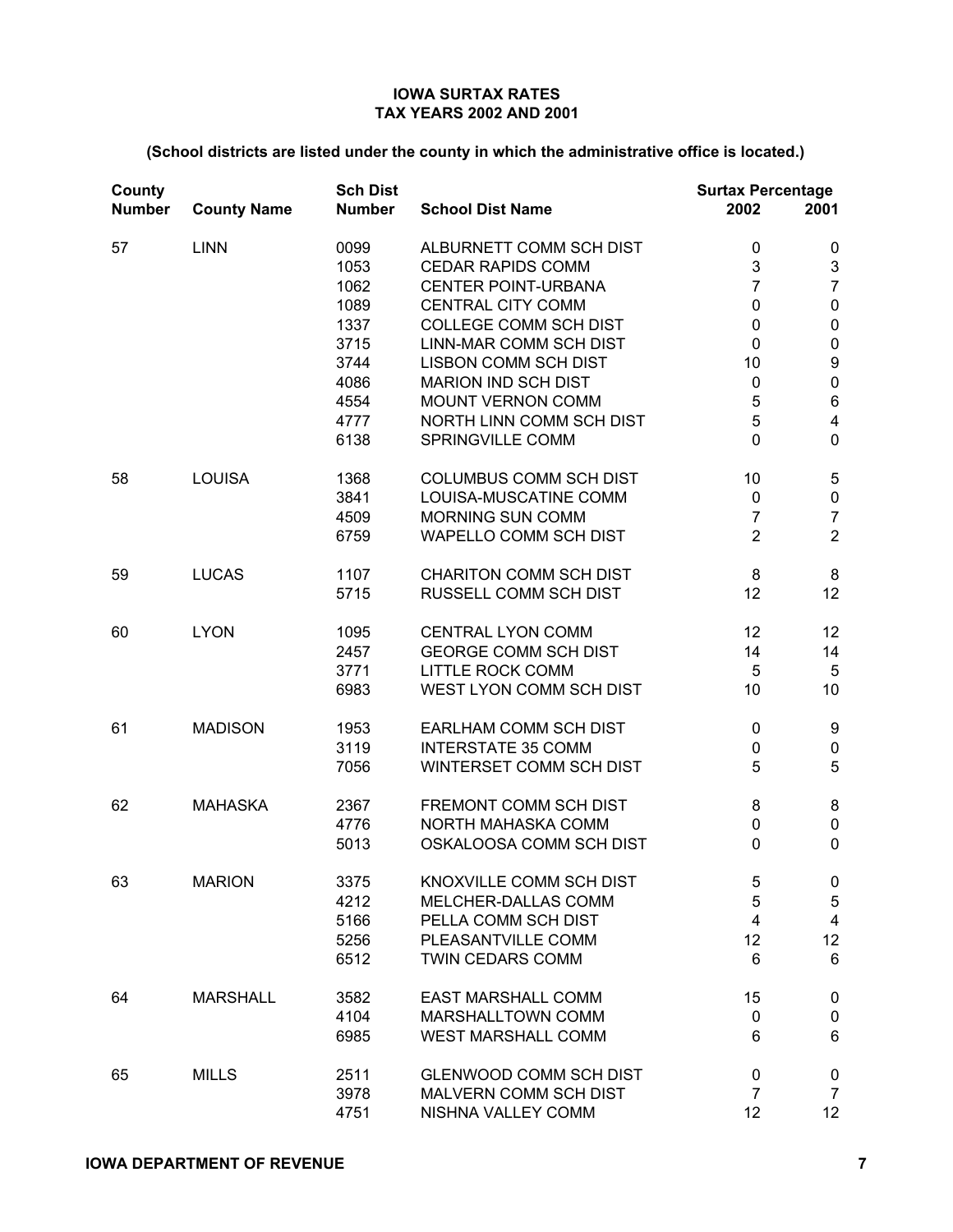**IOWA SURTAX RATES**
**TAX YEARS 2002 AND 2001**

**(School districts are listed under the county in which the administrative office is located.)**

| County Number | County Name | Sch Dist Number | School Dist Name | Surtax Percentage 2002 | 2001 |
|---|---|---|---|---|---|
| 57 | LINN | 0099 | ALBURNETT COMM SCH DIST | 0 | 0 |
| | | 1053 | CEDAR RAPIDS COMM | 3 | 3 |
| | | 1062 | CENTER POINT-URBANA | 7 | 7 |
| | | 1089 | CENTRAL CITY COMM | 0 | 0 |
| | | 1337 | COLLEGE COMM SCH DIST | 0 | 0 |
| | | 3715 | LINN-MAR COMM SCH DIST | 0 | 0 |
| | | 3744 | LISBON COMM SCH DIST | 10 | 9 |
| | | 4086 | MARION IND SCH DIST | 0 | 0 |
| | | 4554 | MOUNT VERNON COMM | 5 | 6 |
| | | 4777 | NORTH LINN COMM SCH DIST | 5 | 4 |
| | | 6138 | SPRINGVILLE COMM | 0 | 0 |
| 58 | LOUISA | 1368 | COLUMBUS COMM SCH DIST | 10 | 5 |
| | | 3841 | LOUISA-MUSCATINE COMM | 0 | 0 |
| | | 4509 | MORNING SUN COMM | 7 | 7 |
| | | 6759 | WAPELLO COMM SCH DIST | 2 | 2 |
| 59 | LUCAS | 1107 | CHARITON COMM SCH DIST | 8 | 8 |
| | | 5715 | RUSSELL COMM SCH DIST | 12 | 12 |
| 60 | LYON | 1095 | CENTRAL LYON COMM | 12 | 12 |
| | | 2457 | GEORGE COMM SCH DIST | 14 | 14 |
| | | 3771 | LITTLE ROCK COMM | 5 | 5 |
| | | 6983 | WEST LYON COMM SCH DIST | 10 | 10 |
| 61 | MADISON | 1953 | EARLHAM COMM SCH DIST | 0 | 9 |
| | | 3119 | INTERSTATE 35 COMM | 0 | 0 |
| | | 7056 | WINTERSET COMM SCH DIST | 5 | 5 |
| 62 | MAHASKA | 2367 | FREMONT COMM SCH DIST | 8 | 8 |
| | | 4776 | NORTH MAHASKA COMM | 0 | 0 |
| | | 5013 | OSKALOOSA COMM SCH DIST | 0 | 0 |
| 63 | MARION | 3375 | KNOXVILLE COMM SCH DIST | 5 | 0 |
| | | 4212 | MELCHER-DALLAS COMM | 5 | 5 |
| | | 5166 | PELLA COMM SCH DIST | 4 | 4 |
| | | 5256 | PLEASANTVILLE COMM | 12 | 12 |
| | | 6512 | TWIN CEDARS COMM | 6 | 6 |
| 64 | MARSHALL | 3582 | EAST MARSHALL COMM | 15 | 0 |
| | | 4104 | MARSHALLTOWN COMM | 0 | 0 |
| | | 6985 | WEST MARSHALL COMM | 6 | 6 |
| 65 | MILLS | 2511 | GLENWOOD COMM SCH DIST | 0 | 0 |
| | | 3978 | MALVERN COMM SCH DIST | 7 | 7 |
| | | 4751 | NISHNA VALLEY COMM | 12 | 12 |

**IOWA DEPARTMENT OF REVENUE**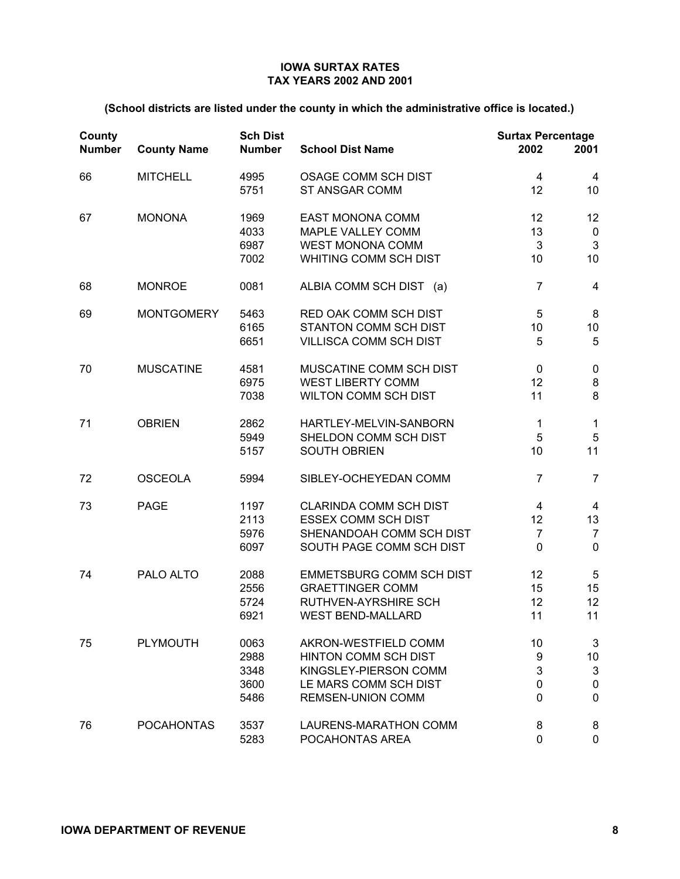**IOWA SURTAX RATES**
**TAX YEARS 2002 AND 2001**

**(School districts are listed under the county in which the administrative office is located.)**

| County Number | County Name | Sch Dist Number | School Dist Name | Surtax Percentage 2002 | 2001 |
|---|---|---|---|---|---|
| 66 | MITCHELL | 4995 | OSAGE COMM SCH DIST | 4 | 4 |
| | | 5751 | ST ANSGAR COMM | 12 | 10 |
| 67 | MONONA | 1969 | EAST MONONA COMM | 12 | 12 |
| | | 4033 | MAPLE VALLEY COMM | 13 | 0 |
| | | 6987 | WEST MONONA COMM | 3 | 3 |
| | | 7002 | WHITING COMM SCH DIST | 10 | 10 |
| 68 | MONROE | 0081 | ALBIA COMM SCH DIST (a) | 7 | 4 |
| 69 | MONTGOMERY | 5463 | RED OAK COMM SCH DIST | 5 | 8 |
| | | 6165 | STANTON COMM SCH DIST | 10 | 10 |
| | | 6651 | VILLISCA COMM SCH DIST | 5 | 5 |
| 70 | MUSCATINE | 4581 | MUSCATINE COMM SCH DIST | 0 | 0 |
| | | 6975 | WEST LIBERTY COMM | 12 | 8 |
| | | 7038 | WILTON COMM SCH DIST | 11 | 8 |
| 71 | OBRIEN | 2862 | HARTLEY-MELVIN-SANBORN | 1 | 1 |
| | | 5949 | SHELDON COMM SCH DIST | 5 | 5 |
| | | 5157 | SOUTH OBRIEN | 10 | 11 |
| 72 | OSCEOLA | 5994 | SIBLEY-OCHEYEDAN COMM | 7 | 7 |
| 73 | PAGE | 1197 | CLARINDA COMM SCH DIST | 4 | 4 |
| | | 2113 | ESSEX COMM SCH DIST | 12 | 13 |
| | | 5976 | SHENANDOAH COMM SCH DIST | 7 | 7 |
| | | 6097 | SOUTH PAGE COMM SCH DIST | 0 | 0 |
| 74 | PALO ALTO | 2088 | EMMETSBURG COMM SCH DIST | 12 | 5 |
| | | 2556 | GRAETTINGER COMM | 15 | 15 |
| | | 5724 | RUTHVEN-AYRSHIRE SCH | 12 | 12 |
| | | 6921 | WEST BEND-MALLARD | 11 | 11 |
| 75 | PLYMOUTH | 0063 | AKRON-WESTFIELD COMM | 10 | 3 |
| | | 2988 | HINTON COMM SCH DIST | 9 | 10 |
| | | 3348 | KINGSLEY-PIERSON COMM | 3 | 3 |
| | | 3600 | LE MARS COMM SCH DIST | 0 | 0 |
| | | 5486 | REMSEN-UNION COMM | 0 | 0 |
| 76 | POCAHONTAS | 3537 | LAURENS-MARATHON COMM | 8 | 8 |
| | | 5283 | POCAHONTAS AREA | 0 | 0 |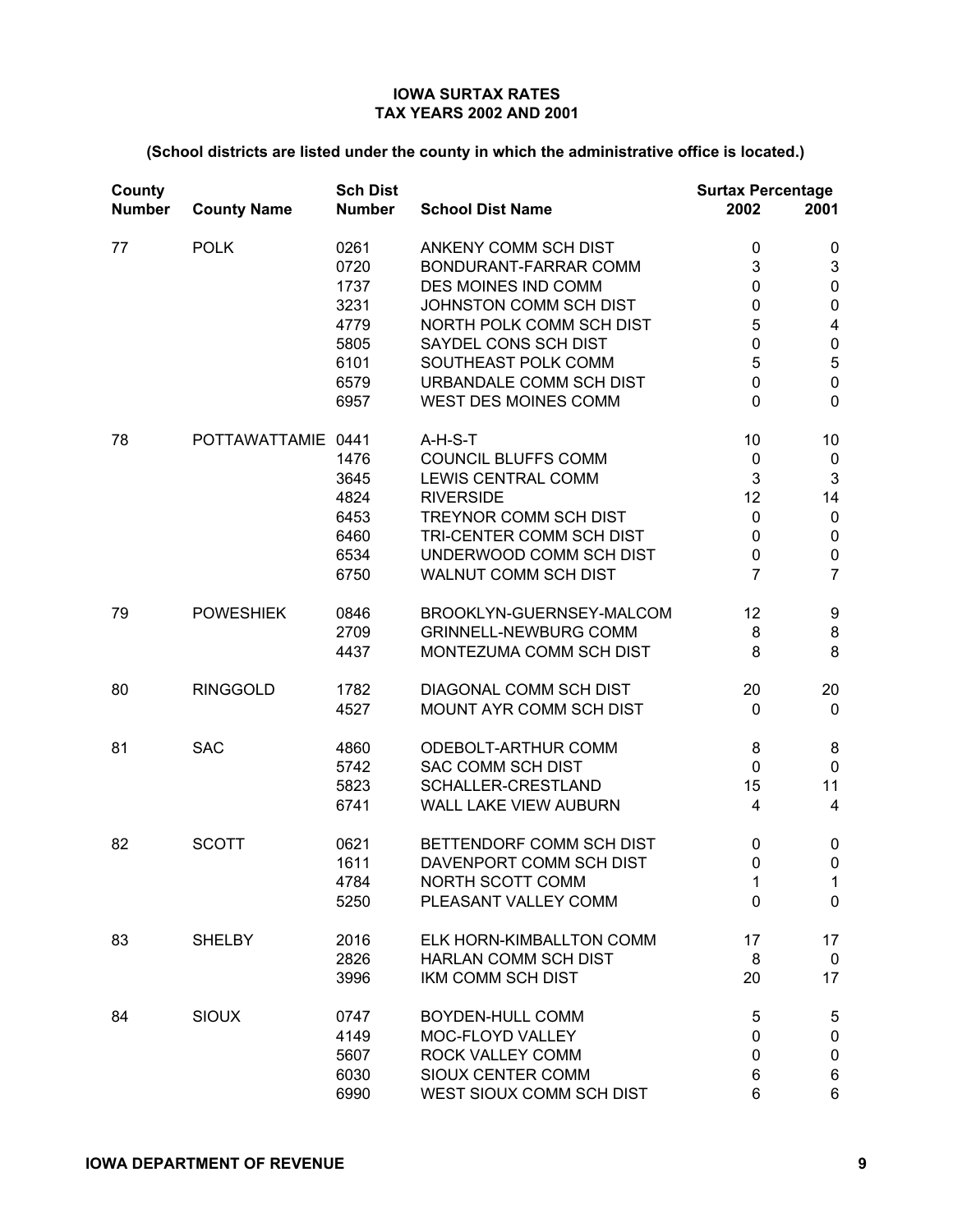**IOWA SURTAX RATES**
**TAX YEARS 2002 AND 2001**

**(School districts are listed under the county in which the administrative office is located.)**

| County Number | County Name | Sch Dist Number | School Dist Name | Surtax Percentage 2002 | 2001 |
|---|---|---|---|---|---|
| 77 | POLK | 0261 | ANKENY COMM SCH DIST | 0 | 0 |
| | | 0720 | BONDURANT-FARRAR COMM | 3 | 3 |
| | | 1737 | DES MOINES IND COMM | 0 | 0 |
| | | 3231 | JOHNSTON COMM SCH DIST | 0 | 0 |
| | | 4779 | NORTH POLK COMM SCH DIST | 5 | 4 |
| | | 5805 | SAYDEL CONS SCH DIST | 0 | 0 |
| | | 6101 | SOUTHEAST POLK COMM | 5 | 5 |
| | | 6579 | URBANDALE COMM SCH DIST | 0 | 0 |
| | | 6957 | WEST DES MOINES COMM | 0 | 0 |
| 78 | POTTAWATTAMIE | 0441 | A-H-S-T | 10 | 10 |
| | | 1476 | COUNCIL BLUFFS COMM | 0 | 0 |
| | | 3645 | LEWIS CENTRAL COMM | 3 | 3 |
| | | 4824 | RIVERSIDE | 12 | 14 |
| | | 6453 | TREYNOR COMM SCH DIST | 0 | 0 |
| | | 6460 | TRI-CENTER COMM SCH DIST | 0 | 0 |
| | | 6534 | UNDERWOOD COMM SCH DIST | 0 | 0 |
| | | 6750 | WALNUT COMM SCH DIST | 7 | 7 |
| 79 | POWESHIEK | 0846 | BROOKLYN-GUERNSEY-MALCOM | 12 | 9 |
| | | 2709 | GRINNELL-NEWBURG COMM | 8 | 8 |
| | | 4437 | MONTEZUMA COMM SCH DIST | 8 | 8 |
| 80 | RINGGOLD | 1782 | DIAGONAL COMM SCH DIST | 20 | 20 |
| | | 4527 | MOUNT AYR COMM SCH DIST | 0 | 0 |
| 81 | SAC | 4860 | ODEBOLT-ARTHUR COMM | 8 | 8 |
| | | 5742 | SAC COMM SCH DIST | 0 | 0 |
| | | 5823 | SCHALLER-CRESTLAND | 15 | 11 |
| | | 6741 | WALL LAKE VIEW AUBURN | 4 | 4 |
| 82 | SCOTT | 0621 | BETTENDORF COMM SCH DIST | 0 | 0 |
| | | 1611 | DAVENPORT COMM SCH DIST | 0 | 0 |
| | | 4784 | NORTH SCOTT COMM | 1 | 1 |
| | | 5250 | PLEASANT VALLEY COMM | 0 | 0 |
| 83 | SHELBY | 2016 | ELK HORN-KIMBALLTON COMM | 17 | 17 |
| | | 2826 | HARLAN COMM SCH DIST | 8 | 0 |
| | | 3996 | IKM COMM SCH DIST | 20 | 17 |
| 84 | SIOUX | 0747 | BOYDEN-HULL COMM | 5 | 5 |
| | | 4149 | MOC-FLOYD VALLEY | 0 | 0 |
| | | 5607 | ROCK VALLEY COMM | 0 | 0 |
| | | 6030 | SIOUX CENTER COMM | 6 | 6 |
| | | 6990 | WEST SIOUX COMM SCH DIST | 6 | 6 |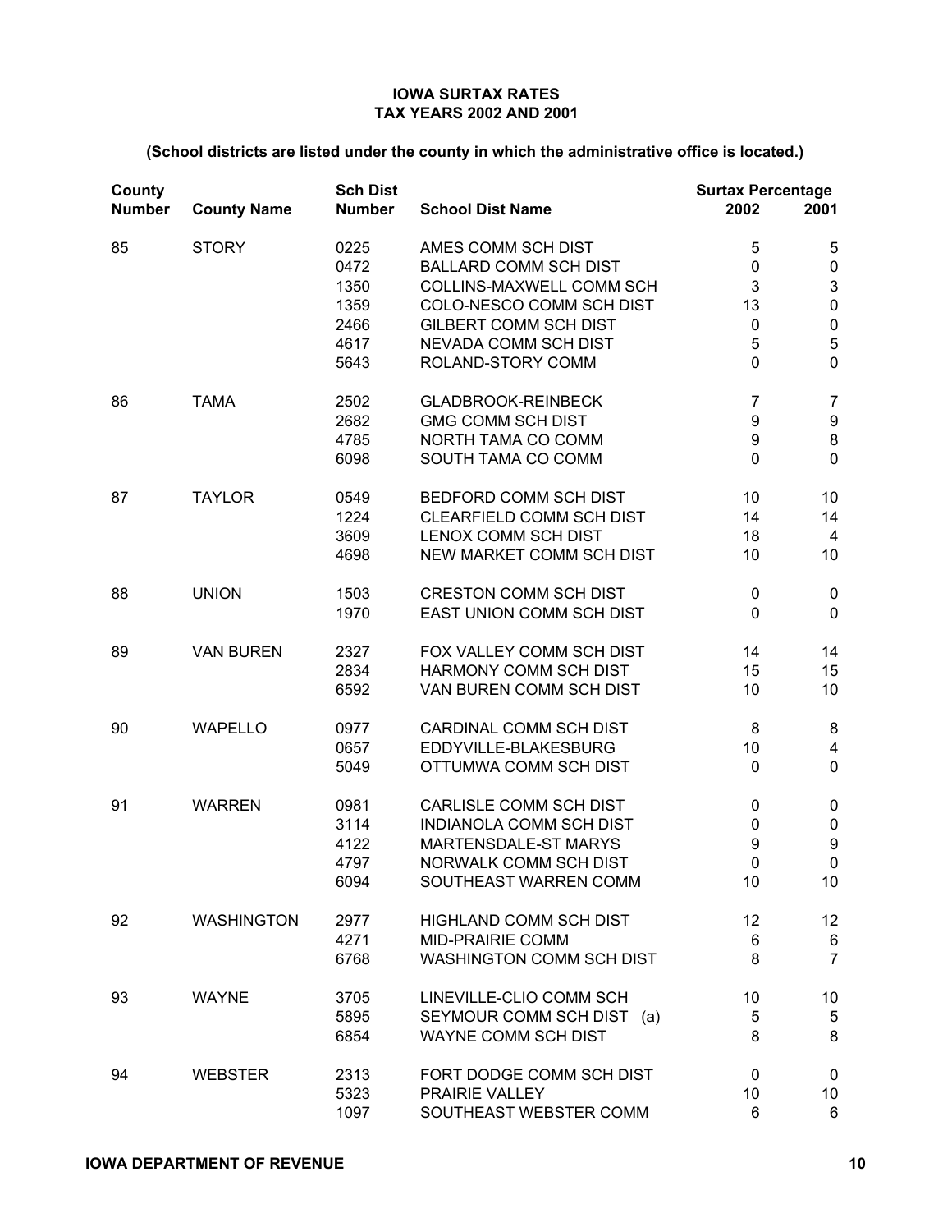**IOWA SURTAX RATES**
**TAX YEARS 2002 AND 2001**

**(School districts are listed under the county in which the administrative office is located.)**

| County Number | County Name | Sch Dist Number | School Dist Name | Surtax Percentage 2002 | 2001 |
|---|---|---|---|---|---|
| 85 | STORY | 0225 | AMES COMM SCH DIST | 5 | 5 |
| | | 0472 | BALLARD COMM SCH DIST | 0 | 0 |
| | | 1350 | COLLINS-MAXWELL COMM SCH | 3 | 3 |
| | | 1359 | COLO-NESCO COMM SCH DIST | 13 | 0 |
| | | 2466 | GILBERT COMM SCH DIST | 0 | 0 |
| | | 4617 | NEVADA COMM SCH DIST | 5 | 5 |
| | | 5643 | ROLAND-STORY COMM | 0 | 0 |
| 86 | TAMA | 2502 | GLADBROOK-REINBECK | 7 | 7 |
| | | 2682 | GMG COMM SCH DIST | 9 | 9 |
| | | 4785 | NORTH TAMA CO COMM | 9 | 8 |
| | | 6098 | SOUTH TAMA CO COMM | 0 | 0 |
| 87 | TAYLOR | 0549 | BEDFORD COMM SCH DIST | 10 | 10 |
| | | 1224 | CLEARFIELD COMM SCH DIST | 14 | 14 |
| | | 3609 | LENOX COMM SCH DIST | 18 | 4 |
| | | 4698 | NEW MARKET COMM SCH DIST | 10 | 10 |
| 88 | UNION | 1503 | CRESTON COMM SCH DIST | 0 | 0 |
| | | 1970 | EAST UNION COMM SCH DIST | 0 | 0 |
| 89 | VAN BUREN | 2327 | FOX VALLEY COMM SCH DIST | 14 | 14 |
| | | 2834 | HARMONY COMM SCH DIST | 15 | 15 |
| | | 6592 | VAN BUREN COMM SCH DIST | 10 | 10 |
| 90 | WAPELLO | 0977 | CARDINAL COMM SCH DIST | 8 | 8 |
| | | 0657 | EDDYVILLE-BLAKESBURG | 10 | 4 |
| | | 5049 | OTTUMWA COMM SCH DIST | 0 | 0 |
| 91 | WARREN | 0981 | CARLISLE COMM SCH DIST | 0 | 0 |
| | | 3114 | INDIANOLA COMM SCH DIST | 0 | 0 |
| | | 4122 | MARTENSDALE-ST MARYS | 9 | 9 |
| | | 4797 | NORWALK COMM SCH DIST | 0 | 0 |
| | | 6094 | SOUTHEAST WARREN COMM | 10 | 10 |
| 92 | WASHINGTON | 2977 | HIGHLAND COMM SCH DIST | 12 | 12 |
| | | 4271 | MID-PRAIRIE COMM | 6 | 6 |
| | | 6768 | WASHINGTON COMM SCH DIST | 8 | 7 |
| 93 | WAYNE | 3705 | LINEVILLE-CLIO COMM SCH | 10 | 10 |
| | | 5895 | SEYMOUR COMM SCH DIST (a) | 5 | 5 |
| | | 6854 | WAYNE COMM SCH DIST | 8 | 8 |
| 94 | WEBSTER | 2313 | FORT DODGE COMM SCH DIST | 0 | 0 |
| | | 5323 | PRAIRIE VALLEY | 10 | 10 |
| | | 1097 | SOUTHEAST WEBSTER COMM | 6 | 6 |

**IOWA DEPARTMENT OF REVENUE**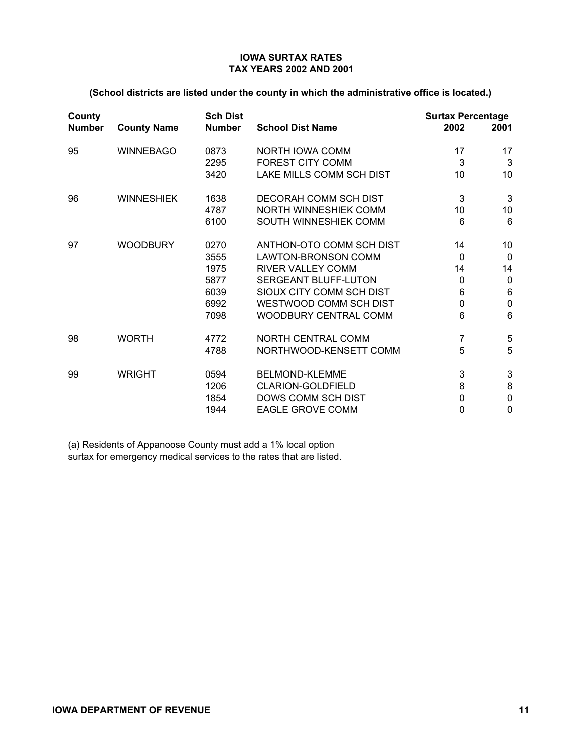**IOWA SURTAX RATES**
**TAX YEARS 2002 AND 2001**

**(School districts are listed under the county in which the administrative office is located.)**

| County Number | County Name | Sch Dist Number | School Dist Name | Surtax Percentage 2002 | 2001 |
|---|---|---|---|---|---|
| 95 | WINNEBAGO | 0873 | NORTH IOWA COMM | 17 | 17 |
| | | 2295 | FOREST CITY COMM | 3 | 3 |
| | | 3420 | LAKE MILLS COMM SCH DIST | 10 | 10 |
| 96 | WINNESHIEK | 1638 | DECORAH COMM SCH DIST | 3 | 3 |
| | | 4787 | NORTH WINNESHIEK COMM | 10 | 10 |
| | | 6100 | SOUTH WINNESHIEK COMM | 6 | 6 |
| 97 | WOODBURY | 0270 | ANTHON-OTO COMM SCH DIST | 14 | 10 |
| | | 3555 | LAWTON-BRONSON COMM | 0 | 0 |
| | | 1975 | RIVER VALLEY COMM | 14 | 14 |
| | | 5877 | SERGEANT BLUFF-LUTON | 0 | 0 |
| | | 6039 | SIOUX CITY COMM SCH DIST | 6 | 6 |
| | | 6992 | WESTWOOD COMM SCH DIST | 0 | 0 |
| | | 7098 | WOODBURY CENTRAL COMM | 6 | 6 |
| 98 | WORTH | 4772 | NORTH CENTRAL COMM | 7 | 5 |
| | | 4788 | NORTHWOOD-KENSETT COMM | 5 | 5 |
| 99 | WRIGHT | 0594 | BELMOND-KLEMME | 3 | 3 |
| | | 1206 | CLARION-GOLDFIELD | 8 | 8 |
| | | 1854 | DOWS COMM SCH DIST | 0 | 0 |
| | | 1944 | EAGLE GROVE COMM | 0 | 0 |

(a) Residents of Appanoose County must add a 1% local option surtax for emergency medical services to the rates that are listed.